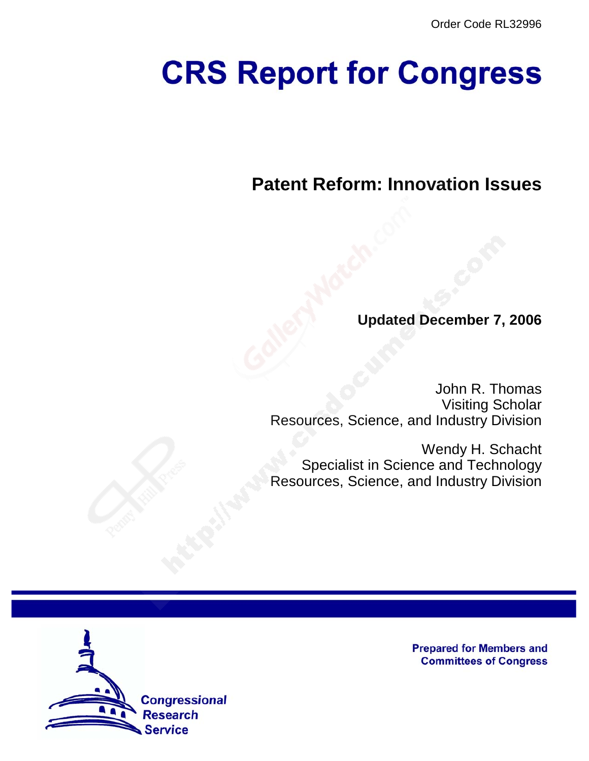Order Code RL32996

# CRS Report for Congress

## Patent Reform: Innovation Issues

**Updated December 7, 2006**

John R. Thomas
Visiting Scholar
Resources, Science, and Industry Division

Wendy H. Schacht
Specialist in Science and Technology
Resources, Science, and Industry Division

Prepared for Members and Committees of Congress

Congressional Research Service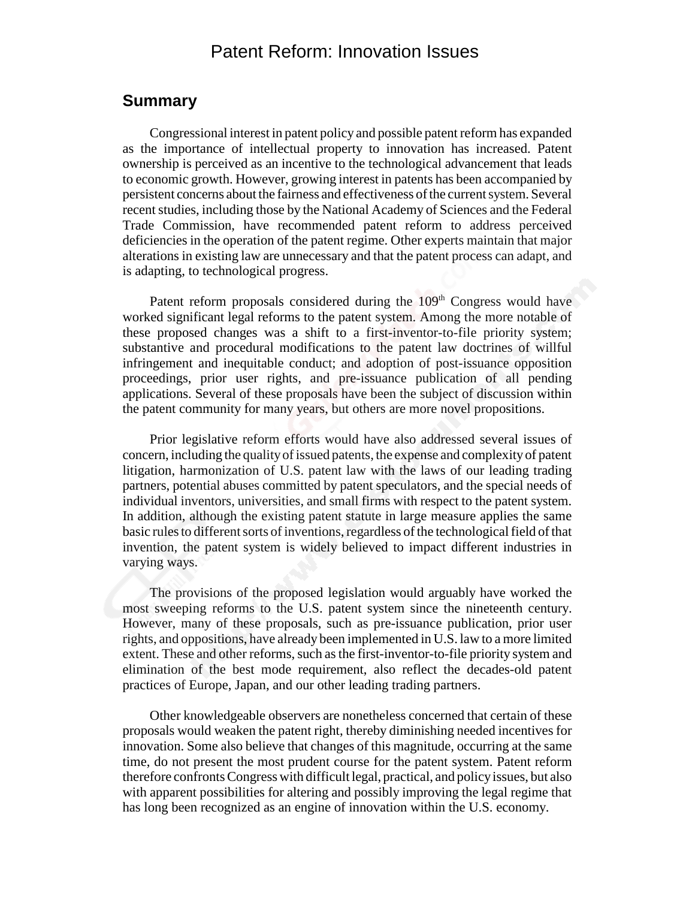# Patent Reform: Innovation Issues

## Summary

Congressional interest in patent policy and possible patent reform has expanded as the importance of intellectual property to innovation has increased. Patent ownership is perceived as an incentive to the technological advancement that leads to economic growth. However, growing interest in patents has been accompanied by persistent concerns about the fairness and effectiveness of the current system. Several recent studies, including those by the National Academy of Sciences and the Federal Trade Commission, have recommended patent reform to address perceived deficiencies in the operation of the patent regime. Other experts maintain that major alterations in existing law are unnecessary and that the patent process can adapt, and is adapting, to technological progress.

Patent reform proposals considered during the 109th Congress would have worked significant legal reforms to the patent system. Among the more notable of these proposed changes was a shift to a first-inventor-to-file priority system; substantive and procedural modifications to the patent law doctrines of willful infringement and inequitable conduct; and adoption of post-issuance opposition proceedings, prior user rights, and pre-issuance publication of all pending applications. Several of these proposals have been the subject of discussion within the patent community for many years, but others are more novel propositions.

Prior legislative reform efforts would have also addressed several issues of concern, including the quality of issued patents, the expense and complexity of patent litigation, harmonization of U.S. patent law with the laws of our leading trading partners, potential abuses committed by patent speculators, and the special needs of individual inventors, universities, and small firms with respect to the patent system. In addition, although the existing patent statute in large measure applies the same basic rules to different sorts of inventions, regardless of the technological field of that invention, the patent system is widely believed to impact different industries in varying ways.

The provisions of the proposed legislation would arguably have worked the most sweeping reforms to the U.S. patent system since the nineteenth century. However, many of these proposals, such as pre-issuance publication, prior user rights, and oppositions, have already been implemented in U.S. law to a more limited extent. These and other reforms, such as the first-inventor-to-file priority system and elimination of the best mode requirement, also reflect the decades-old patent practices of Europe, Japan, and our other leading trading partners.

Other knowledgeable observers are nonetheless concerned that certain of these proposals would weaken the patent right, thereby diminishing needed incentives for innovation. Some also believe that changes of this magnitude, occurring at the same time, do not present the most prudent course for the patent system. Patent reform therefore confronts Congress with difficult legal, practical, and policy issues, but also with apparent possibilities for altering and possibly improving the legal regime that has long been recognized as an engine of innovation within the U.S. economy.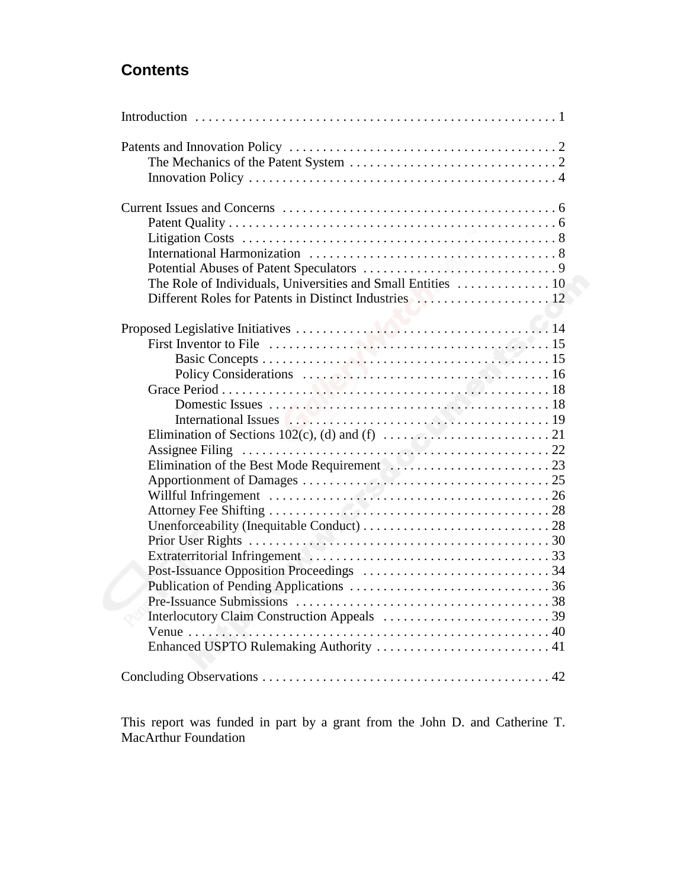## Contents

- Introduction . . . . . . . . . . 1
- Patents and Innovation Policy . . . . . . . . . . 2
  - The Mechanics of the Patent System . . . . . . . . . . 2
  - Innovation Policy . . . . . . . . . . 4
- Current Issues and Concerns . . . . . . . . . . 6
  - Patent Quality . . . . . . . . . . 6
  - Litigation Costs . . . . . . . . . . 8
  - International Harmonization . . . . . . . . . . 8
  - Potential Abuses of Patent Speculators . . . . . . . . . . 9
  - The Role of Individuals, Universities and Small Entities . . . . . . . . . . 10
  - Different Roles for Patents in Distinct Industries . . . . . . . . . . 12
- Proposed Legislative Initiatives . . . . . . . . . . 14
  - First Inventor to File . . . . . . . . . . 15
    - Basic Concepts . . . . . . . . . . 15
    - Policy Considerations . . . . . . . . . . 16
  - Grace Period . . . . . . . . . . 18
    - Domestic Issues . . . . . . . . . . 18
    - International Issues . . . . . . . . . . 19
  - Elimination of Sections 102(c), (d) and (f) . . . . . . . . . . 21
  - Assignee Filing . . . . . . . . . . 22
  - Elimination of the Best Mode Requirement . . . . . . . . . . 23
  - Apportionment of Damages . . . . . . . . . . 25
  - Willful Infringement . . . . . . . . . . 26
  - Attorney Fee Shifting . . . . . . . . . . 28
  - Unenforceability (Inequitable Conduct) . . . . . . . . . . 28
  - Prior User Rights . . . . . . . . . . 30
  - Extraterritorial Infringement . . . . . . . . . . 33
  - Post-Issuance Opposition Proceedings . . . . . . . . . . 34
  - Publication of Pending Applications . . . . . . . . . . 36
  - Pre-Issuance Submissions . . . . . . . . . . 38
  - Interlocutory Claim Construction Appeals . . . . . . . . . . 39
  - Venue . . . . . . . . . . 40
  - Enhanced USPTO Rulemaking Authority . . . . . . . . . . 41
- Concluding Observations . . . . . . . . . . 42

This report was funded in part by a grant from the John D. and Catherine T. MacArthur Foundation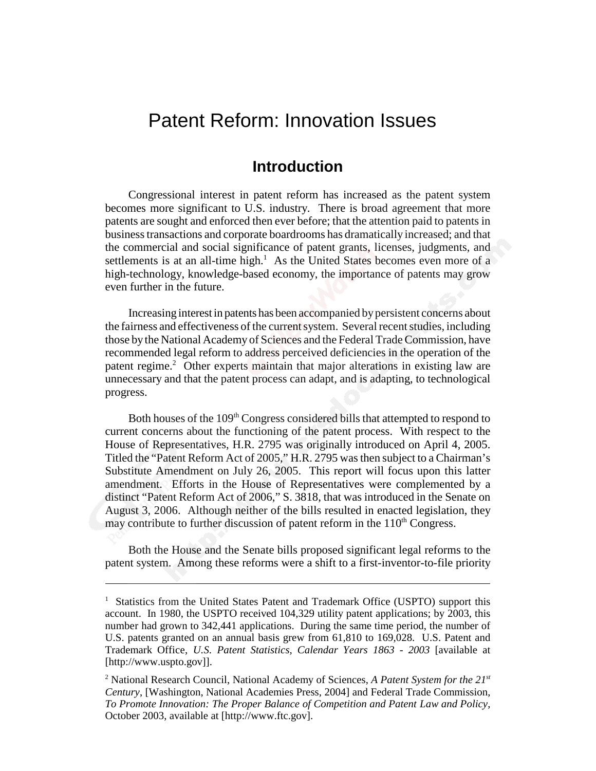# Patent Reform: Innovation Issues

## Introduction

Congressional interest in patent reform has increased as the patent system becomes more significant to U.S. industry. There is broad agreement that more patents are sought and enforced then ever before; that the attention paid to patents in business transactions and corporate boardrooms has dramatically increased; and that the commercial and social significance of patent grants, licenses, judgments, and settlements is at an all-time high.[1] As the United States becomes even more of a high-technology, knowledge-based economy, the importance of patents may grow even further in the future.

Increasing interest in patents has been accompanied by persistent concerns about the fairness and effectiveness of the current system. Several recent studies, including those by the National Academy of Sciences and the Federal Trade Commission, have recommended legal reform to address perceived deficiencies in the operation of the patent regime.[2] Other experts maintain that major alterations in existing law are unnecessary and that the patent process can adapt, and is adapting, to technological progress.

Both houses of the 109th Congress considered bills that attempted to respond to current concerns about the functioning of the patent process. With respect to the House of Representatives, H.R. 2795 was originally introduced on April 4, 2005. Titled the "Patent Reform Act of 2005," H.R. 2795 was then subject to a Chairman's Substitute Amendment on July 26, 2005. This report will focus upon this latter amendment. Efforts in the House of Representatives were complemented by a distinct "Patent Reform Act of 2006," S. 3818, that was introduced in the Senate on August 3, 2006. Although neither of the bills resulted in enacted legislation, they may contribute to further discussion of patent reform in the 110th Congress.

Both the House and the Senate bills proposed significant legal reforms to the patent system. Among these reforms were a shift to a first-inventor-to-file priority

---

[1] Statistics from the United States Patent and Trademark Office (USPTO) support this account. In 1980, the USPTO received 104,329 utility patent applications; by 2003, this number had grown to 342,441 applications. During the same time period, the number of U.S. patents granted on an annual basis grew from 61,810 to 169,028. U.S. Patent and Trademark Office, *U.S. Patent Statistics, Calendar Years 1863 - 2003* [available at [http://www.uspto.gov]].

[2] National Research Council, National Academy of Sciences, *A Patent System for the 21st Century*, [Washington, National Academies Press, 2004] and Federal Trade Commission, *To Promote Innovation: The Proper Balance of Competition and Patent Law and Policy*, October 2003, available at [http://www.ftc.gov].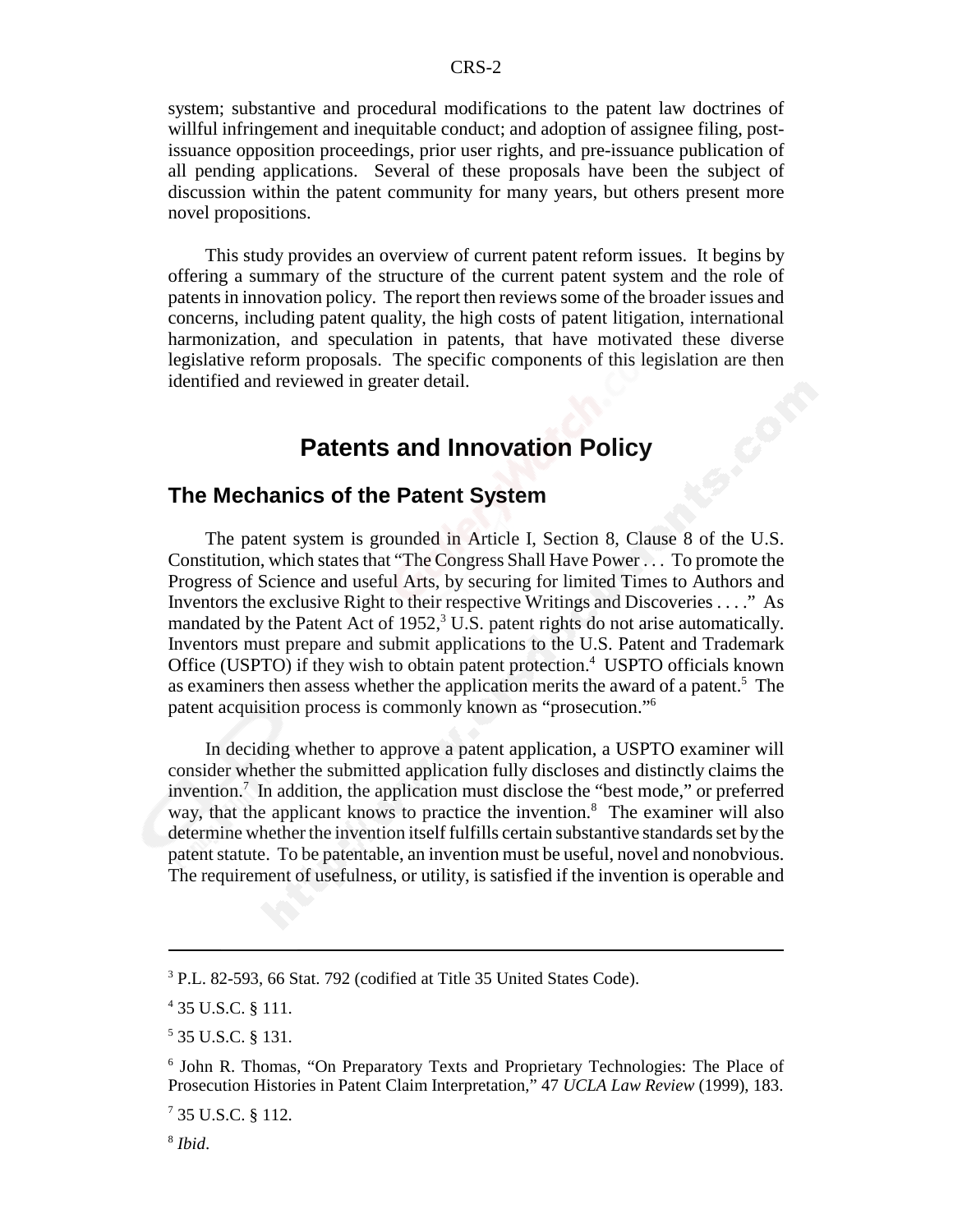system; substantive and procedural modifications to the patent law doctrines of willful infringement and inequitable conduct; and adoption of assignee filing, post-issuance opposition proceedings, prior user rights, and pre-issuance publication of all pending applications. Several of these proposals have been the subject of discussion within the patent community for many years, but others present more novel propositions.

This study provides an overview of current patent reform issues. It begins by offering a summary of the structure of the current patent system and the role of patents in innovation policy. The report then reviews some of the broader issues and concerns, including patent quality, the high costs of patent litigation, international harmonization, and speculation in patents, that have motivated these diverse legislative reform proposals. The specific components of this legislation are then identified and reviewed in greater detail.

# Patents and Innovation Policy

## The Mechanics of the Patent System

The patent system is grounded in Article I, Section 8, Clause 8 of the U.S. Constitution, which states that "The Congress Shall Have Power . . . To promote the Progress of Science and useful Arts, by securing for limited Times to Authors and Inventors the exclusive Right to their respective Writings and Discoveries . . . ." As mandated by the Patent Act of 1952,[3] U.S. patent rights do not arise automatically. Inventors must prepare and submit applications to the U.S. Patent and Trademark Office (USPTO) if they wish to obtain patent protection.[4] USPTO officials known as examiners then assess whether the application merits the award of a patent.[5] The patent acquisition process is commonly known as "prosecution."[6]

In deciding whether to approve a patent application, a USPTO examiner will consider whether the submitted application fully discloses and distinctly claims the invention.[7] In addition, the application must disclose the "best mode," or preferred way, that the applicant knows to practice the invention.[8] The examiner will also determine whether the invention itself fulfills certain substantive standards set by the patent statute. To be patentable, an invention must be useful, novel and nonobvious. The requirement of usefulness, or utility, is satisfied if the invention is operable and

---

[3] P.L. 82-593, 66 Stat. 792 (codified at Title 35 United States Code).

[4] 35 U.S.C. § 111.

[5] 35 U.S.C. § 131.

[6] John R. Thomas, "On Preparatory Texts and Proprietary Technologies: The Place of Prosecution Histories in Patent Claim Interpretation," 47 *UCLA Law Review* (1999), 183.

[7] 35 U.S.C. § 112.

[8] *Ibid*.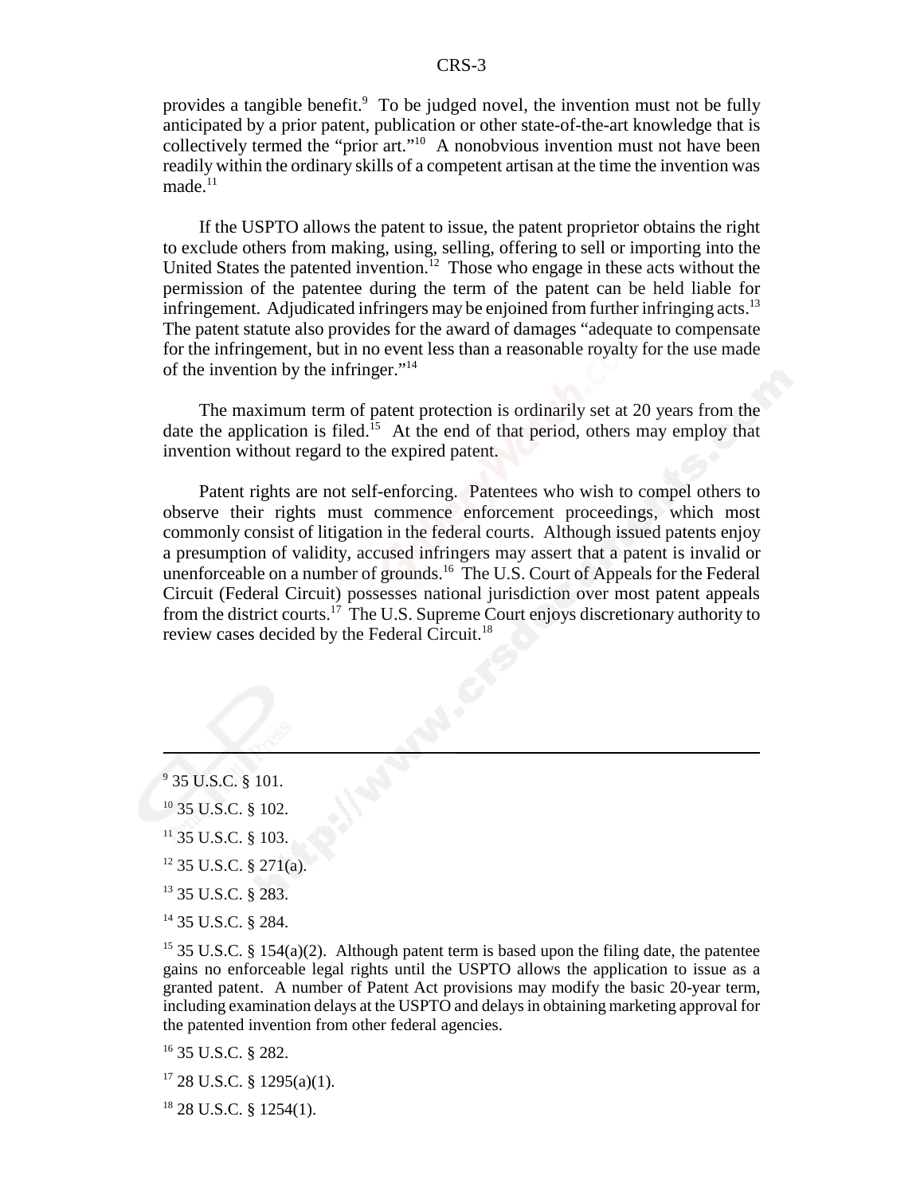provides a tangible benefit.[9] To be judged novel, the invention must not be fully anticipated by a prior patent, publication or other state-of-the-art knowledge that is collectively termed the "prior art."[10] A nonobvious invention must not have been readily within the ordinary skills of a competent artisan at the time the invention was made.[11]

If the USPTO allows the patent to issue, the patent proprietor obtains the right to exclude others from making, using, selling, offering to sell or importing into the United States the patented invention.[12] Those who engage in these acts without the permission of the patentee during the term of the patent can be held liable for infringement. Adjudicated infringers may be enjoined from further infringing acts.[13] The patent statute also provides for the award of damages "adequate to compensate for the infringement, but in no event less than a reasonable royalty for the use made of the invention by the infringer."[14]

The maximum term of patent protection is ordinarily set at 20 years from the date the application is filed.[15] At the end of that period, others may employ that invention without regard to the expired patent.

Patent rights are not self-enforcing. Patentees who wish to compel others to observe their rights must commence enforcement proceedings, which most commonly consist of litigation in the federal courts. Although issued patents enjoy a presumption of validity, accused infringers may assert that a patent is invalid or unenforceable on a number of grounds.[16] The U.S. Court of Appeals for the Federal Circuit (Federal Circuit) possesses national jurisdiction over most patent appeals from the district courts.[17] The U.S. Supreme Court enjoys discretionary authority to review cases decided by the Federal Circuit.[18]

---

[9] 35 U.S.C. § 101.

[10] 35 U.S.C. § 102.

[11] 35 U.S.C. § 103.

[12] 35 U.S.C. § 271(a).

[13] 35 U.S.C. § 283.

[14] 35 U.S.C. § 284.

[15] 35 U.S.C. § 154(a)(2). Although patent term is based upon the filing date, the patentee gains no enforceable legal rights until the USPTO allows the application to issue as a granted patent. A number of Patent Act provisions may modify the basic 20-year term, including examination delays at the USPTO and delays in obtaining marketing approval for the patented invention from other federal agencies.

[16] 35 U.S.C. § 282.

[17] 28 U.S.C. § 1295(a)(1).

[18] 28 U.S.C. § 1254(1).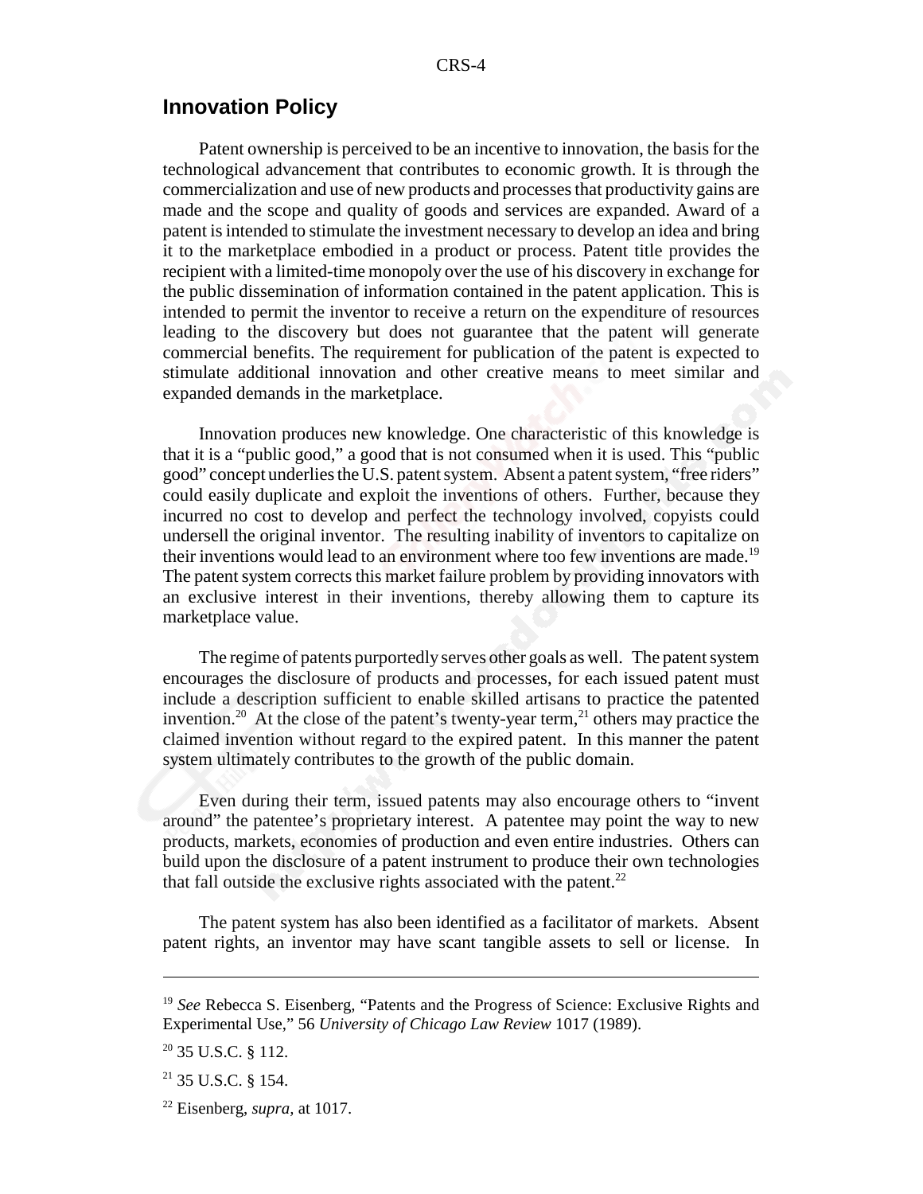## Innovation Policy

Patent ownership is perceived to be an incentive to innovation, the basis for the technological advancement that contributes to economic growth. It is through the commercialization and use of new products and processes that productivity gains are made and the scope and quality of goods and services are expanded. Award of a patent is intended to stimulate the investment necessary to develop an idea and bring it to the marketplace embodied in a product or process. Patent title provides the recipient with a limited-time monopoly over the use of his discovery in exchange for the public dissemination of information contained in the patent application. This is intended to permit the inventor to receive a return on the expenditure of resources leading to the discovery but does not guarantee that the patent will generate commercial benefits. The requirement for publication of the patent is expected to stimulate additional innovation and other creative means to meet similar and expanded demands in the marketplace.

Innovation produces new knowledge. One characteristic of this knowledge is that it is a "public good," a good that is not consumed when it is used. This "public good" concept underlies the U.S. patent system. Absent a patent system, "free riders" could easily duplicate and exploit the inventions of others. Further, because they incurred no cost to develop and perfect the technology involved, copyists could undersell the original inventor. The resulting inability of inventors to capitalize on their inventions would lead to an environment where too few inventions are made.[19] The patent system corrects this market failure problem by providing innovators with an exclusive interest in their inventions, thereby allowing them to capture its marketplace value.

The regime of patents purportedly serves other goals as well. The patent system encourages the disclosure of products and processes, for each issued patent must include a description sufficient to enable skilled artisans to practice the patented invention.[20] At the close of the patent's twenty-year term,[21] others may practice the claimed invention without regard to the expired patent. In this manner the patent system ultimately contributes to the growth of the public domain.

Even during their term, issued patents may also encourage others to "invent around" the patentee's proprietary interest. A patentee may point the way to new products, markets, economies of production and even entire industries. Others can build upon the disclosure of a patent instrument to produce their own technologies that fall outside the exclusive rights associated with the patent.[22]

The patent system has also been identified as a facilitator of markets. Absent patent rights, an inventor may have scant tangible assets to sell or license. In

---

[19] *See* Rebecca S. Eisenberg, "Patents and the Progress of Science: Exclusive Rights and Experimental Use," 56 *University of Chicago Law Review* 1017 (1989).

[20] 35 U.S.C. § 112.

[21] 35 U.S.C. § 154.

[22] Eisenberg, *supra*, at 1017.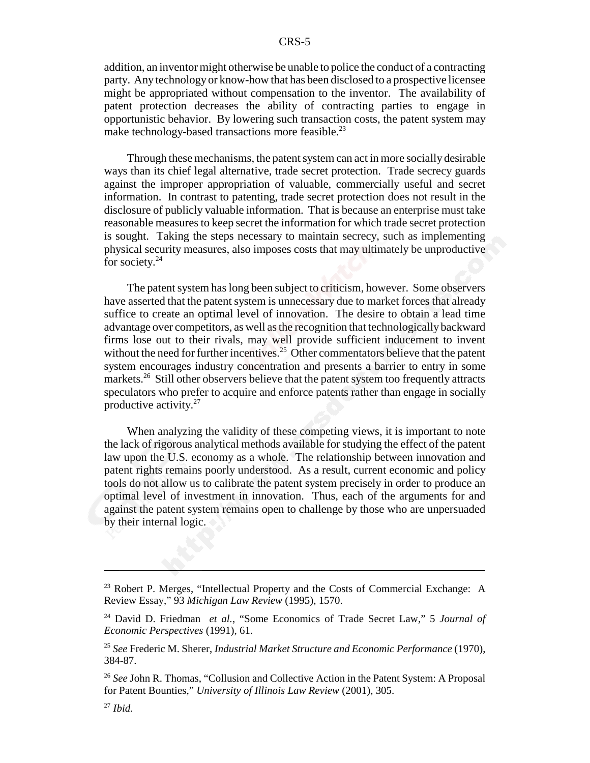addition, an inventor might otherwise be unable to police the conduct of a contracting party. Any technology or know-how that has been disclosed to a prospective licensee might be appropriated without compensation to the inventor. The availability of patent protection decreases the ability of contracting parties to engage in opportunistic behavior. By lowering such transaction costs, the patent system may make technology-based transactions more feasible.[23]

Through these mechanisms, the patent system can act in more socially desirable ways than its chief legal alternative, trade secret protection. Trade secrecy guards against the improper appropriation of valuable, commercially useful and secret information. In contrast to patenting, trade secret protection does not result in the disclosure of publicly valuable information. That is because an enterprise must take reasonable measures to keep secret the information for which trade secret protection is sought. Taking the steps necessary to maintain secrecy, such as implementing physical security measures, also imposes costs that may ultimately be unproductive for society.[24]

The patent system has long been subject to criticism, however. Some observers have asserted that the patent system is unnecessary due to market forces that already suffice to create an optimal level of innovation. The desire to obtain a lead time advantage over competitors, as well as the recognition that technologically backward firms lose out to their rivals, may well provide sufficient inducement to invent without the need for further incentives.[25] Other commentators believe that the patent system encourages industry concentration and presents a barrier to entry in some markets.[26] Still other observers believe that the patent system too frequently attracts speculators who prefer to acquire and enforce patents rather than engage in socially productive activity.[27]

When analyzing the validity of these competing views, it is important to note the lack of rigorous analytical methods available for studying the effect of the patent law upon the U.S. economy as a whole. The relationship between innovation and patent rights remains poorly understood. As a result, current economic and policy tools do not allow us to calibrate the patent system precisely in order to produce an optimal level of investment in innovation. Thus, each of the arguments for and against the patent system remains open to challenge by those who are unpersuaded by their internal logic.

---

[23] Robert P. Merges, "Intellectual Property and the Costs of Commercial Exchange: A Review Essay," 93 *Michigan Law Review* (1995), 1570.

[24] David D. Friedman *et al.*, "Some Economics of Trade Secret Law," 5 *Journal of Economic Perspectives* (1991), 61.

[25] *See* Frederic M. Sherer, *Industrial Market Structure and Economic Performance* (1970), 384-87.

[26] *See* John R. Thomas, "Collusion and Collective Action in the Patent System: A Proposal for Patent Bounties," *University of Illinois Law Review* (2001), 305.

[27] *Ibid.*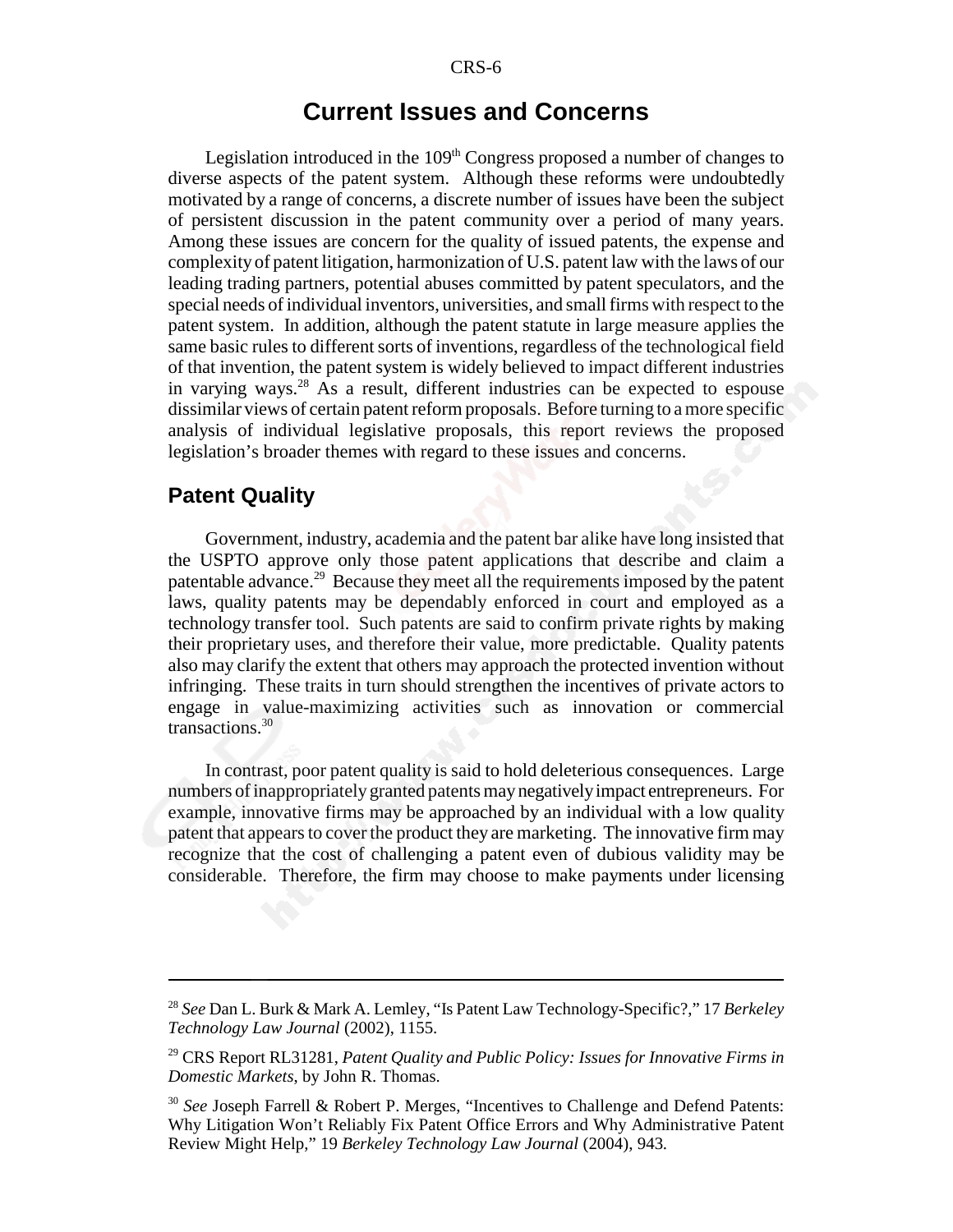## Current Issues and Concerns

Legislation introduced in the 109th Congress proposed a number of changes to diverse aspects of the patent system. Although these reforms were undoubtedly motivated by a range of concerns, a discrete number of issues have been the subject of persistent discussion in the patent community over a period of many years. Among these issues are concern for the quality of issued patents, the expense and complexity of patent litigation, harmonization of U.S. patent law with the laws of our leading trading partners, potential abuses committed by patent speculators, and the special needs of individual inventors, universities, and small firms with respect to the patent system. In addition, although the patent statute in large measure applies the same basic rules to different sorts of inventions, regardless of the technological field of that invention, the patent system is widely believed to impact different industries in varying ways.[28] As a result, different industries can be expected to espouse dissimilar views of certain patent reform proposals. Before turning to a more specific analysis of individual legislative proposals, this report reviews the proposed legislation's broader themes with regard to these issues and concerns.

### Patent Quality

Government, industry, academia and the patent bar alike have long insisted that the USPTO approve only those patent applications that describe and claim a patentable advance.[29] Because they meet all the requirements imposed by the patent laws, quality patents may be dependably enforced in court and employed as a technology transfer tool. Such patents are said to confirm private rights by making their proprietary uses, and therefore their value, more predictable. Quality patents also may clarify the extent that others may approach the protected invention without infringing. These traits in turn should strengthen the incentives of private actors to engage in value-maximizing activities such as innovation or commercial transactions.[30]

In contrast, poor patent quality is said to hold deleterious consequences. Large numbers of inappropriately granted patents may negatively impact entrepreneurs. For example, innovative firms may be approached by an individual with a low quality patent that appears to cover the product they are marketing. The innovative firm may recognize that the cost of challenging a patent even of dubious validity may be considerable. Therefore, the firm may choose to make payments under licensing

---

[28] *See* Dan L. Burk & Mark A. Lemley, "Is Patent Law Technology-Specific?," 17 *Berkeley Technology Law Journal* (2002), 1155.

[29] CRS Report RL31281, *Patent Quality and Public Policy: Issues for Innovative Firms in Domestic Markets*, by John R. Thomas.

[30] *See* Joseph Farrell & Robert P. Merges, "Incentives to Challenge and Defend Patents: Why Litigation Won't Reliably Fix Patent Office Errors and Why Administrative Patent Review Might Help," 19 *Berkeley Technology Law Journal* (2004), 943.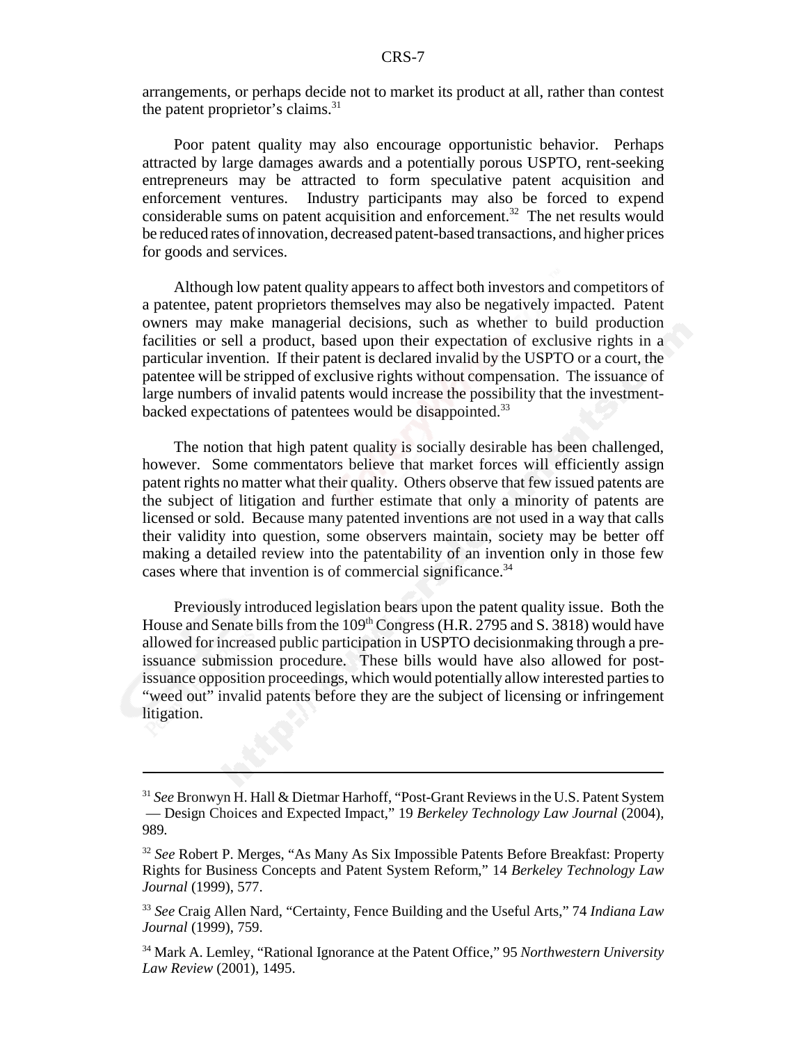arrangements, or perhaps decide not to market its product at all, rather than contest the patent proprietor's claims.[31]

Poor patent quality may also encourage opportunistic behavior. Perhaps attracted by large damages awards and a potentially porous USPTO, rent-seeking entrepreneurs may be attracted to form speculative patent acquisition and enforcement ventures. Industry participants may also be forced to expend considerable sums on patent acquisition and enforcement.[32] The net results would be reduced rates of innovation, decreased patent-based transactions, and higher prices for goods and services.

Although low patent quality appears to affect both investors and competitors of a patentee, patent proprietors themselves may also be negatively impacted. Patent owners may make managerial decisions, such as whether to build production facilities or sell a product, based upon their expectation of exclusive rights in a particular invention. If their patent is declared invalid by the USPTO or a court, the patentee will be stripped of exclusive rights without compensation. The issuance of large numbers of invalid patents would increase the possibility that the investment-backed expectations of patentees would be disappointed.[33]

The notion that high patent quality is socially desirable has been challenged, however. Some commentators believe that market forces will efficiently assign patent rights no matter what their quality. Others observe that few issued patents are the subject of litigation and further estimate that only a minority of patents are licensed or sold. Because many patented inventions are not used in a way that calls their validity into question, some observers maintain, society may be better off making a detailed review into the patentability of an invention only in those few cases where that invention is of commercial significance.[34]

Previously introduced legislation bears upon the patent quality issue. Both the House and Senate bills from the 109th Congress (H.R. 2795 and S. 3818) would have allowed for increased public participation in USPTO decisionmaking through a pre-issuance submission procedure. These bills would have also allowed for post-issuance opposition proceedings, which would potentially allow interested parties to "weed out" invalid patents before they are the subject of licensing or infringement litigation.

---

[31] *See* Bronwyn H. Hall & Dietmar Harhoff, "Post-Grant Reviews in the U.S. Patent System — Design Choices and Expected Impact," 19 *Berkeley Technology Law Journal* (2004), 989.

[32] *See* Robert P. Merges, "As Many As Six Impossible Patents Before Breakfast: Property Rights for Business Concepts and Patent System Reform," 14 *Berkeley Technology Law Journal* (1999), 577.

[33] *See* Craig Allen Nard, "Certainty, Fence Building and the Useful Arts," 74 *Indiana Law Journal* (1999), 759.

[34] Mark A. Lemley, "Rational Ignorance at the Patent Office," 95 *Northwestern University Law Review* (2001), 1495.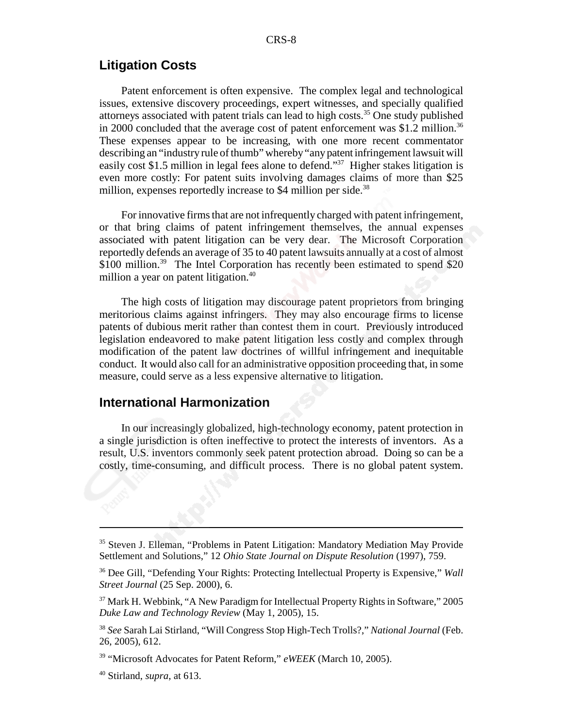## Litigation Costs

Patent enforcement is often expensive. The complex legal and technological issues, extensive discovery proceedings, expert witnesses, and specially qualified attorneys associated with patent trials can lead to high costs.[35] One study published in 2000 concluded that the average cost of patent enforcement was $1.2 million.[36] These expenses appear to be increasing, with one more recent commentator describing an "industry rule of thumb" whereby "any patent infringement lawsuit will easily cost $1.5 million in legal fees alone to defend."[37] Higher stakes litigation is even more costly: For patent suits involving damages claims of more than $25 million, expenses reportedly increase to $4 million per side.[38]

For innovative firms that are not infrequently charged with patent infringement, or that bring claims of patent infringement themselves, the annual expenses associated with patent litigation can be very dear. The Microsoft Corporation reportedly defends an average of 35 to 40 patent lawsuits annually at a cost of almost $100 million.[39] The Intel Corporation has recently been estimated to spend $20 million a year on patent litigation.[40]

The high costs of litigation may discourage patent proprietors from bringing meritorious claims against infringers. They may also encourage firms to license patents of dubious merit rather than contest them in court. Previously introduced legislation endeavored to make patent litigation less costly and complex through modification of the patent law doctrines of willful infringement and inequitable conduct. It would also call for an administrative opposition proceeding that, in some measure, could serve as a less expensive alternative to litigation.

## International Harmonization

In our increasingly globalized, high-technology economy, patent protection in a single jurisdiction is often ineffective to protect the interests of inventors. As a result, U.S. inventors commonly seek patent protection abroad. Doing so can be a costly, time-consuming, and difficult process. There is no global patent system.

---

[35] Steven J. Elleman, "Problems in Patent Litigation: Mandatory Mediation May Provide Settlement and Solutions," 12 *Ohio State Journal on Dispute Resolution* (1997), 759.

[36] Dee Gill, "Defending Your Rights: Protecting Intellectual Property is Expensive," *Wall Street Journal* (25 Sep. 2000), 6.

[37] Mark H. Webbink, "A New Paradigm for Intellectual Property Rights in Software," 2005 *Duke Law and Technology Review* (May 1, 2005), 15.

[38] *See* Sarah Lai Stirland, "Will Congress Stop High-Tech Trolls?," *National Journal* (Feb. 26, 2005), 612.

[39] "Microsoft Advocates for Patent Reform," *eWEEK* (March 10, 2005).

[40] Stirland, *supra*, at 613.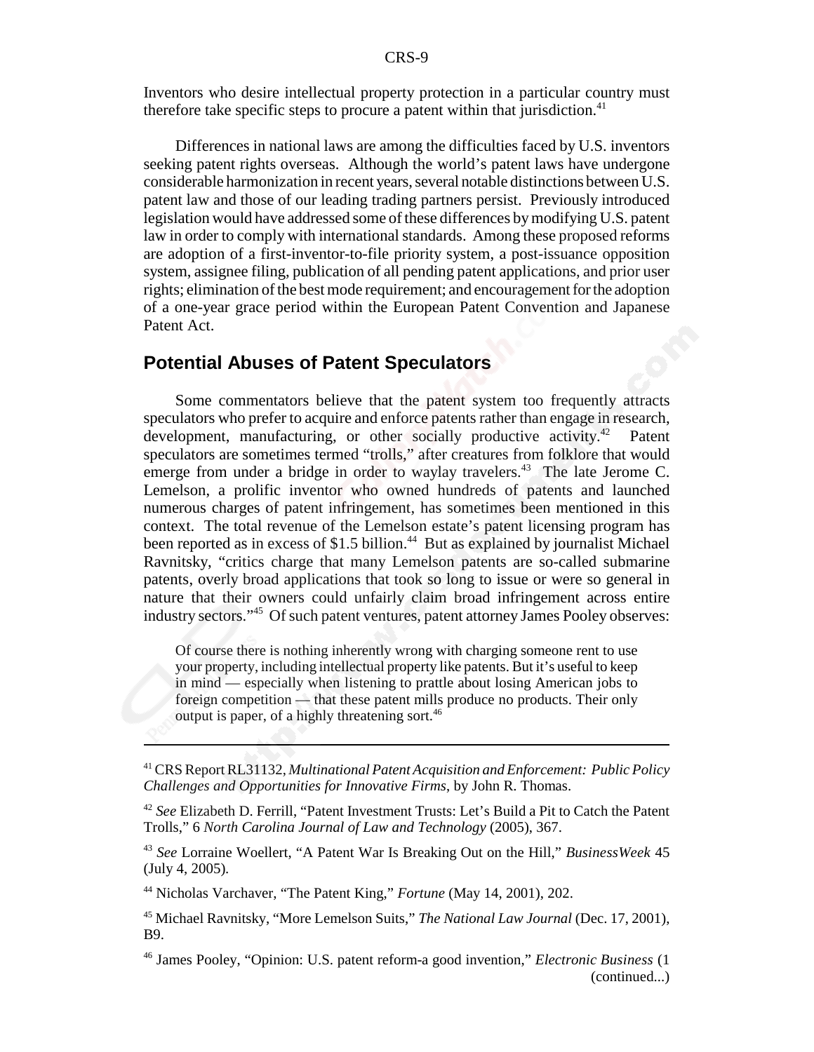Inventors who desire intellectual property protection in a particular country must therefore take specific steps to procure a patent within that jurisdiction.[41]

Differences in national laws are among the difficulties faced by U.S. inventors seeking patent rights overseas. Although the world's patent laws have undergone considerable harmonization in recent years, several notable distinctions between U.S. patent law and those of our leading trading partners persist. Previously introduced legislation would have addressed some of these differences by modifying U.S. patent law in order to comply with international standards. Among these proposed reforms are adoption of a first-inventor-to-file priority system, a post-issuance opposition system, assignee filing, publication of all pending patent applications, and prior user rights; elimination of the best mode requirement; and encouragement for the adoption of a one-year grace period within the European Patent Convention and Japanese Patent Act.

## Potential Abuses of Patent Speculators

Some commentators believe that the patent system too frequently attracts speculators who prefer to acquire and enforce patents rather than engage in research, development, manufacturing, or other socially productive activity.[42] Patent speculators are sometimes termed "trolls," after creatures from folklore that would emerge from under a bridge in order to waylay travelers.[43] The late Jerome C. Lemelson, a prolific inventor who owned hundreds of patents and launched numerous charges of patent infringement, has sometimes been mentioned in this context. The total revenue of the Lemelson estate's patent licensing program has been reported as in excess of $1.5 billion.[44] But as explained by journalist Michael Ravnitsky, "critics charge that many Lemelson patents are so-called submarine patents, overly broad applications that took so long to issue or were so general in nature that their owners could unfairly claim broad infringement across entire industry sectors."[45] Of such patent ventures, patent attorney James Pooley observes:

> Of course there is nothing inherently wrong with charging someone rent to use your property, including intellectual property like patents. But it's useful to keep in mind — especially when listening to prattle about losing American jobs to foreign competition — that these patent mills produce no products. Their only output is paper, of a highly threatening sort.[46]

---

[41] CRS Report RL31132, *Multinational Patent Acquisition and Enforcement: Public Policy Challenges and Opportunities for Innovative Firms*, by John R. Thomas.

[42] *See* Elizabeth D. Ferrill, "Patent Investment Trusts: Let's Build a Pit to Catch the Patent Trolls," 6 *North Carolina Journal of Law and Technology* (2005), 367.

[43] *See* Lorraine Woellert, "A Patent War Is Breaking Out on the Hill," *BusinessWeek* 45 (July 4, 2005).

[44] Nicholas Varchaver, "The Patent King," *Fortune* (May 14, 2001), 202.

[45] Michael Ravnitsky, "More Lemelson Suits," *The National Law Journal* (Dec. 17, 2001), B9.

[46] James Pooley, "Opinion: U.S. patent reform-a good invention," *Electronic Business* (1 (continued...)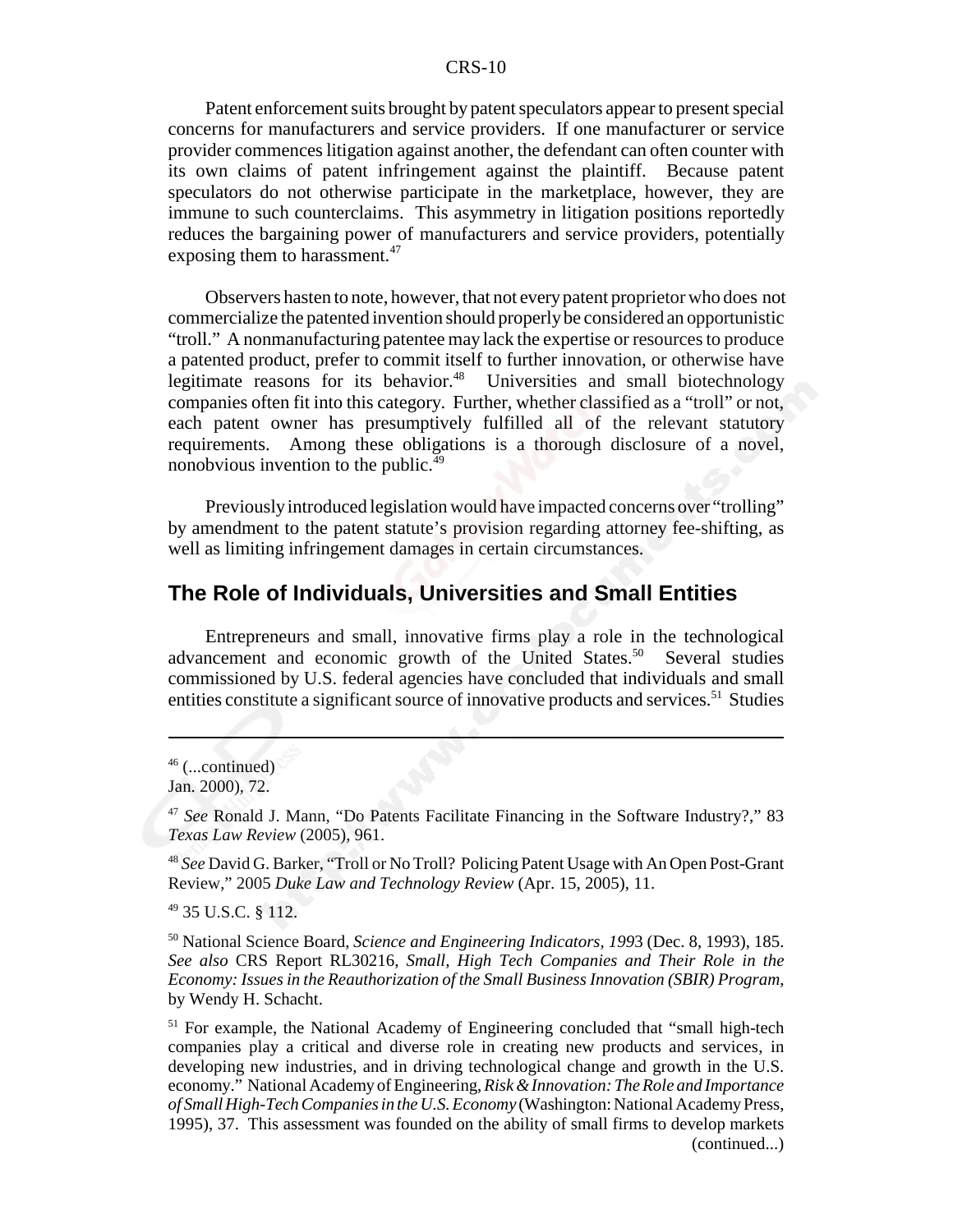Patent enforcement suits brought by patent speculators appear to present special concerns for manufacturers and service providers. If one manufacturer or service provider commences litigation against another, the defendant can often counter with its own claims of patent infringement against the plaintiff. Because patent speculators do not otherwise participate in the marketplace, however, they are immune to such counterclaims. This asymmetry in litigation positions reportedly reduces the bargaining power of manufacturers and service providers, potentially exposing them to harassment.[47]

Observers hasten to note, however, that not every patent proprietor who does not commercialize the patented invention should properly be considered an opportunistic "troll." A nonmanufacturing patentee may lack the expertise or resources to produce a patented product, prefer to commit itself to further innovation, or otherwise have legitimate reasons for its behavior.[48] Universities and small biotechnology companies often fit into this category. Further, whether classified as a "troll" or not, each patent owner has presumptively fulfilled all of the relevant statutory requirements. Among these obligations is a thorough disclosure of a novel, nonobvious invention to the public.[49]

Previously introduced legislation would have impacted concerns over "trolling" by amendment to the patent statute's provision regarding attorney fee-shifting, as well as limiting infringement damages in certain circumstances.

## The Role of Individuals, Universities and Small Entities

Entrepreneurs and small, innovative firms play a role in the technological advancement and economic growth of the United States.[50] Several studies commissioned by U.S. federal agencies have concluded that individuals and small entities constitute a significant source of innovative products and services.[51] Studies

---

[46] (...continued)
Jan. 2000), 72.

[47] *See* Ronald J. Mann, "Do Patents Facilitate Financing in the Software Industry?," 83 *Texas Law Review* (2005), 961.

[48] *See* David G. Barker, "Troll or No Troll? Policing Patent Usage with An Open Post-Grant Review," 2005 *Duke Law and Technology Review* (Apr. 15, 2005), 11.

[49] 35 U.S.C. § 112.

[50] National Science Board, *Science and Engineering Indicators, 199*3 (Dec. 8, 1993), 185. *See also* CRS Report RL30216, *Small, High Tech Companies and Their Role in the Economy: Issues in the Reauthorization of the Small Business Innovation (SBIR) Program*, by Wendy H. Schacht.

[51] For example, the National Academy of Engineering concluded that "small high-tech companies play a critical and diverse role in creating new products and services, in developing new industries, and in driving technological change and growth in the U.S. economy." National Academy of Engineering, *Risk & Innovation: The Role and Importance of Small High-Tech Companies in the U.S. Economy* (Washington: National Academy Press, 1995), 37. This assessment was founded on the ability of small firms to develop markets (continued...)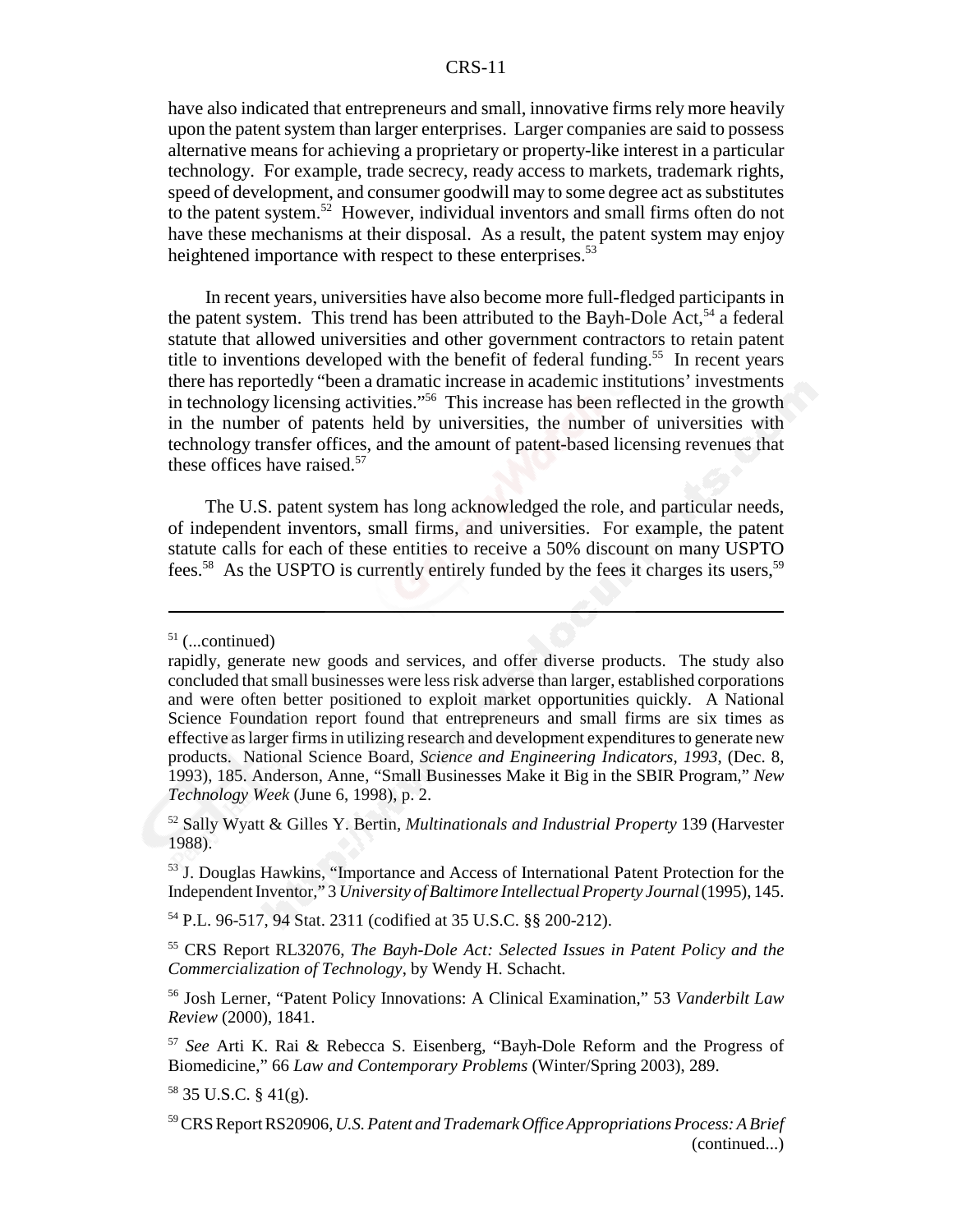have also indicated that entrepreneurs and small, innovative firms rely more heavily upon the patent system than larger enterprises. Larger companies are said to possess alternative means for achieving a proprietary or property-like interest in a particular technology. For example, trade secrecy, ready access to markets, trademark rights, speed of development, and consumer goodwill may to some degree act as substitutes to the patent system.[52] However, individual inventors and small firms often do not have these mechanisms at their disposal. As a result, the patent system may enjoy heightened importance with respect to these enterprises.[53]

In recent years, universities have also become more full-fledged participants in the patent system. This trend has been attributed to the Bayh-Dole Act,[54] a federal statute that allowed universities and other government contractors to retain patent title to inventions developed with the benefit of federal funding.[55] In recent years there has reportedly "been a dramatic increase in academic institutions' investments in technology licensing activities."[56] This increase has been reflected in the growth in the number of patents held by universities, the number of universities with technology transfer offices, and the amount of patent-based licensing revenues that these offices have raised.[57]

The U.S. patent system has long acknowledged the role, and particular needs, of independent inventors, small firms, and universities. For example, the patent statute calls for each of these entities to receive a 50% discount on many USPTO fees.[58] As the USPTO is currently entirely funded by the fees it charges its users,[59]

---

[51] (...continued)
rapidly, generate new goods and services, and offer diverse products. The study also concluded that small businesses were less risk adverse than larger, established corporations and were often better positioned to exploit market opportunities quickly. A National Science Foundation report found that entrepreneurs and small firms are six times as effective as larger firms in utilizing research and development expenditures to generate new products. National Science Board, *Science and Engineering Indicators, 1993*, (Dec. 8, 1993), 185. Anderson, Anne, "Small Businesses Make it Big in the SBIR Program," *New Technology Week* (June 6, 1998), p. 2.

[52] Sally Wyatt & Gilles Y. Bertin, *Multinationals and Industrial Property* 139 (Harvester 1988).

[53] J. Douglas Hawkins, "Importance and Access of International Patent Protection for the Independent Inventor," 3 *University of Baltimore Intellectual Property Journal* (1995), 145.

[54] P.L. 96-517, 94 Stat. 2311 (codified at 35 U.S.C. §§ 200-212).

[55] CRS Report RL32076, *The Bayh-Dole Act: Selected Issues in Patent Policy and the Commercialization of Technology*, by Wendy H. Schacht.

[56] Josh Lerner, "Patent Policy Innovations: A Clinical Examination," 53 *Vanderbilt Law Review* (2000), 1841.

[57] *See* Arti K. Rai & Rebecca S. Eisenberg, "Bayh-Dole Reform and the Progress of Biomedicine," 66 *Law and Contemporary Problems* (Winter/Spring 2003), 289.

[58] 35 U.S.C. § 41(g).

[59] CRS Report RS20906, *U.S. Patent and Trademark Office Appropriations Process: A Brief* (continued...)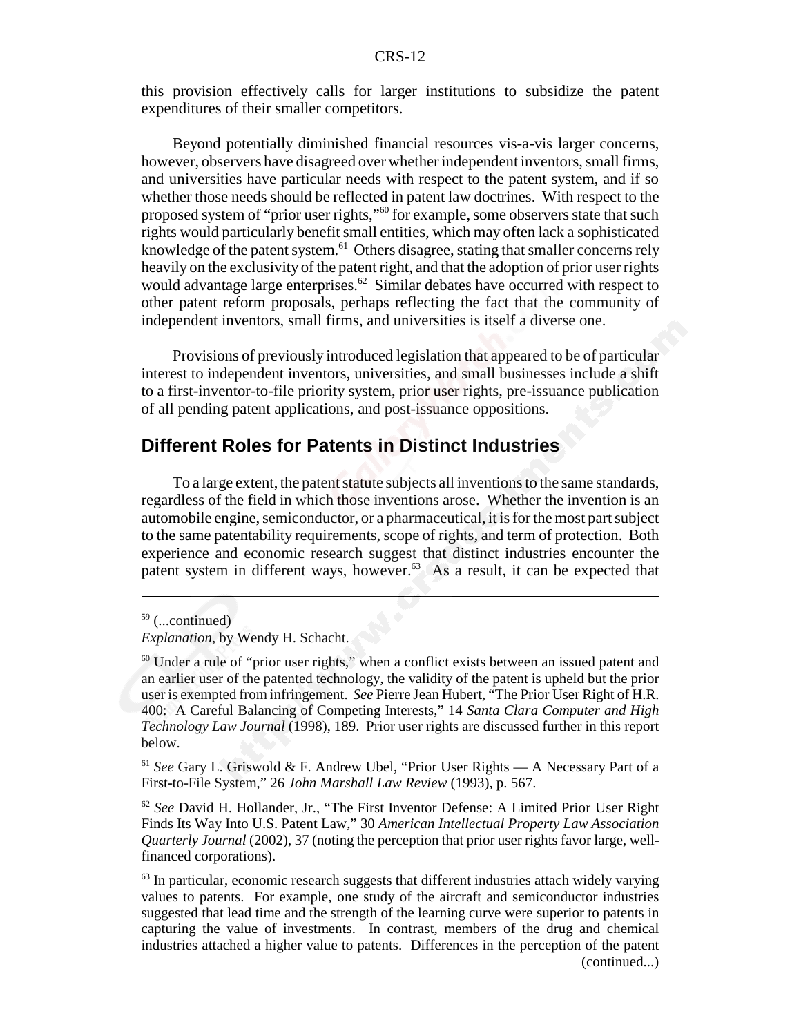this provision effectively calls for larger institutions to subsidize the patent expenditures of their smaller competitors.

Beyond potentially diminished financial resources vis-a-vis larger concerns, however, observers have disagreed over whether independent inventors, small firms, and universities have particular needs with respect to the patent system, and if so whether those needs should be reflected in patent law doctrines. With respect to the proposed system of "prior user rights,"[60] for example, some observers state that such rights would particularly benefit small entities, which may often lack a sophisticated knowledge of the patent system.[61] Others disagree, stating that smaller concerns rely heavily on the exclusivity of the patent right, and that the adoption of prior user rights would advantage large enterprises.[62] Similar debates have occurred with respect to other patent reform proposals, perhaps reflecting the fact that the community of independent inventors, small firms, and universities is itself a diverse one.

Provisions of previously introduced legislation that appeared to be of particular interest to independent inventors, universities, and small businesses include a shift to a first-inventor-to-file priority system, prior user rights, pre-issuance publication of all pending patent applications, and post-issuance oppositions.

## Different Roles for Patents in Distinct Industries

To a large extent, the patent statute subjects all inventions to the same standards, regardless of the field in which those inventions arose. Whether the invention is an automobile engine, semiconductor, or a pharmaceutical, it is for the most part subject to the same patentability requirements, scope of rights, and term of protection. Both experience and economic research suggest that distinct industries encounter the patent system in different ways, however.[63] As a result, it can be expected that

---

[59] (...continued)
*Explanation*, by Wendy H. Schacht.

[60] Under a rule of "prior user rights," when a conflict exists between an issued patent and an earlier user of the patented technology, the validity of the patent is upheld but the prior user is exempted from infringement. *See* Pierre Jean Hubert, "The Prior User Right of H.R. 400: A Careful Balancing of Competing Interests," 14 *Santa Clara Computer and High Technology Law Journal* (1998), 189. Prior user rights are discussed further in this report below.

[61] *See* Gary L. Griswold & F. Andrew Ubel, "Prior User Rights — A Necessary Part of a First-to-File System," 26 *John Marshall Law Review* (1993), p. 567.

[62] *See* David H. Hollander, Jr., "The First Inventor Defense: A Limited Prior User Right Finds Its Way Into U.S. Patent Law," 30 *American Intellectual Property Law Association Quarterly Journal* (2002), 37 (noting the perception that prior user rights favor large, well-financed corporations).

[63] In particular, economic research suggests that different industries attach widely varying values to patents. For example, one study of the aircraft and semiconductor industries suggested that lead time and the strength of the learning curve were superior to patents in capturing the value of investments. In contrast, members of the drug and chemical industries attached a higher value to patents. Differences in the perception of the patent (continued...)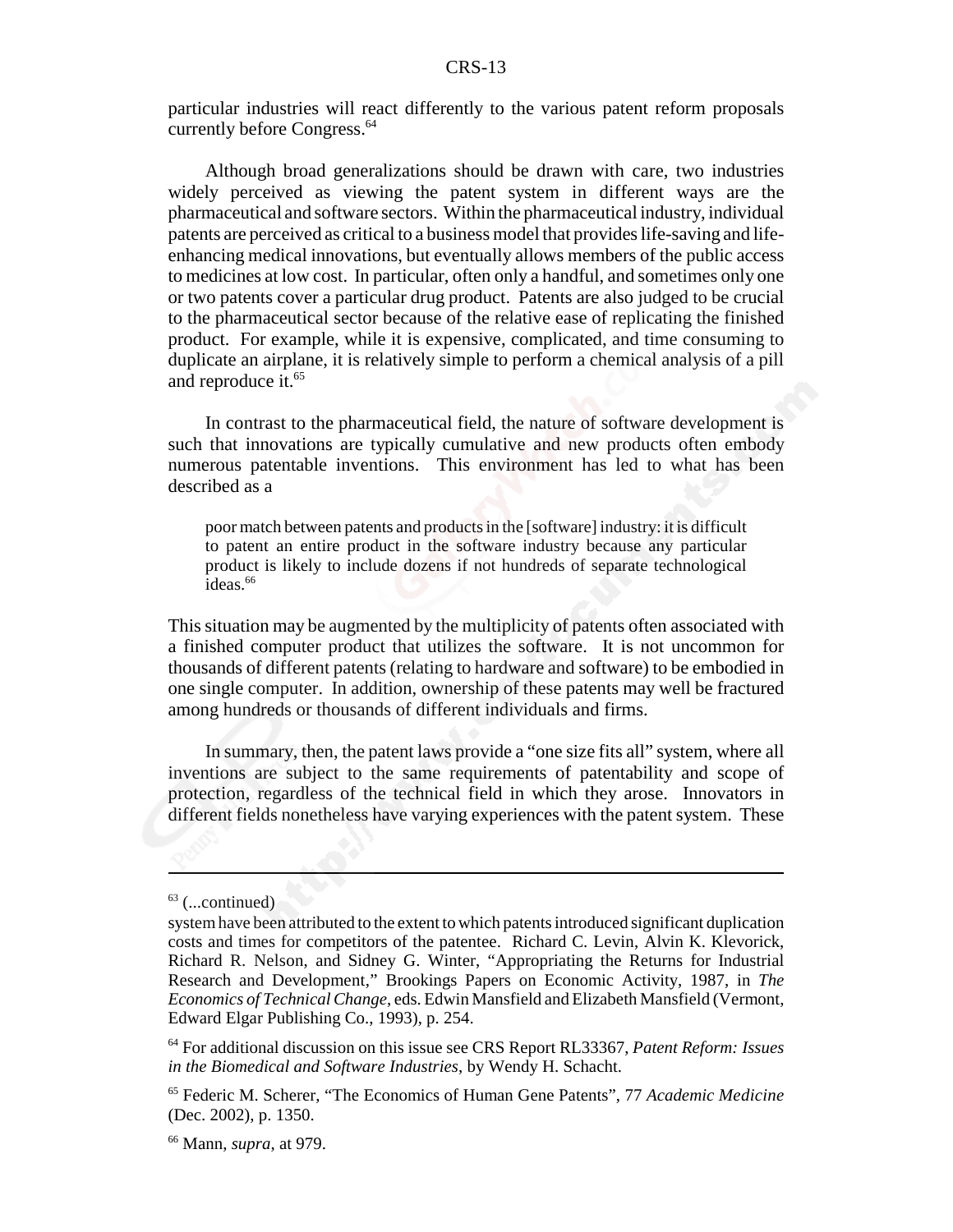particular industries will react differently to the various patent reform proposals currently before Congress.[64]

Although broad generalizations should be drawn with care, two industries widely perceived as viewing the patent system in different ways are the pharmaceutical and software sectors. Within the pharmaceutical industry, individual patents are perceived as critical to a business model that provides life-saving and life-enhancing medical innovations, but eventually allows members of the public access to medicines at low cost. In particular, often only a handful, and sometimes only one or two patents cover a particular drug product. Patents are also judged to be crucial to the pharmaceutical sector because of the relative ease of replicating the finished product. For example, while it is expensive, complicated, and time consuming to duplicate an airplane, it is relatively simple to perform a chemical analysis of a pill and reproduce it.[65]

In contrast to the pharmaceutical field, the nature of software development is such that innovations are typically cumulative and new products often embody numerous patentable inventions. This environment has led to what has been described as a

> poor match between patents and products in the [software] industry: it is difficult to patent an entire product in the software industry because any particular product is likely to include dozens if not hundreds of separate technological ideas.[66]

This situation may be augmented by the multiplicity of patents often associated with a finished computer product that utilizes the software. It is not uncommon for thousands of different patents (relating to hardware and software) to be embodied in one single computer. In addition, ownership of these patents may well be fractured among hundreds or thousands of different individuals and firms.

In summary, then, the patent laws provide a "one size fits all" system, where all inventions are subject to the same requirements of patentability and scope of protection, regardless of the technical field in which they arose. Innovators in different fields nonetheless have varying experiences with the patent system. These

---

[63] (...continued)
system have been attributed to the extent to which patents introduced significant duplication costs and times for competitors of the patentee. Richard C. Levin, Alvin K. Klevorick, Richard R. Nelson, and Sidney G. Winter, "Appropriating the Returns for Industrial Research and Development," Brookings Papers on Economic Activity, 1987, in *The Economics of Technical Change*, eds. Edwin Mansfield and Elizabeth Mansfield (Vermont, Edward Elgar Publishing Co., 1993), p. 254.

[64] For additional discussion on this issue see CRS Report RL33367, *Patent Reform: Issues in the Biomedical and Software Industries*, by Wendy H. Schacht.

[65] Federic M. Scherer, "The Economics of Human Gene Patents", 77 *Academic Medicine* (Dec. 2002), p. 1350.

[66] Mann, *supra*, at 979.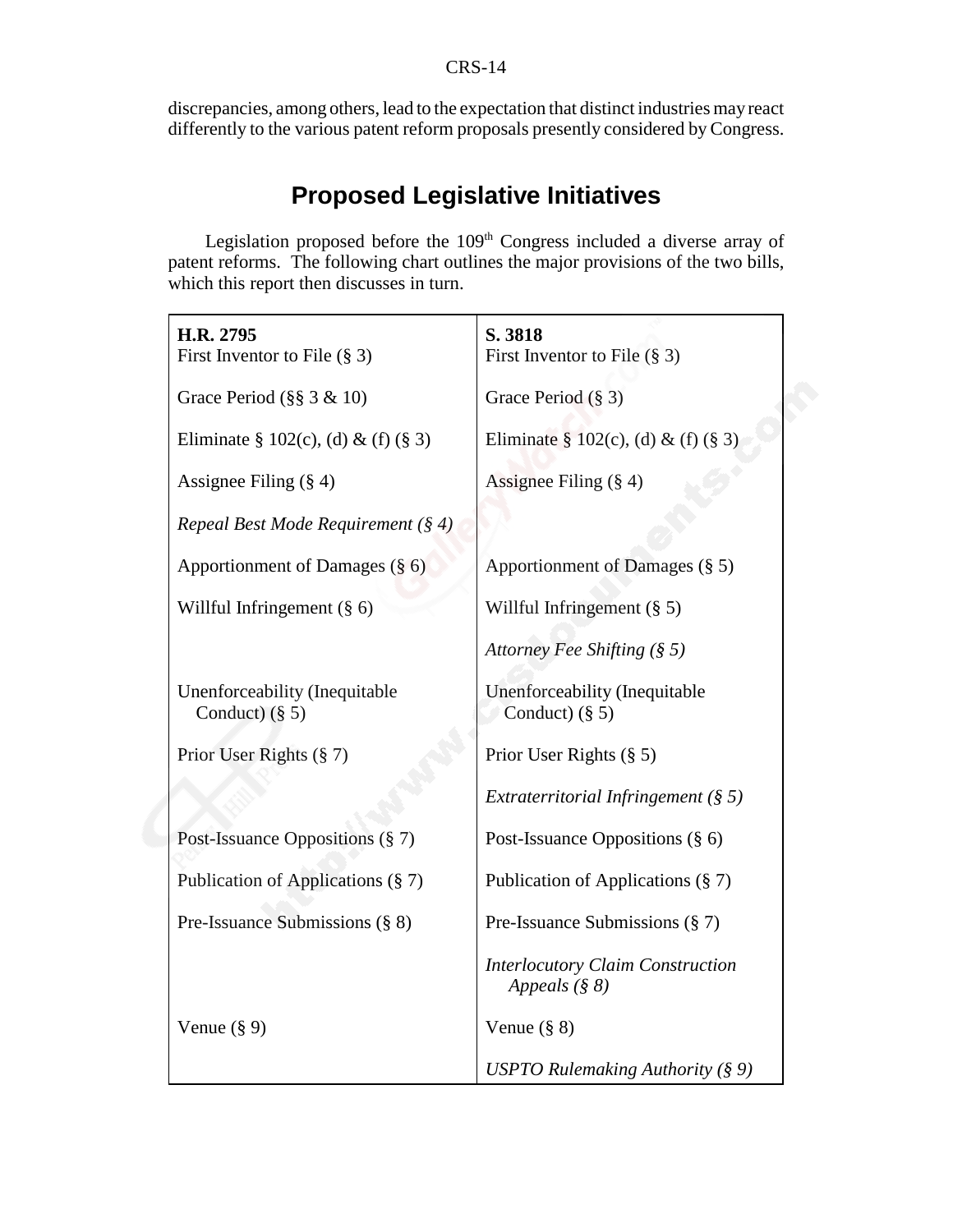discrepancies, among others, lead to the expectation that distinct industries may react differently to the various patent reform proposals presently considered by Congress.

## Proposed Legislative Initiatives

Legislation proposed before the 109th Congress included a diverse array of patent reforms. The following chart outlines the major provisions of the two bills, which this report then discusses in turn.

| **H.R. 2795** | **S. 3818** |
|---|---|
| First Inventor to File (§ 3) | First Inventor to File (§ 3) |
| Grace Period (§§ 3 & 10) | Grace Period (§ 3) |
| Eliminate § 102(c), (d) & (f) (§ 3) | Eliminate § 102(c), (d) & (f) (§ 3) |
| Assignee Filing (§ 4) | Assignee Filing (§ 4) |
| *Repeal Best Mode Requirement (§ 4)* | |
| Apportionment of Damages (§ 6) | Apportionment of Damages (§ 5) |
| Willful Infringement (§ 6) | Willful Infringement (§ 5) |
| | *Attorney Fee Shifting (§ 5)* |
| Unenforceability (Inequitable Conduct) (§ 5) | Unenforceability (Inequitable Conduct) (§ 5) |
| Prior User Rights (§ 7) | Prior User Rights (§ 5) |
| | *Extraterritorial Infringement (§ 5)* |
| Post-Issuance Oppositions (§ 7) | Post-Issuance Oppositions (§ 6) |
| Publication of Applications (§ 7) | Publication of Applications (§ 7) |
| Pre-Issuance Submissions (§ 8) | Pre-Issuance Submissions (§ 7) |
| | *Interlocutory Claim Construction Appeals (§ 8)* |
| Venue (§ 9) | Venue (§ 8) |
| | *USPTO Rulemaking Authority (§ 9)* |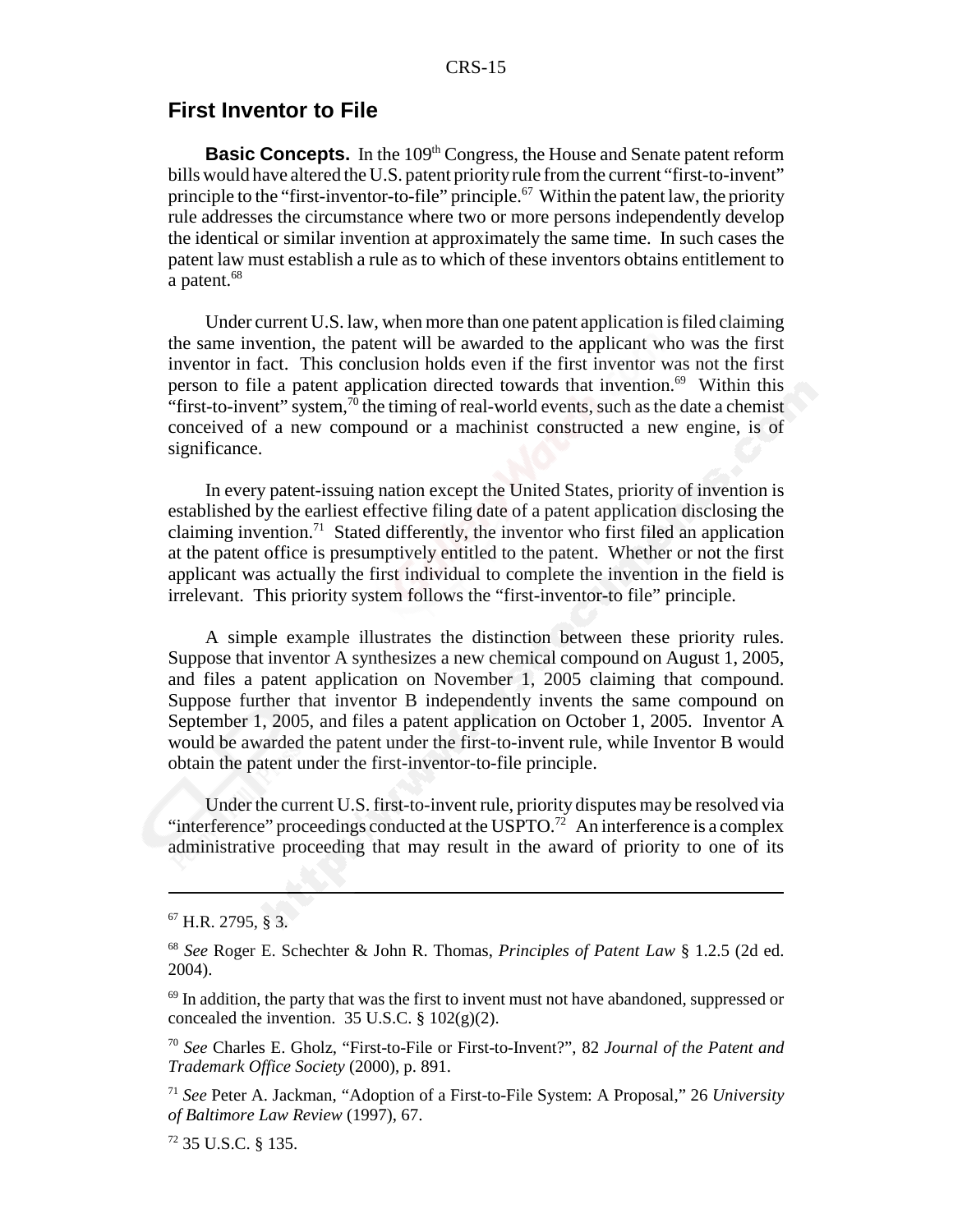## First Inventor to File

**Basic Concepts.** In the 109th Congress, the House and Senate patent reform bills would have altered the U.S. patent priority rule from the current "first-to-invent" principle to the "first-inventor-to-file" principle.[67] Within the patent law, the priority rule addresses the circumstance where two or more persons independently develop the identical or similar invention at approximately the same time. In such cases the patent law must establish a rule as to which of these inventors obtains entitlement to a patent.[68]

Under current U.S. law, when more than one patent application is filed claiming the same invention, the patent will be awarded to the applicant who was the first inventor in fact. This conclusion holds even if the first inventor was not the first person to file a patent application directed towards that invention.[69] Within this "first-to-invent" system,[70] the timing of real-world events, such as the date a chemist conceived of a new compound or a machinist constructed a new engine, is of significance.

In every patent-issuing nation except the United States, priority of invention is established by the earliest effective filing date of a patent application disclosing the claiming invention.[71] Stated differently, the inventor who first filed an application at the patent office is presumptively entitled to the patent. Whether or not the first applicant was actually the first individual to complete the invention in the field is irrelevant. This priority system follows the "first-inventor-to file" principle.

A simple example illustrates the distinction between these priority rules. Suppose that inventor A synthesizes a new chemical compound on August 1, 2005, and files a patent application on November 1, 2005 claiming that compound. Suppose further that inventor B independently invents the same compound on September 1, 2005, and files a patent application on October 1, 2005. Inventor A would be awarded the patent under the first-to-invent rule, while Inventor B would obtain the patent under the first-inventor-to-file principle.

Under the current U.S. first-to-invent rule, priority disputes may be resolved via "interference" proceedings conducted at the USPTO.[72] An interference is a complex administrative proceeding that may result in the award of priority to one of its

---

[67] H.R. 2795, § 3.

[68] *See* Roger E. Schechter & John R. Thomas, *Principles of Patent Law* § 1.2.5 (2d ed. 2004).

[69] In addition, the party that was the first to invent must not have abandoned, suppressed or concealed the invention. 35 U.S.C. § 102(g)(2).

[70] *See* Charles E. Gholz, "First-to-File or First-to-Invent?", 82 *Journal of the Patent and Trademark Office Society* (2000), p. 891.

[71] *See* Peter A. Jackman, "Adoption of a First-to-File System: A Proposal," 26 *University of Baltimore Law Review* (1997), 67.

[72] 35 U.S.C. § 135.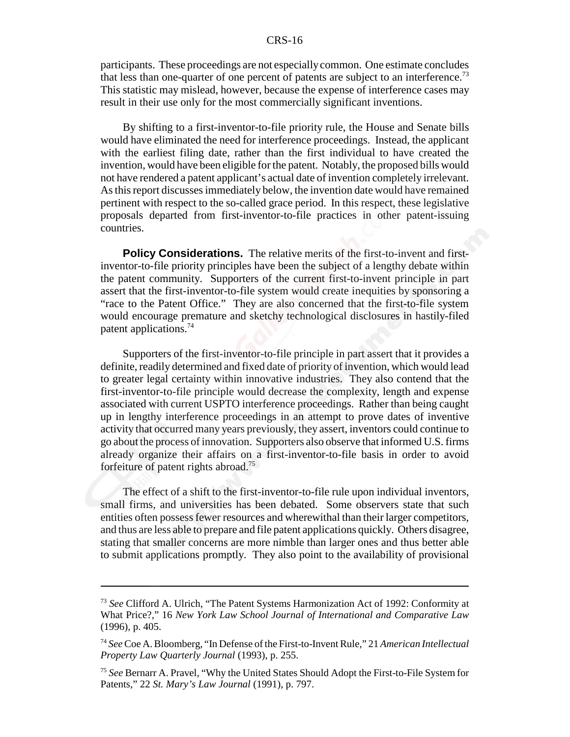participants. These proceedings are not especially common. One estimate concludes that less than one-quarter of one percent of patents are subject to an interference.[73] This statistic may mislead, however, because the expense of interference cases may result in their use only for the most commercially significant inventions.

By shifting to a first-inventor-to-file priority rule, the House and Senate bills would have eliminated the need for interference proceedings. Instead, the applicant with the earliest filing date, rather than the first individual to have created the invention, would have been eligible for the patent. Notably, the proposed bills would not have rendered a patent applicant's actual date of invention completely irrelevant. As this report discusses immediately below, the invention date would have remained pertinent with respect to the so-called grace period. In this respect, these legislative proposals departed from first-inventor-to-file practices in other patent-issuing countries.

**Policy Considerations.** The relative merits of the first-to-invent and first-inventor-to-file priority principles have been the subject of a lengthy debate within the patent community. Supporters of the current first-to-invent principle in part assert that the first-inventor-to-file system would create inequities by sponsoring a "race to the Patent Office." They are also concerned that the first-to-file system would encourage premature and sketchy technological disclosures in hastily-filed patent applications.[74]

Supporters of the first-inventor-to-file principle in part assert that it provides a definite, readily determined and fixed date of priority of invention, which would lead to greater legal certainty within innovative industries. They also contend that the first-inventor-to-file principle would decrease the complexity, length and expense associated with current USPTO interference proceedings. Rather than being caught up in lengthy interference proceedings in an attempt to prove dates of inventive activity that occurred many years previously, they assert, inventors could continue to go about the process of innovation. Supporters also observe that informed U.S. firms already organize their affairs on a first-inventor-to-file basis in order to avoid forfeiture of patent rights abroad.[75]

The effect of a shift to the first-inventor-to-file rule upon individual inventors, small firms, and universities has been debated. Some observers state that such entities often possess fewer resources and wherewithal than their larger competitors, and thus are less able to prepare and file patent applications quickly. Others disagree, stating that smaller concerns are more nimble than larger ones and thus better able to submit applications promptly. They also point to the availability of provisional

---

[73] *See* Clifford A. Ulrich, "The Patent Systems Harmonization Act of 1992: Conformity at What Price?," 16 *New York Law School Journal of International and Comparative Law* (1996), p. 405.

[74] *See* Coe A. Bloomberg, "In Defense of the First-to-Invent Rule," 21 *American Intellectual Property Law Quarterly Journal* (1993), p. 255.

[75] *See* Bernarr A. Pravel, "Why the United States Should Adopt the First-to-File System for Patents," 22 *St. Mary's Law Journal* (1991), p. 797.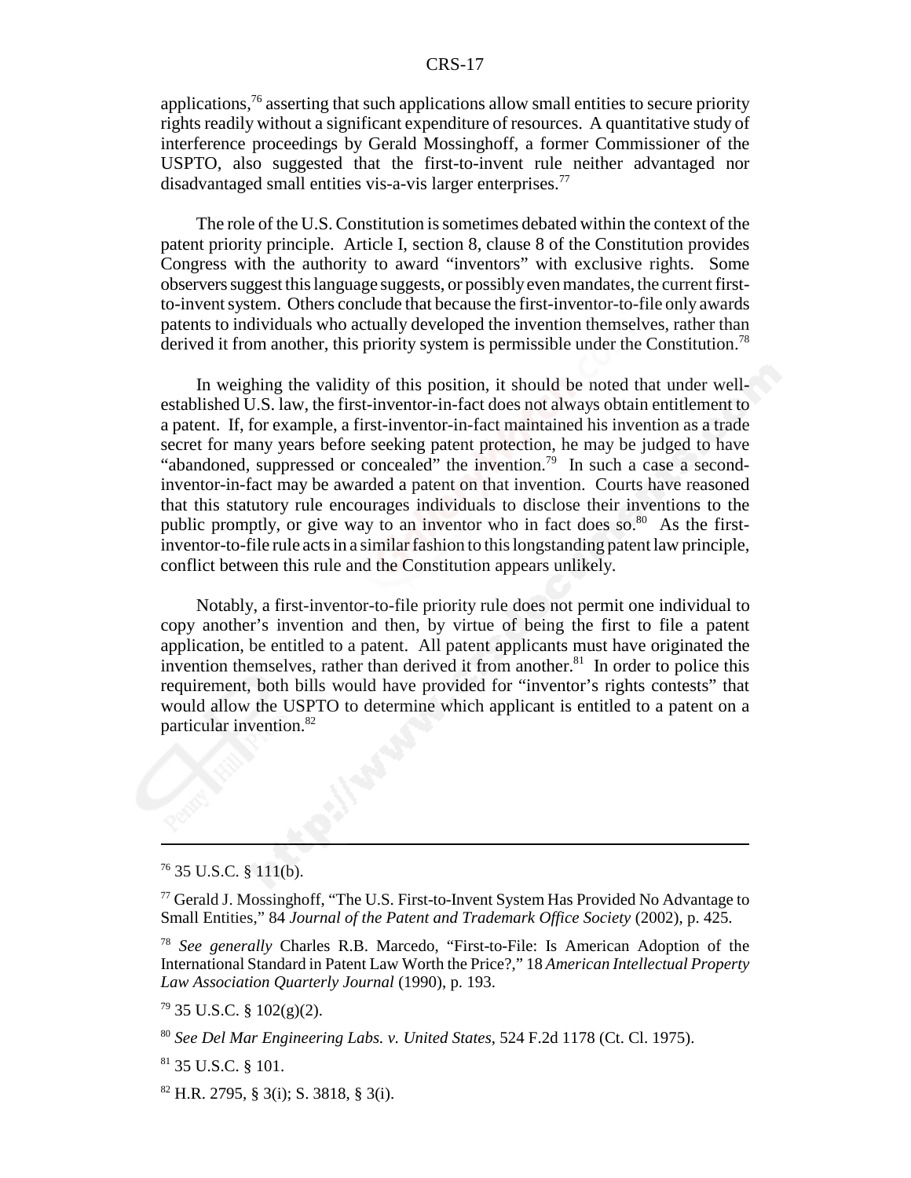applications,[76] asserting that such applications allow small entities to secure priority rights readily without a significant expenditure of resources. A quantitative study of interference proceedings by Gerald Mossinghoff, a former Commissioner of the USPTO, also suggested that the first-to-invent rule neither advantaged nor disadvantaged small entities vis-a-vis larger enterprises.[77]

The role of the U.S. Constitution is sometimes debated within the context of the patent priority principle. Article I, section 8, clause 8 of the Constitution provides Congress with the authority to award "inventors" with exclusive rights. Some observers suggest this language suggests, or possibly even mandates, the current first-to-invent system. Others conclude that because the first-inventor-to-file only awards patents to individuals who actually developed the invention themselves, rather than derived it from another, this priority system is permissible under the Constitution.[78]

In weighing the validity of this position, it should be noted that under well-established U.S. law, the first-inventor-in-fact does not always obtain entitlement to a patent. If, for example, a first-inventor-in-fact maintained his invention as a trade secret for many years before seeking patent protection, he may be judged to have "abandoned, suppressed or concealed" the invention.[79] In such a case a second-inventor-in-fact may be awarded a patent on that invention. Courts have reasoned that this statutory rule encourages individuals to disclose their inventions to the public promptly, or give way to an inventor who in fact does so.[80] As the first-inventor-to-file rule acts in a similar fashion to this longstanding patent law principle, conflict between this rule and the Constitution appears unlikely.

Notably, a first-inventor-to-file priority rule does not permit one individual to copy another's invention and then, by virtue of being the first to file a patent application, be entitled to a patent. All patent applicants must have originated the invention themselves, rather than derived it from another.[81] In order to police this requirement, both bills would have provided for "inventor's rights contests" that would allow the USPTO to determine which applicant is entitled to a patent on a particular invention.[82]

---

[76] 35 U.S.C. § 111(b).

[77] Gerald J. Mossinghoff, "The U.S. First-to-Invent System Has Provided No Advantage to Small Entities," 84 *Journal of the Patent and Trademark Office Society* (2002), p. 425.

[78] *See generally* Charles R.B. Marcedo, "First-to-File: Is American Adoption of the International Standard in Patent Law Worth the Price?," 18 *American Intellectual Property Law Association Quarterly Journal* (1990), p. 193.

[79] 35 U.S.C. § 102(g)(2).

[80] *See Del Mar Engineering Labs. v. United States*, 524 F.2d 1178 (Ct. Cl. 1975).

[81] 35 U.S.C. § 101.

[82] H.R. 2795, § 3(i); S. 3818, § 3(i).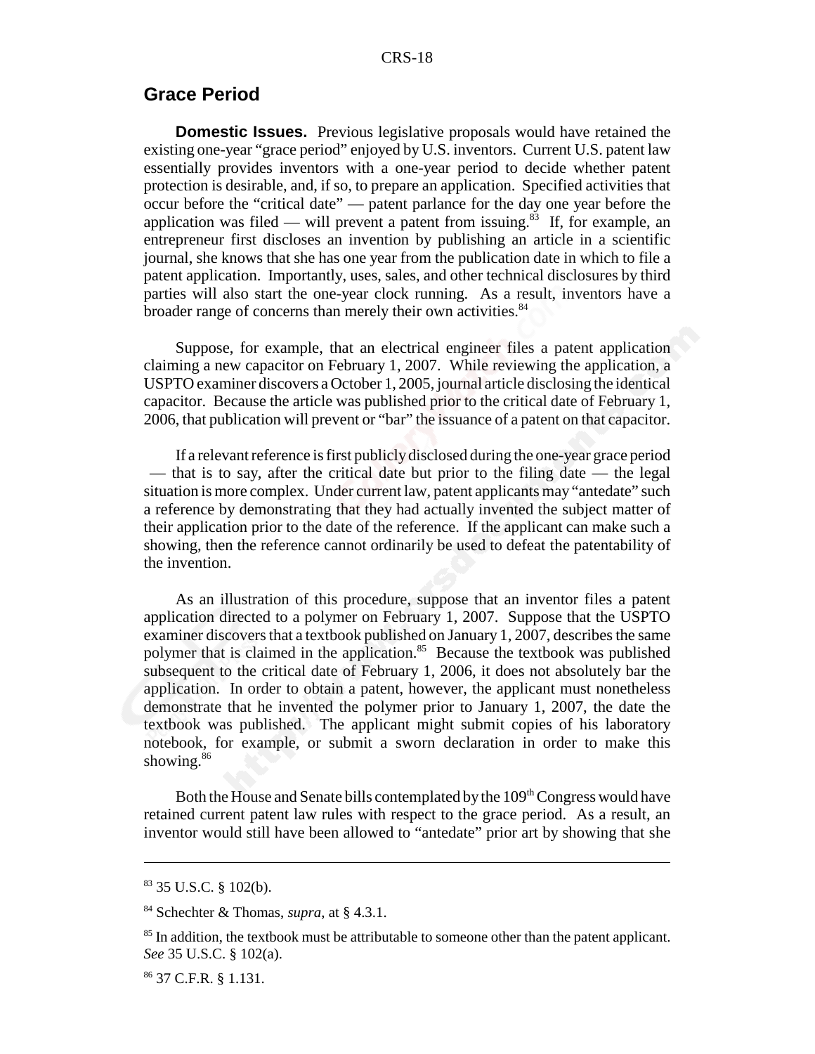## Grace Period

**Domestic Issues.** Previous legislative proposals would have retained the existing one-year "grace period" enjoyed by U.S. inventors. Current U.S. patent law essentially provides inventors with a one-year period to decide whether patent protection is desirable, and, if so, to prepare an application. Specified activities that occur before the "critical date" — patent parlance for the day one year before the application was filed — will prevent a patent from issuing.[83] If, for example, an entrepreneur first discloses an invention by publishing an article in a scientific journal, she knows that she has one year from the publication date in which to file a patent application. Importantly, uses, sales, and other technical disclosures by third parties will also start the one-year clock running. As a result, inventors have a broader range of concerns than merely their own activities.[84]

Suppose, for example, that an electrical engineer files a patent application claiming a new capacitor on February 1, 2007. While reviewing the application, a USPTO examiner discovers a October 1, 2005, journal article disclosing the identical capacitor. Because the article was published prior to the critical date of February 1, 2006, that publication will prevent or "bar" the issuance of a patent on that capacitor.

If a relevant reference is first publicly disclosed during the one-year grace period — that is to say, after the critical date but prior to the filing date — the legal situation is more complex. Under current law, patent applicants may "antedate" such a reference by demonstrating that they had actually invented the subject matter of their application prior to the date of the reference. If the applicant can make such a showing, then the reference cannot ordinarily be used to defeat the patentability of the invention.

As an illustration of this procedure, suppose that an inventor files a patent application directed to a polymer on February 1, 2007. Suppose that the USPTO examiner discovers that a textbook published on January 1, 2007, describes the same polymer that is claimed in the application.[85] Because the textbook was published subsequent to the critical date of February 1, 2006, it does not absolutely bar the application. In order to obtain a patent, however, the applicant must nonetheless demonstrate that he invented the polymer prior to January 1, 2007, the date the textbook was published. The applicant might submit copies of his laboratory notebook, for example, or submit a sworn declaration in order to make this showing.[86]

Both the House and Senate bills contemplated by the 109th Congress would have retained current patent law rules with respect to the grace period. As a result, an inventor would still have been allowed to "antedate" prior art by showing that she

---

[83] 35 U.S.C. § 102(b).

[84] Schechter & Thomas, *supra*, at § 4.3.1.

[85] In addition, the textbook must be attributable to someone other than the patent applicant. *See* 35 U.S.C. § 102(a).

[86] 37 C.F.R. § 1.131.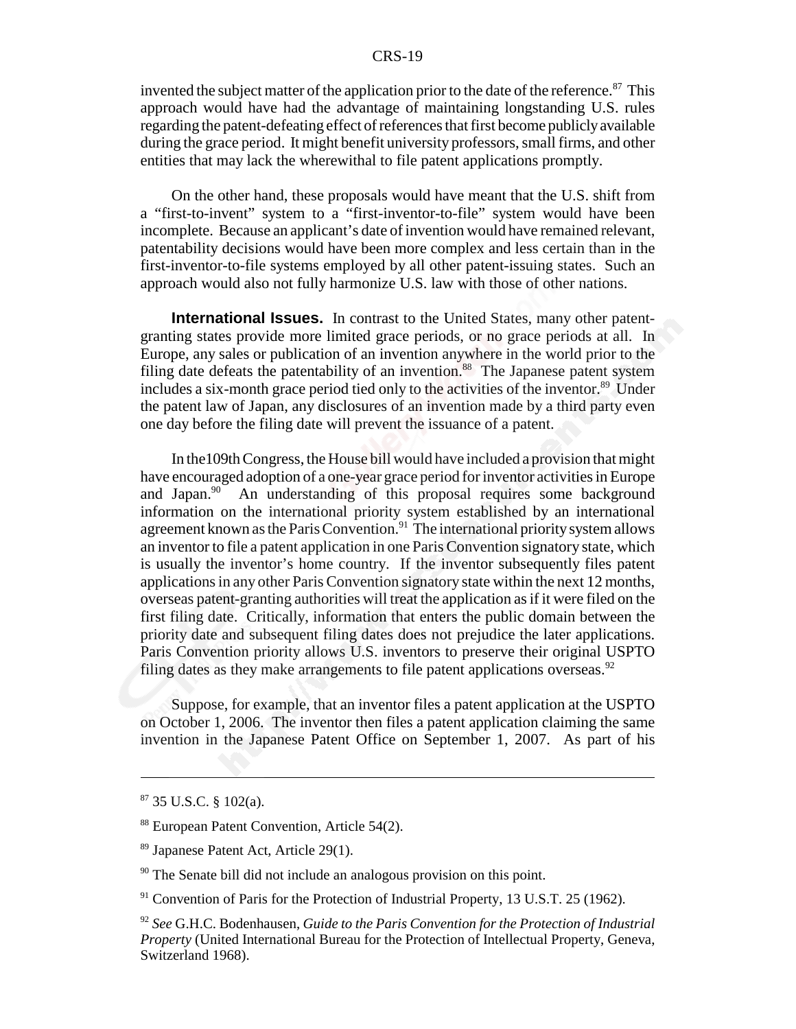invented the subject matter of the application prior to the date of the reference.[87] This approach would have had the advantage of maintaining longstanding U.S. rules regarding the patent-defeating effect of references that first become publicly available during the grace period. It might benefit university professors, small firms, and other entities that may lack the wherewithal to file patent applications promptly.

On the other hand, these proposals would have meant that the U.S. shift from a "first-to-invent" system to a "first-inventor-to-file" system would have been incomplete. Because an applicant's date of invention would have remained relevant, patentability decisions would have been more complex and less certain than in the first-inventor-to-file systems employed by all other patent-issuing states. Such an approach would also not fully harmonize U.S. law with those of other nations.

**International Issues.** In contrast to the United States, many other patent-granting states provide more limited grace periods, or no grace periods at all. In Europe, any sales or publication of an invention anywhere in the world prior to the filing date defeats the patentability of an invention.[88] The Japanese patent system includes a six-month grace period tied only to the activities of the inventor.[89] Under the patent law of Japan, any disclosures of an invention made by a third party even one day before the filing date will prevent the issuance of a patent.

In the109th Congress, the House bill would have included a provision that might have encouraged adoption of a one-year grace period for inventor activities in Europe and Japan.[90] An understanding of this proposal requires some background information on the international priority system established by an international agreement known as the Paris Convention.[91] The international priority system allows an inventor to file a patent application in one Paris Convention signatory state, which is usually the inventor's home country. If the inventor subsequently files patent applications in any other Paris Convention signatory state within the next 12 months, overseas patent-granting authorities will treat the application as if it were filed on the first filing date. Critically, information that enters the public domain between the priority date and subsequent filing dates does not prejudice the later applications. Paris Convention priority allows U.S. inventors to preserve their original USPTO filing dates as they make arrangements to file patent applications overseas.[92]

Suppose, for example, that an inventor files a patent application at the USPTO on October 1, 2006. The inventor then files a patent application claiming the same invention in the Japanese Patent Office on September 1, 2007. As part of his

---

[87] 35 U.S.C. § 102(a).

[88] European Patent Convention, Article 54(2).

[89] Japanese Patent Act, Article 29(1).

[90] The Senate bill did not include an analogous provision on this point.

[91] Convention of Paris for the Protection of Industrial Property, 13 U.S.T. 25 (1962).

[92] *See* G.H.C. Bodenhausen, *Guide to the Paris Convention for the Protection of Industrial Property* (United International Bureau for the Protection of Intellectual Property, Geneva, Switzerland 1968).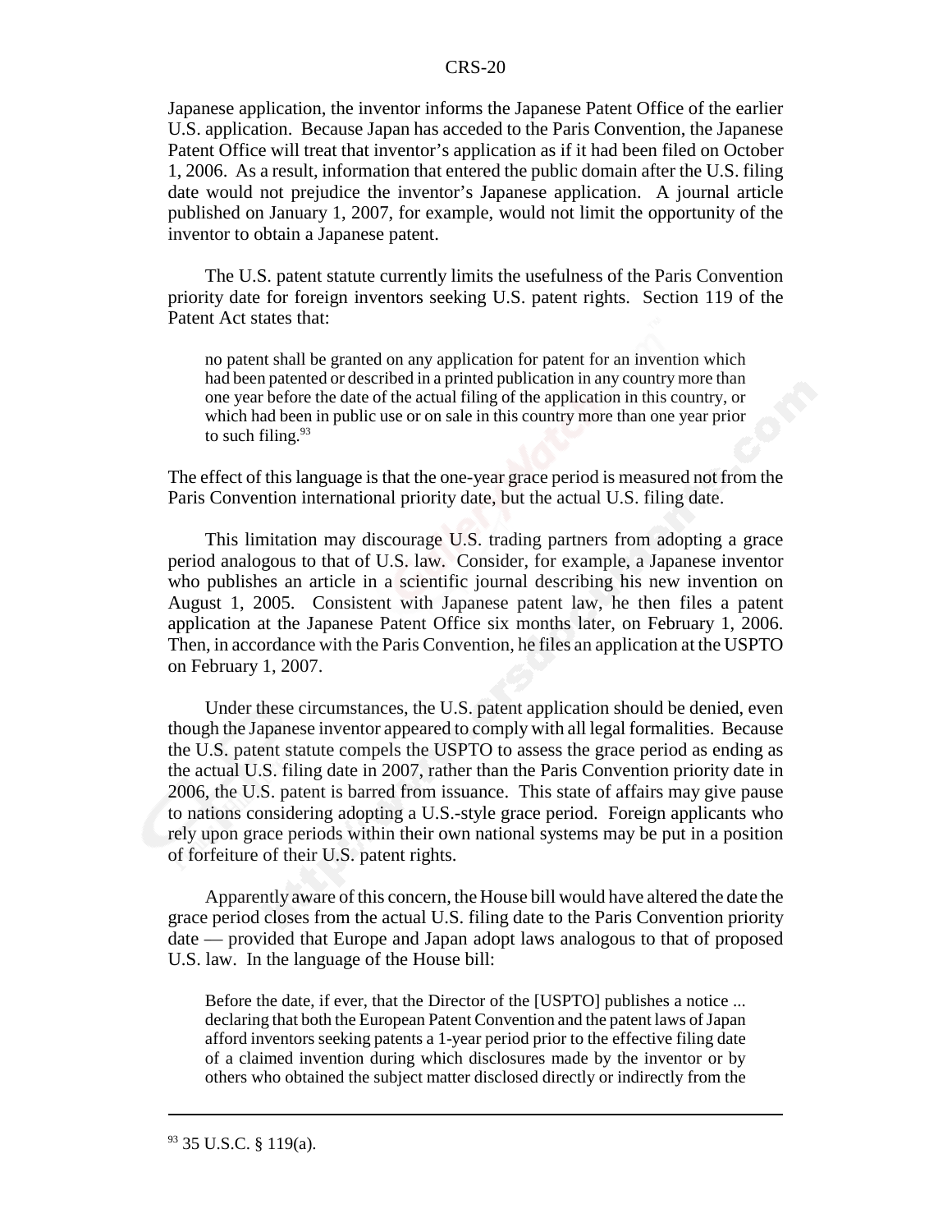Japanese application, the inventor informs the Japanese Patent Office of the earlier U.S. application. Because Japan has acceded to the Paris Convention, the Japanese Patent Office will treat that inventor's application as if it had been filed on October 1, 2006. As a result, information that entered the public domain after the U.S. filing date would not prejudice the inventor's Japanese application. A journal article published on January 1, 2007, for example, would not limit the opportunity of the inventor to obtain a Japanese patent.

The U.S. patent statute currently limits the usefulness of the Paris Convention priority date for foreign inventors seeking U.S. patent rights. Section 119 of the Patent Act states that:

> no patent shall be granted on any application for patent for an invention which had been patented or described in a printed publication in any country more than one year before the date of the actual filing of the application in this country, or which had been in public use or on sale in this country more than one year prior to such filing.[93]

The effect of this language is that the one-year grace period is measured not from the Paris Convention international priority date, but the actual U.S. filing date.

This limitation may discourage U.S. trading partners from adopting a grace period analogous to that of U.S. law. Consider, for example, a Japanese inventor who publishes an article in a scientific journal describing his new invention on August 1, 2005. Consistent with Japanese patent law, he then files a patent application at the Japanese Patent Office six months later, on February 1, 2006. Then, in accordance with the Paris Convention, he files an application at the USPTO on February 1, 2007.

Under these circumstances, the U.S. patent application should be denied, even though the Japanese inventor appeared to comply with all legal formalities. Because the U.S. patent statute compels the USPTO to assess the grace period as ending as the actual U.S. filing date in 2007, rather than the Paris Convention priority date in 2006, the U.S. patent is barred from issuance. This state of affairs may give pause to nations considering adopting a U.S.-style grace period. Foreign applicants who rely upon grace periods within their own national systems may be put in a position of forfeiture of their U.S. patent rights.

Apparently aware of this concern, the House bill would have altered the date the grace period closes from the actual U.S. filing date to the Paris Convention priority date — provided that Europe and Japan adopt laws analogous to that of proposed U.S. law. In the language of the House bill:

> Before the date, if ever, that the Director of the [USPTO] publishes a notice ... declaring that both the European Patent Convention and the patent laws of Japan afford inventors seeking patents a 1-year period prior to the effective filing date of a claimed invention during which disclosures made by the inventor or by others who obtained the subject matter disclosed directly or indirectly from the

[93] 35 U.S.C. § 119(a).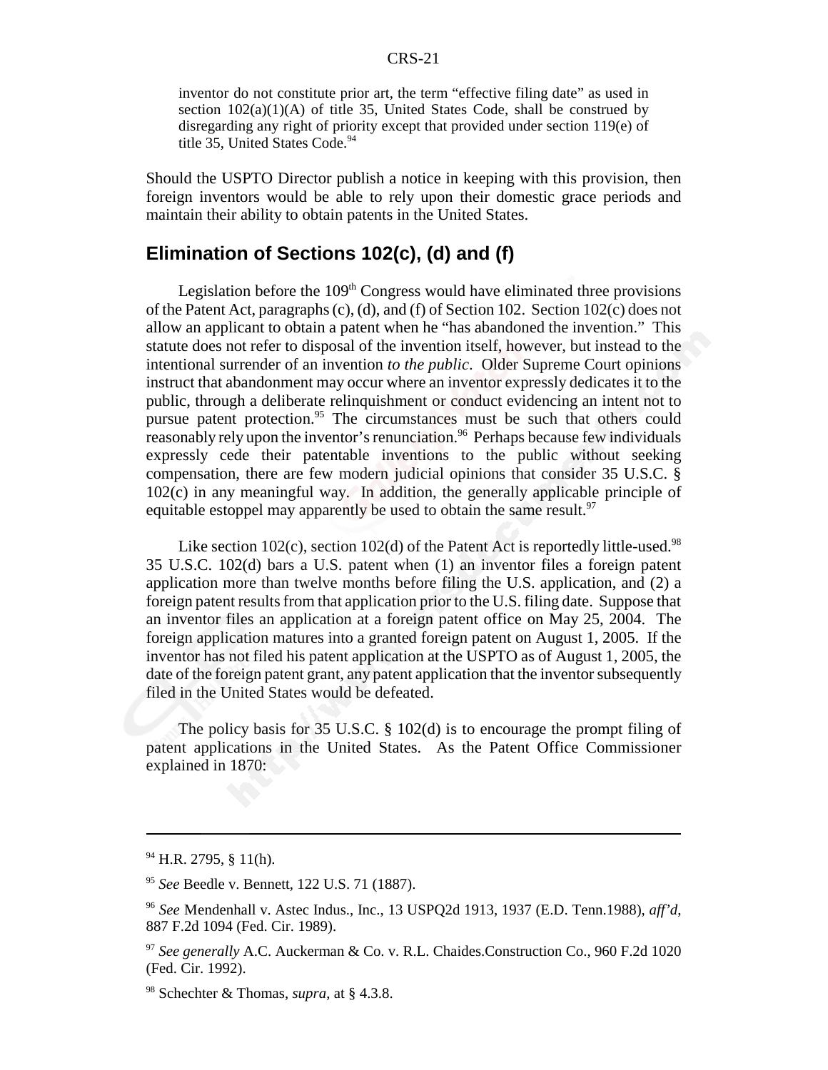inventor do not constitute prior art, the term "effective filing date" as used in section 102(a)(1)(A) of title 35, United States Code, shall be construed by disregarding any right of priority except that provided under section 119(e) of title 35, United States Code.[94]

Should the USPTO Director publish a notice in keeping with this provision, then foreign inventors would be able to rely upon their domestic grace periods and maintain their ability to obtain patents in the United States.

## Elimination of Sections 102(c), (d) and (f)

Legislation before the 109th Congress would have eliminated three provisions of the Patent Act, paragraphs (c), (d), and (f) of Section 102. Section 102(c) does not allow an applicant to obtain a patent when he "has abandoned the invention." This statute does not refer to disposal of the invention itself, however, but instead to the intentional surrender of an invention *to the public*. Older Supreme Court opinions instruct that abandonment may occur where an inventor expressly dedicates it to the public, through a deliberate relinquishment or conduct evidencing an intent not to pursue patent protection.[95] The circumstances must be such that others could reasonably rely upon the inventor's renunciation.[96] Perhaps because few individuals expressly cede their patentable inventions to the public without seeking compensation, there are few modern judicial opinions that consider 35 U.S.C. § 102(c) in any meaningful way. In addition, the generally applicable principle of equitable estoppel may apparently be used to obtain the same result.[97]

Like section 102(c), section 102(d) of the Patent Act is reportedly little-used.[98] 35 U.S.C. 102(d) bars a U.S. patent when (1) an inventor files a foreign patent application more than twelve months before filing the U.S. application, and (2) a foreign patent results from that application prior to the U.S. filing date. Suppose that an inventor files an application at a foreign patent office on May 25, 2004. The foreign application matures into a granted foreign patent on August 1, 2005. If the inventor has not filed his patent application at the USPTO as of August 1, 2005, the date of the foreign patent grant, any patent application that the inventor subsequently filed in the United States would be defeated.

The policy basis for 35 U.S.C. § 102(d) is to encourage the prompt filing of patent applications in the United States. As the Patent Office Commissioner explained in 1870:

---

[94] H.R. 2795, § 11(h).

[95] *See* Beedle v. Bennett, 122 U.S. 71 (1887).

[96] *See* Mendenhall v. Astec Indus., Inc., 13 USPQ2d 1913, 1937 (E.D. Tenn.1988), *aff'd*, 887 F.2d 1094 (Fed. Cir. 1989).

[97] *See generally* A.C. Auckerman & Co. v. R.L. Chaides.Construction Co., 960 F.2d 1020 (Fed. Cir. 1992).

[98] Schechter & Thomas, *supra*, at § 4.3.8.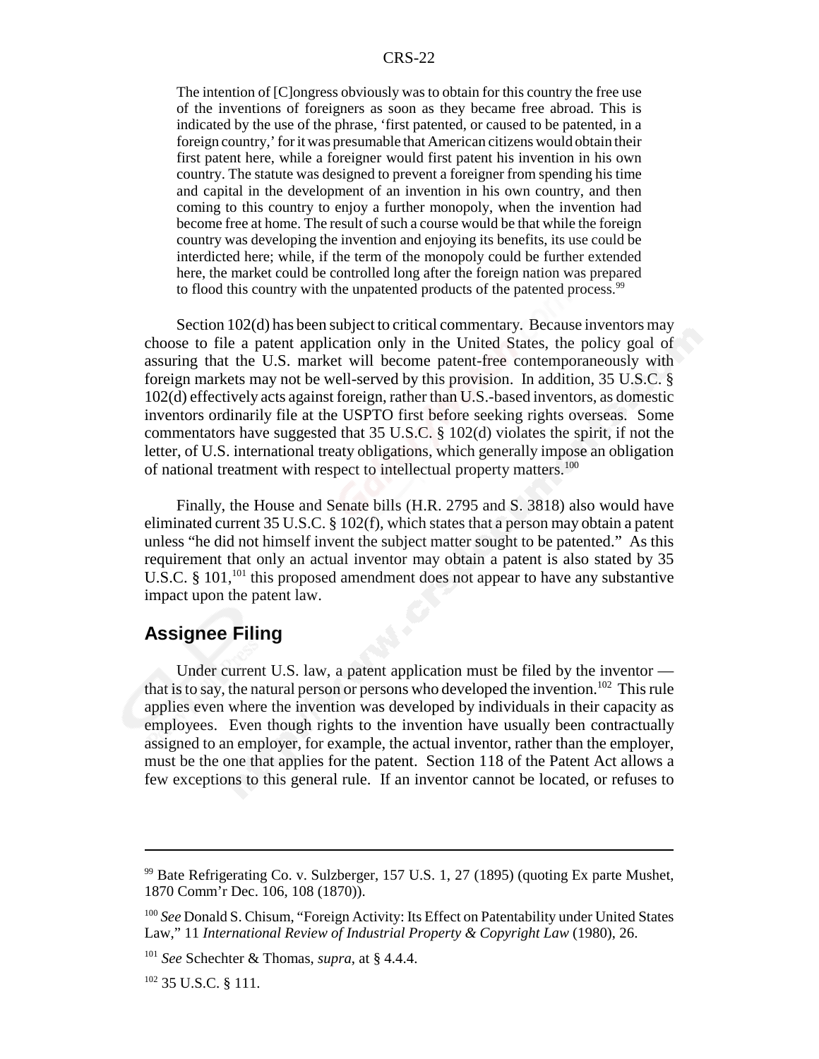> The intention of [C]ongress obviously was to obtain for this country the free use of the inventions of foreigners as soon as they became free abroad. This is indicated by the use of the phrase, 'first patented, or caused to be patented, in a foreign country,' for it was presumable that American citizens would obtain their first patent here, while a foreigner would first patent his invention in his own country. The statute was designed to prevent a foreigner from spending his time and capital in the development of an invention in his own country, and then coming to this country to enjoy a further monopoly, when the invention had become free at home. The result of such a course would be that while the foreign country was developing the invention and enjoying its benefits, its use could be interdicted here; while, if the term of the monopoly could be further extended here, the market could be controlled long after the foreign nation was prepared to flood this country with the unpatented products of the patented process.[99]

Section 102(d) has been subject to critical commentary. Because inventors may choose to file a patent application only in the United States, the policy goal of assuring that the U.S. market will become patent-free contemporaneously with foreign markets may not be well-served by this provision. In addition, 35 U.S.C. § 102(d) effectively acts against foreign, rather than U.S.-based inventors, as domestic inventors ordinarily file at the USPTO first before seeking rights overseas. Some commentators have suggested that 35 U.S.C. § 102(d) violates the spirit, if not the letter, of U.S. international treaty obligations, which generally impose an obligation of national treatment with respect to intellectual property matters.[100]

Finally, the House and Senate bills (H.R. 2795 and S. 3818) also would have eliminated current 35 U.S.C. § 102(f), which states that a person may obtain a patent unless "he did not himself invent the subject matter sought to be patented." As this requirement that only an actual inventor may obtain a patent is also stated by 35 U.S.C. § 101,[101] this proposed amendment does not appear to have any substantive impact upon the patent law.

## Assignee Filing

Under current U.S. law, a patent application must be filed by the inventor — that is to say, the natural person or persons who developed the invention.[102] This rule applies even where the invention was developed by individuals in their capacity as employees. Even though rights to the invention have usually been contractually assigned to an employer, for example, the actual inventor, rather than the employer, must be the one that applies for the patent. Section 118 of the Patent Act allows a few exceptions to this general rule. If an inventor cannot be located, or refuses to

---

[99] Bate Refrigerating Co. v. Sulzberger, 157 U.S. 1, 27 (1895) (quoting Ex parte Mushet, 1870 Comm'r Dec. 106, 108 (1870)).

[100] *See* Donald S. Chisum, "Foreign Activity: Its Effect on Patentability under United States Law," 11 *International Review of Industrial Property & Copyright Law* (1980), 26.

[101] *See* Schechter & Thomas, *supra*, at § 4.4.4.

[102] 35 U.S.C. § 111.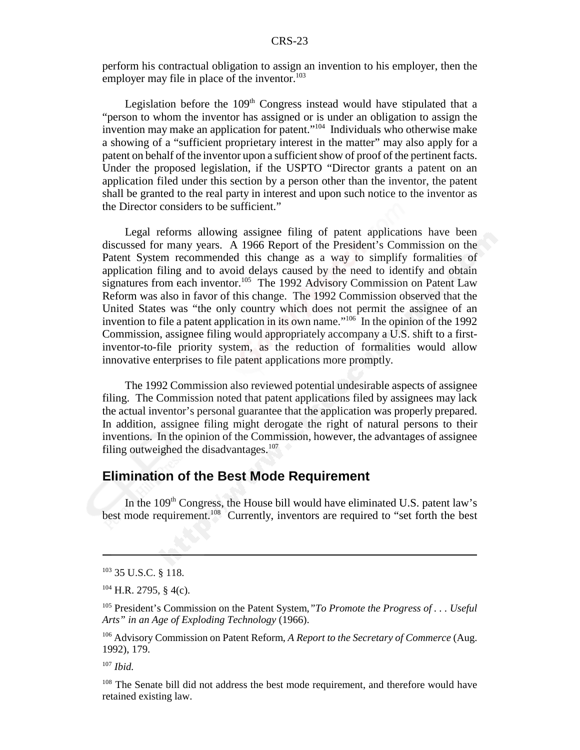perform his contractual obligation to assign an invention to his employer, then the employer may file in place of the inventor.[103]

Legislation before the 109th Congress instead would have stipulated that a "person to whom the inventor has assigned or is under an obligation to assign the invention may make an application for patent."[104] Individuals who otherwise make a showing of a "sufficient proprietary interest in the matter" may also apply for a patent on behalf of the inventor upon a sufficient show of proof of the pertinent facts. Under the proposed legislation, if the USPTO "Director grants a patent on an application filed under this section by a person other than the inventor, the patent shall be granted to the real party in interest and upon such notice to the inventor as the Director considers to be sufficient."

Legal reforms allowing assignee filing of patent applications have been discussed for many years. A 1966 Report of the President's Commission on the Patent System recommended this change as a way to simplify formalities of application filing and to avoid delays caused by the need to identify and obtain signatures from each inventor.[105] The 1992 Advisory Commission on Patent Law Reform was also in favor of this change. The 1992 Commission observed that the United States was "the only country which does not permit the assignee of an invention to file a patent application in its own name."[106] In the opinion of the 1992 Commission, assignee filing would appropriately accompany a U.S. shift to a first-inventor-to-file priority system, as the reduction of formalities would allow innovative enterprises to file patent applications more promptly.

The 1992 Commission also reviewed potential undesirable aspects of assignee filing. The Commission noted that patent applications filed by assignees may lack the actual inventor's personal guarantee that the application was properly prepared. In addition, assignee filing might derogate the right of natural persons to their inventions. In the opinion of the Commission, however, the advantages of assignee filing outweighed the disadvantages.[107]

## Elimination of the Best Mode Requirement

In the 109th Congress, the House bill would have eliminated U.S. patent law's best mode requirement.[108] Currently, inventors are required to "set forth the best

---

[103] 35 U.S.C. § 118.

[104] H.R. 2795, § 4(c).

[105] President's Commission on the Patent System, *"To Promote the Progress of . . . Useful Arts" in an Age of Exploding Technology* (1966).

[106] Advisory Commission on Patent Reform, *A Report to the Secretary of Commerce* (Aug. 1992), 179.

[107] *Ibid.*

[108] The Senate bill did not address the best mode requirement, and therefore would have retained existing law.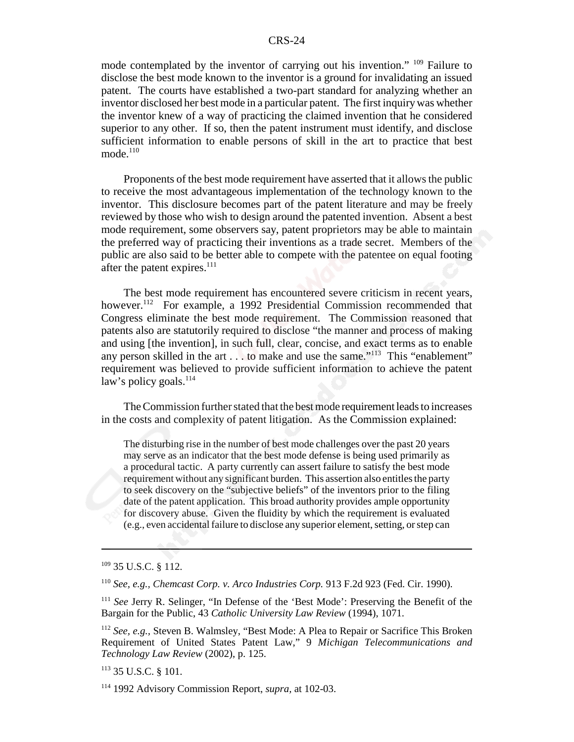mode contemplated by the inventor of carrying out his invention." [109] Failure to disclose the best mode known to the inventor is a ground for invalidating an issued patent. The courts have established a two-part standard for analyzing whether an inventor disclosed her best mode in a particular patent. The first inquiry was whether the inventor knew of a way of practicing the claimed invention that he considered superior to any other. If so, then the patent instrument must identify, and disclose sufficient information to enable persons of skill in the art to practice that best mode.[110]

Proponents of the best mode requirement have asserted that it allows the public to receive the most advantageous implementation of the technology known to the inventor. This disclosure becomes part of the patent literature and may be freely reviewed by those who wish to design around the patented invention. Absent a best mode requirement, some observers say, patent proprietors may be able to maintain the preferred way of practicing their inventions as a trade secret. Members of the public are also said to be better able to compete with the patentee on equal footing after the patent expires.[111]

The best mode requirement has encountered severe criticism in recent years, however.[112] For example, a 1992 Presidential Commission recommended that Congress eliminate the best mode requirement. The Commission reasoned that patents also are statutorily required to disclose "the manner and process of making and using [the invention], in such full, clear, concise, and exact terms as to enable any person skilled in the art . . . to make and use the same."[113] This "enablement" requirement was believed to provide sufficient information to achieve the patent law's policy goals.[114]

The Commission further stated that the best mode requirement leads to increases in the costs and complexity of patent litigation. As the Commission explained:

> The disturbing rise in the number of best mode challenges over the past 20 years may serve as an indicator that the best mode defense is being used primarily as a procedural tactic. A party currently can assert failure to satisfy the best mode requirement without any significant burden. This assertion also entitles the party to seek discovery on the "subjective beliefs" of the inventors prior to the filing date of the patent application. This broad authority provides ample opportunity for discovery abuse. Given the fluidity by which the requirement is evaluated (e.g., even accidental failure to disclose any superior element, setting, or step can

---

[109] 35 U.S.C. § 112.

[110] *See, e.g., Chemcast Corp. v. Arco Industries Corp.* 913 F.2d 923 (Fed. Cir. 1990).

[111] *See* Jerry R. Selinger, "In Defense of the 'Best Mode': Preserving the Benefit of the Bargain for the Public, 43 *Catholic University Law Review* (1994), 1071.

[112] *See, e.g.,* Steven B. Walmsley, "Best Mode: A Plea to Repair or Sacrifice This Broken Requirement of United States Patent Law," 9 *Michigan Telecommunications and Technology Law Review* (2002), p. 125.

[113] 35 U.S.C. § 101.

[114] 1992 Advisory Commission Report, *supra*, at 102-03.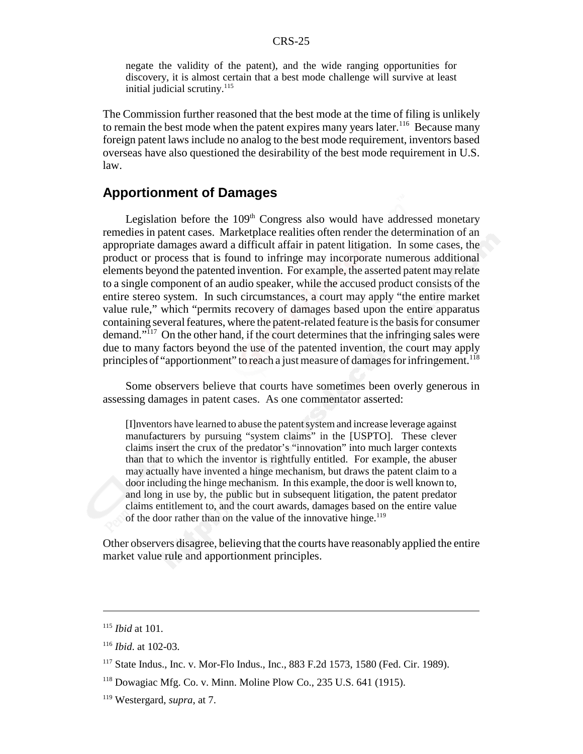> negate the validity of the patent), and the wide ranging opportunities for discovery, it is almost certain that a best mode challenge will survive at least initial judicial scrutiny.[115]

The Commission further reasoned that the best mode at the time of filing is unlikely to remain the best mode when the patent expires many years later.[116] Because many foreign patent laws include no analog to the best mode requirement, inventors based overseas have also questioned the desirability of the best mode requirement in U.S. law.

## Apportionment of Damages

Legislation before the 109th Congress also would have addressed monetary remedies in patent cases. Marketplace realities often render the determination of an appropriate damages award a difficult affair in patent litigation. In some cases, the product or process that is found to infringe may incorporate numerous additional elements beyond the patented invention. For example, the asserted patent may relate to a single component of an audio speaker, while the accused product consists of the entire stereo system. In such circumstances, a court may apply "the entire market value rule," which "permits recovery of damages based upon the entire apparatus containing several features, where the patent-related feature is the basis for consumer demand."[117] On the other hand, if the court determines that the infringing sales were due to many factors beyond the use of the patented invention, the court may apply principles of "apportionment" to reach a just measure of damages for infringement.[118]

Some observers believe that courts have sometimes been overly generous in assessing damages in patent cases. As one commentator asserted:

> [I]nventors have learned to abuse the patent system and increase leverage against manufacturers by pursuing "system claims" in the [USPTO]. These clever claims insert the crux of the predator's "innovation" into much larger contexts than that to which the inventor is rightfully entitled. For example, the abuser may actually have invented a hinge mechanism, but draws the patent claim to a door including the hinge mechanism. In this example, the door is well known to, and long in use by, the public but in subsequent litigation, the patent predator claims entitlement to, and the court awards, damages based on the entire value of the door rather than on the value of the innovative hinge.[119]

Other observers disagree, believing that the courts have reasonably applied the entire market value rule and apportionment principles.

---

[115] *Ibid* at 101.

[116] *Ibid.* at 102-03.

[117] State Indus., Inc. v. Mor-Flo Indus., Inc., 883 F.2d 1573, 1580 (Fed. Cir. 1989).

[118] Dowagiac Mfg. Co. v. Minn. Moline Plow Co., 235 U.S. 641 (1915).

[119] Westergard, *supra*, at 7.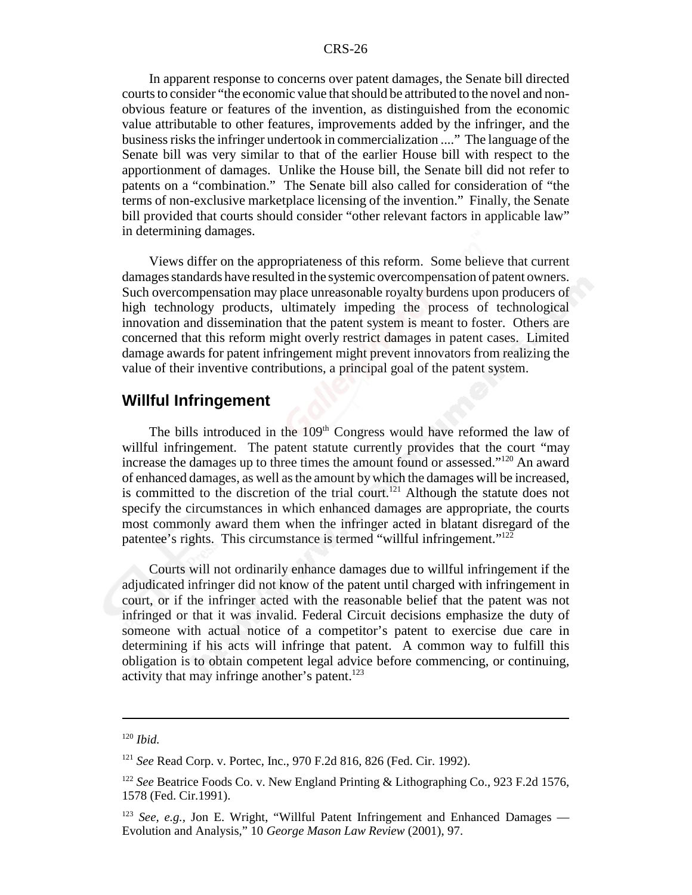In apparent response to concerns over patent damages, the Senate bill directed courts to consider "the economic value that should be attributed to the novel and non-obvious feature or features of the invention, as distinguished from the economic value attributable to other features, improvements added by the infringer, and the business risks the infringer undertook in commercialization ...." The language of the Senate bill was very similar to that of the earlier House bill with respect to the apportionment of damages. Unlike the House bill, the Senate bill did not refer to patents on a "combination." The Senate bill also called for consideration of "the terms of non-exclusive marketplace licensing of the invention." Finally, the Senate bill provided that courts should consider "other relevant factors in applicable law" in determining damages.

Views differ on the appropriateness of this reform. Some believe that current damages standards have resulted in the systemic overcompensation of patent owners. Such overcompensation may place unreasonable royalty burdens upon producers of high technology products, ultimately impeding the process of technological innovation and dissemination that the patent system is meant to foster. Others are concerned that this reform might overly restrict damages in patent cases. Limited damage awards for patent infringement might prevent innovators from realizing the value of their inventive contributions, a principal goal of the patent system.

## Willful Infringement

The bills introduced in the 109th Congress would have reformed the law of willful infringement. The patent statute currently provides that the court "may increase the damages up to three times the amount found or assessed."[120] An award of enhanced damages, as well as the amount by which the damages will be increased, is committed to the discretion of the trial court.[121] Although the statute does not specify the circumstances in which enhanced damages are appropriate, the courts most commonly award them when the infringer acted in blatant disregard of the patentee's rights. This circumstance is termed "willful infringement."[122]

Courts will not ordinarily enhance damages due to willful infringement if the adjudicated infringer did not know of the patent until charged with infringement in court, or if the infringer acted with the reasonable belief that the patent was not infringed or that it was invalid. Federal Circuit decisions emphasize the duty of someone with actual notice of a competitor's patent to exercise due care in determining if his acts will infringe that patent. A common way to fulfill this obligation is to obtain competent legal advice before commencing, or continuing, activity that may infringe another's patent.[123]

---

[120] *Ibid.*

[121] *See* Read Corp. v. Portec, Inc., 970 F.2d 816, 826 (Fed. Cir. 1992).

[122] *See* Beatrice Foods Co. v. New England Printing & Lithographing Co., 923 F.2d 1576, 1578 (Fed. Cir.1991).

[123] *See, e.g.,* Jon E. Wright, "Willful Patent Infringement and Enhanced Damages — Evolution and Analysis," 10 *George Mason Law Review* (2001), 97.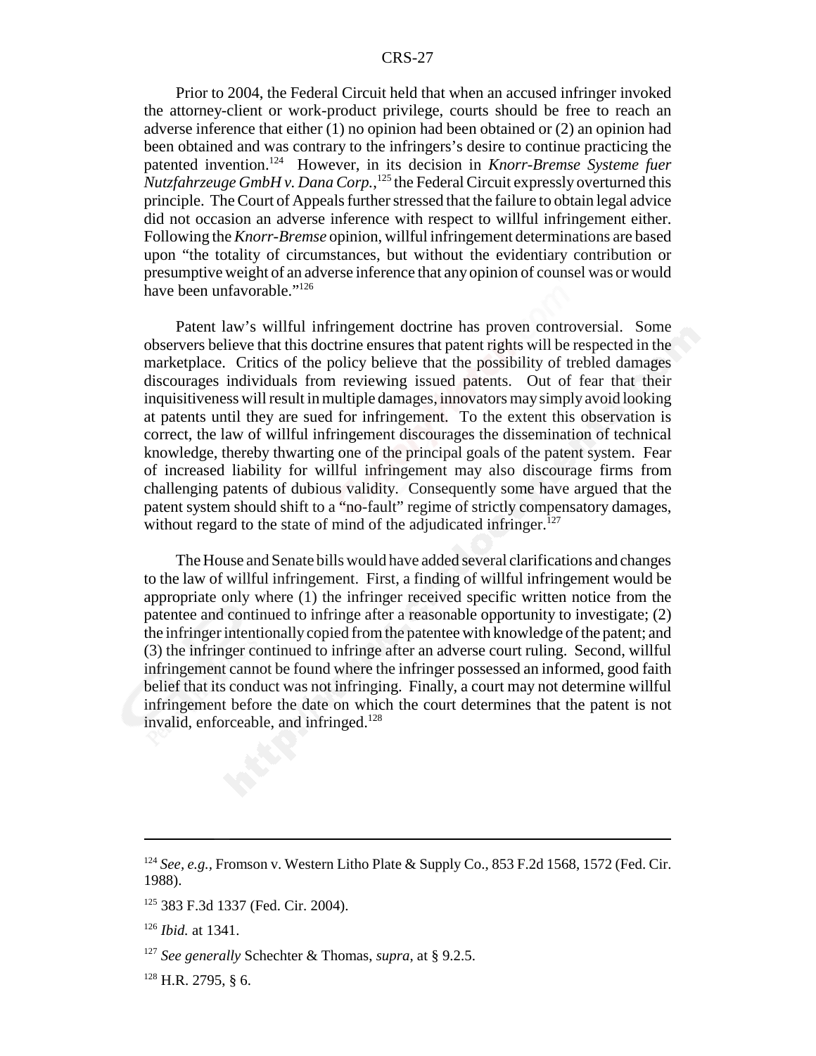Prior to 2004, the Federal Circuit held that when an accused infringer invoked the attorney-client or work-product privilege, courts should be free to reach an adverse inference that either (1) no opinion had been obtained or (2) an opinion had been obtained and was contrary to the infringers's desire to continue practicing the patented invention.[124] However, in its decision in *Knorr-Bremse Systeme fuer Nutzfahrzeuge GmbH v. Dana Corp.*,[125] the Federal Circuit expressly overturned this principle. The Court of Appeals further stressed that the failure to obtain legal advice did not occasion an adverse inference with respect to willful infringement either. Following the *Knorr-Bremse* opinion, willful infringement determinations are based upon "the totality of circumstances, but without the evidentiary contribution or presumptive weight of an adverse inference that any opinion of counsel was or would have been unfavorable."[126]

Patent law's willful infringement doctrine has proven controversial. Some observers believe that this doctrine ensures that patent rights will be respected in the marketplace. Critics of the policy believe that the possibility of trebled damages discourages individuals from reviewing issued patents. Out of fear that their inquisitiveness will result in multiple damages, innovators may simply avoid looking at patents until they are sued for infringement. To the extent this observation is correct, the law of willful infringement discourages the dissemination of technical knowledge, thereby thwarting one of the principal goals of the patent system. Fear of increased liability for willful infringement may also discourage firms from challenging patents of dubious validity. Consequently some have argued that the patent system should shift to a "no-fault" regime of strictly compensatory damages, without regard to the state of mind of the adjudicated infringer.[127]

The House and Senate bills would have added several clarifications and changes to the law of willful infringement. First, a finding of willful infringement would be appropriate only where (1) the infringer received specific written notice from the patentee and continued to infringe after a reasonable opportunity to investigate; (2) the infringer intentionally copied from the patentee with knowledge of the patent; and (3) the infringer continued to infringe after an adverse court ruling. Second, willful infringement cannot be found where the infringer possessed an informed, good faith belief that its conduct was not infringing. Finally, a court may not determine willful infringement before the date on which the court determines that the patent is not invalid, enforceable, and infringed.[128]

---

[124] *See, e.g.*, Fromson v. Western Litho Plate & Supply Co., 853 F.2d 1568, 1572 (Fed. Cir. 1988).

[125] 383 F.3d 1337 (Fed. Cir. 2004).

[126] *Ibid.* at 1341.

[127] *See generally* Schechter & Thomas, *supra*, at § 9.2.5.

[128] H.R. 2795, § 6.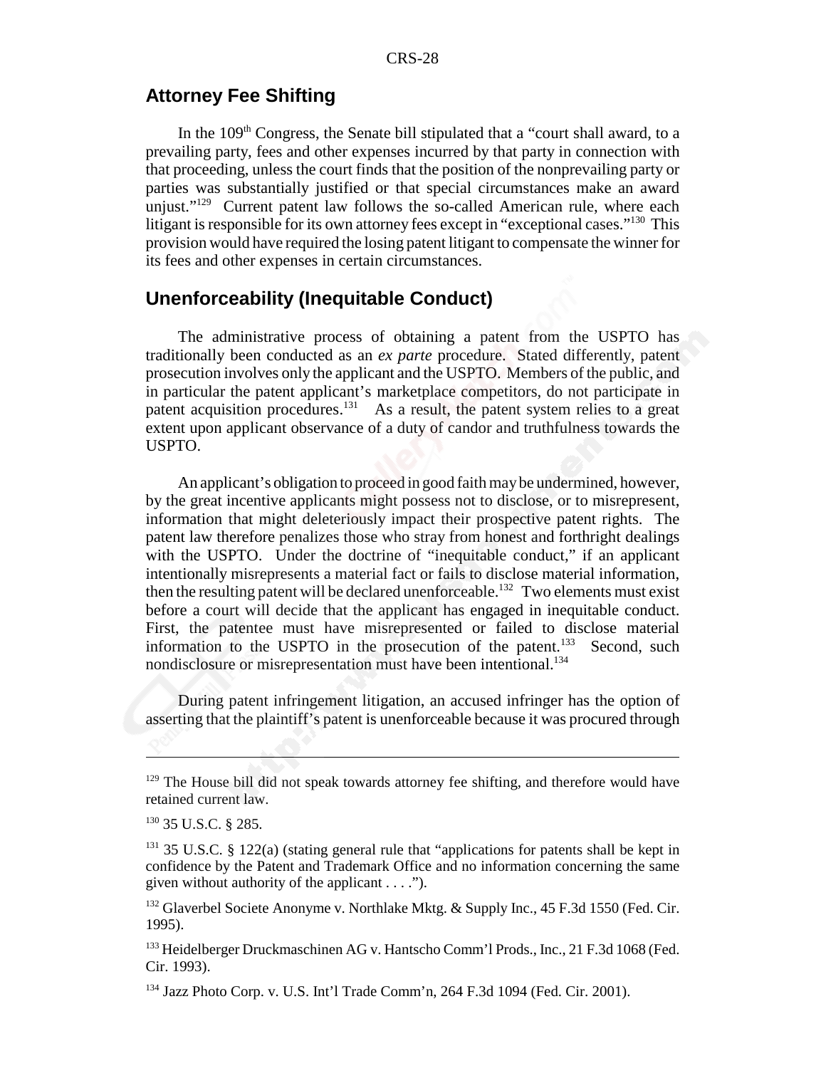## Attorney Fee Shifting

In the 109th Congress, the Senate bill stipulated that a "court shall award, to a prevailing party, fees and other expenses incurred by that party in connection with that proceeding, unless the court finds that the position of the nonprevailing party or parties was substantially justified or that special circumstances make an award unjust."[129] Current patent law follows the so-called American rule, where each litigant is responsible for its own attorney fees except in "exceptional cases."[130] This provision would have required the losing patent litigant to compensate the winner for its fees and other expenses in certain circumstances.

## Unenforceability (Inequitable Conduct)

The administrative process of obtaining a patent from the USPTO has traditionally been conducted as an *ex parte* procedure. Stated differently, patent prosecution involves only the applicant and the USPTO. Members of the public, and in particular the patent applicant's marketplace competitors, do not participate in patent acquisition procedures.[131] As a result, the patent system relies to a great extent upon applicant observance of a duty of candor and truthfulness towards the USPTO.

An applicant's obligation to proceed in good faith may be undermined, however, by the great incentive applicants might possess not to disclose, or to misrepresent, information that might deleteriously impact their prospective patent rights. The patent law therefore penalizes those who stray from honest and forthright dealings with the USPTO. Under the doctrine of "inequitable conduct," if an applicant intentionally misrepresents a material fact or fails to disclose material information, then the resulting patent will be declared unenforceable.[132] Two elements must exist before a court will decide that the applicant has engaged in inequitable conduct. First, the patentee must have misrepresented or failed to disclose material information to the USPTO in the prosecution of the patent.[133] Second, such nondisclosure or misrepresentation must have been intentional.[134]

During patent infringement litigation, an accused infringer has the option of asserting that the plaintiff's patent is unenforceable because it was procured through

---

[129] The House bill did not speak towards attorney fee shifting, and therefore would have retained current law.

[130] 35 U.S.C. § 285.

[131] 35 U.S.C. § 122(a) (stating general rule that "applications for patents shall be kept in confidence by the Patent and Trademark Office and no information concerning the same given without authority of the applicant . . . .").

[132] Glaverbel Societe Anonyme v. Northlake Mktg. & Supply Inc., 45 F.3d 1550 (Fed. Cir. 1995).

[133] Heidelberger Druckmaschinen AG v. Hantscho Comm'l Prods., Inc., 21 F.3d 1068 (Fed. Cir. 1993).

[134] Jazz Photo Corp. v. U.S. Int'l Trade Comm'n, 264 F.3d 1094 (Fed. Cir. 2001).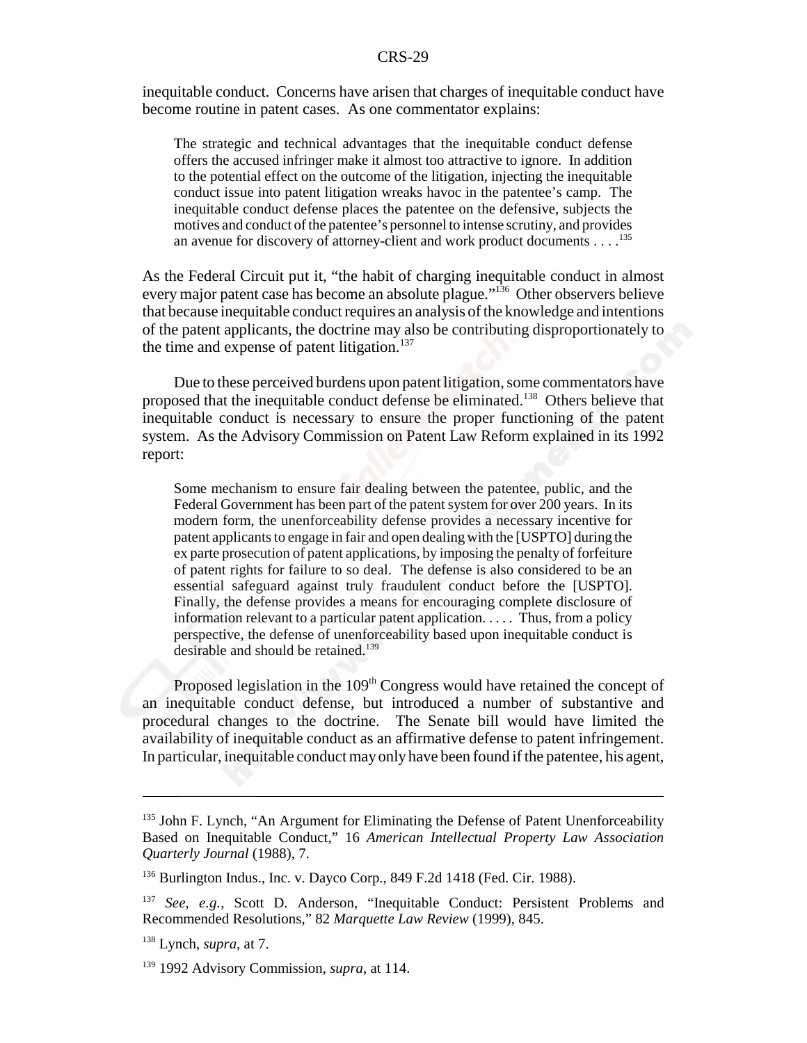inequitable conduct. Concerns have arisen that charges of inequitable conduct have become routine in patent cases. As one commentator explains:

> The strategic and technical advantages that the inequitable conduct defense offers the accused infringer make it almost too attractive to ignore. In addition to the potential effect on the outcome of the litigation, injecting the inequitable conduct issue into patent litigation wreaks havoc in the patentee's camp. The inequitable conduct defense places the patentee on the defensive, subjects the motives and conduct of the patentee's personnel to intense scrutiny, and provides an avenue for discovery of attorney-client and work product documents . . . .[135]

As the Federal Circuit put it, "the habit of charging inequitable conduct in almost every major patent case has become an absolute plague."[136] Other observers believe that because inequitable conduct requires an analysis of the knowledge and intentions of the patent applicants, the doctrine may also be contributing disproportionately to the time and expense of patent litigation.[137]

Due to these perceived burdens upon patent litigation, some commentators have proposed that the inequitable conduct defense be eliminated.[138] Others believe that inequitable conduct is necessary to ensure the proper functioning of the patent system. As the Advisory Commission on Patent Law Reform explained in its 1992 report:

> Some mechanism to ensure fair dealing between the patentee, public, and the Federal Government has been part of the patent system for over 200 years. In its modern form, the unenforceability defense provides a necessary incentive for patent applicants to engage in fair and open dealing with the [USPTO] during the ex parte prosecution of patent applications, by imposing the penalty of forfeiture of patent rights for failure to so deal. The defense is also considered to be an essential safeguard against truly fraudulent conduct before the [USPTO]. Finally, the defense provides a means for encouraging complete disclosure of information relevant to a particular patent application. . . . . Thus, from a policy perspective, the defense of unenforceability based upon inequitable conduct is desirable and should be retained.[139]

Proposed legislation in the 109th Congress would have retained the concept of an inequitable conduct defense, but introduced a number of substantive and procedural changes to the doctrine. The Senate bill would have limited the availability of inequitable conduct as an affirmative defense to patent infringement. In particular, inequitable conduct may only have been found if the patentee, his agent,

---

[135] John F. Lynch, "An Argument for Eliminating the Defense of Patent Unenforceability Based on Inequitable Conduct," 16 *American Intellectual Property Law Association Quarterly Journal* (1988), 7.

[136] Burlington Indus., Inc. v. Dayco Corp., 849 F.2d 1418 (Fed. Cir. 1988).

[137] *See, e.g.*, Scott D. Anderson, "Inequitable Conduct: Persistent Problems and Recommended Resolutions," 82 *Marquette Law Review* (1999), 845.

[138] Lynch, *supra*, at 7.

[139] 1992 Advisory Commission, *supra*, at 114.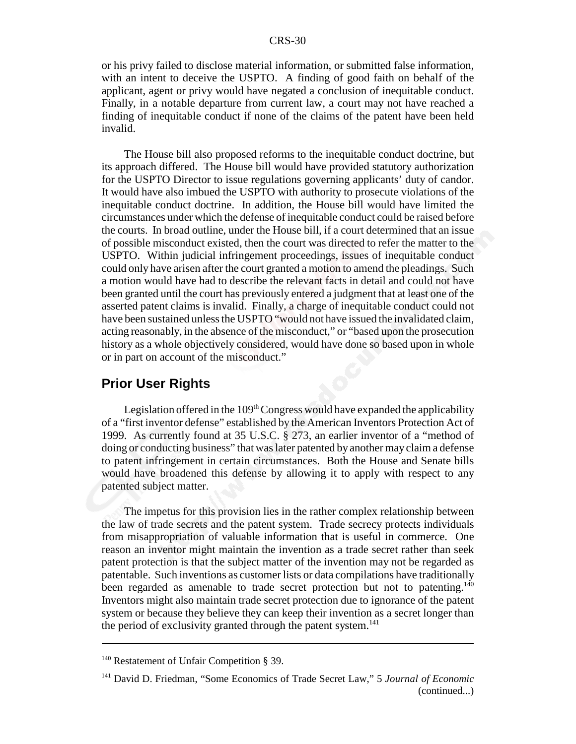or his privy failed to disclose material information, or submitted false information, with an intent to deceive the USPTO. A finding of good faith on behalf of the applicant, agent or privy would have negated a conclusion of inequitable conduct. Finally, in a notable departure from current law, a court may not have reached a finding of inequitable conduct if none of the claims of the patent have been held invalid.

The House bill also proposed reforms to the inequitable conduct doctrine, but its approach differed. The House bill would have provided statutory authorization for the USPTO Director to issue regulations governing applicants' duty of candor. It would have also imbued the USPTO with authority to prosecute violations of the inequitable conduct doctrine. In addition, the House bill would have limited the circumstances under which the defense of inequitable conduct could be raised before the courts. In broad outline, under the House bill, if a court determined that an issue of possible misconduct existed, then the court was directed to refer the matter to the USPTO. Within judicial infringement proceedings, issues of inequitable conduct could only have arisen after the court granted a motion to amend the pleadings. Such a motion would have had to describe the relevant facts in detail and could not have been granted until the court has previously entered a judgment that at least one of the asserted patent claims is invalid. Finally, a charge of inequitable conduct could not have been sustained unless the USPTO "would not have issued the invalidated claim, acting reasonably, in the absence of the misconduct," or "based upon the prosecution history as a whole objectively considered, would have done so based upon in whole or in part on account of the misconduct."

## Prior User Rights

Legislation offered in the 109th Congress would have expanded the applicability of a "first inventor defense" established by the American Inventors Protection Act of 1999. As currently found at 35 U.S.C. § 273, an earlier inventor of a "method of doing or conducting business" that was later patented by another may claim a defense to patent infringement in certain circumstances. Both the House and Senate bills would have broadened this defense by allowing it to apply with respect to any patented subject matter.

The impetus for this provision lies in the rather complex relationship between the law of trade secrets and the patent system. Trade secrecy protects individuals from misappropriation of valuable information that is useful in commerce. One reason an inventor might maintain the invention as a trade secret rather than seek patent protection is that the subject matter of the invention may not be regarded as patentable. Such inventions as customer lists or data compilations have traditionally been regarded as amenable to trade secret protection but not to patenting.[140] Inventors might also maintain trade secret protection due to ignorance of the patent system or because they believe they can keep their invention as a secret longer than the period of exclusivity granted through the patent system.[141]

---

[140] Restatement of Unfair Competition § 39.

[141] David D. Friedman, "Some Economics of Trade Secret Law," 5 *Journal of Economic* (continued...)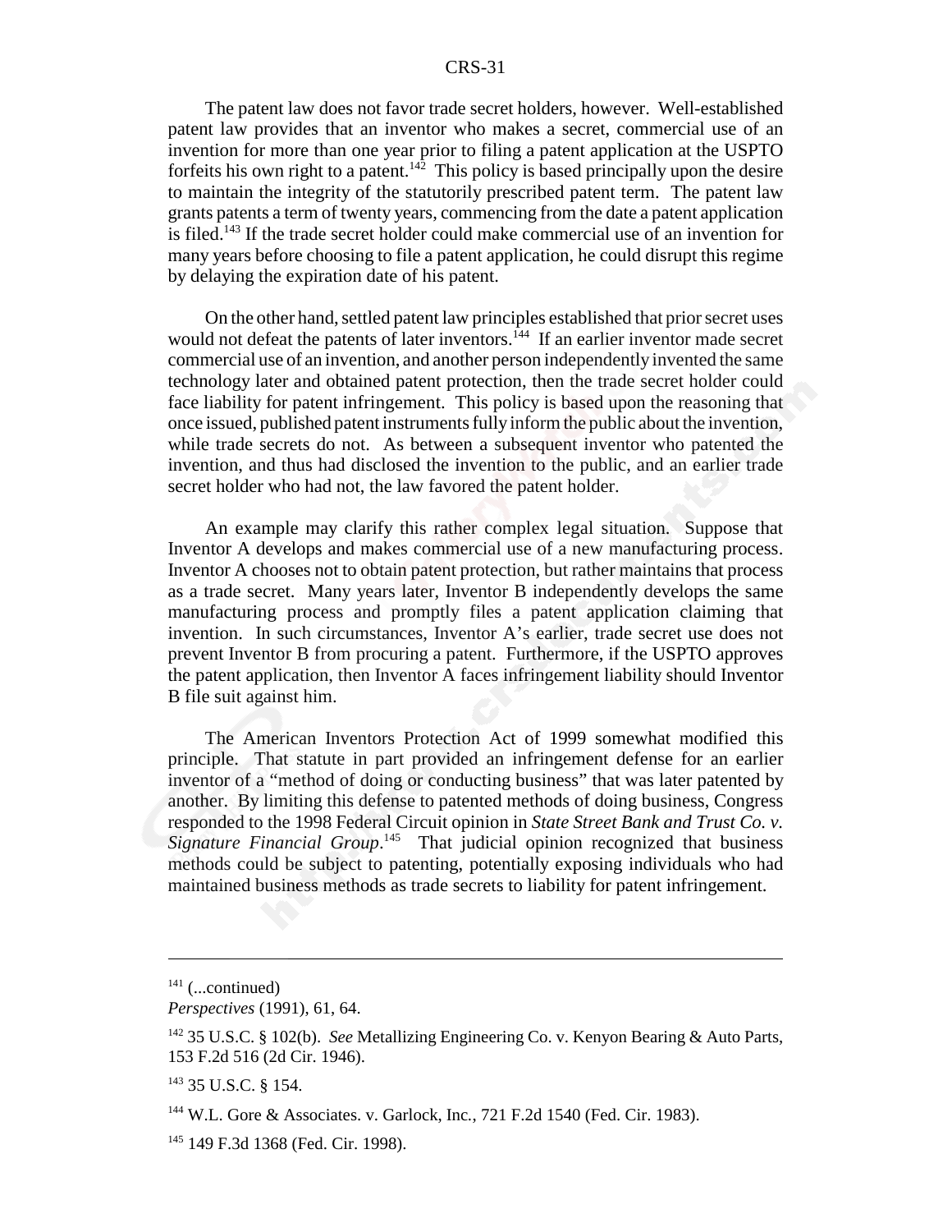The patent law does not favor trade secret holders, however. Well-established patent law provides that an inventor who makes a secret, commercial use of an invention for more than one year prior to filing a patent application at the USPTO forfeits his own right to a patent.[142] This policy is based principally upon the desire to maintain the integrity of the statutorily prescribed patent term. The patent law grants patents a term of twenty years, commencing from the date a patent application is filed.[143] If the trade secret holder could make commercial use of an invention for many years before choosing to file a patent application, he could disrupt this regime by delaying the expiration date of his patent.

On the other hand, settled patent law principles established that prior secret uses would not defeat the patents of later inventors.[144] If an earlier inventor made secret commercial use of an invention, and another person independently invented the same technology later and obtained patent protection, then the trade secret holder could face liability for patent infringement. This policy is based upon the reasoning that once issued, published patent instruments fully inform the public about the invention, while trade secrets do not. As between a subsequent inventor who patented the invention, and thus had disclosed the invention to the public, and an earlier trade secret holder who had not, the law favored the patent holder.

An example may clarify this rather complex legal situation. Suppose that Inventor A develops and makes commercial use of a new manufacturing process. Inventor A chooses not to obtain patent protection, but rather maintains that process as a trade secret. Many years later, Inventor B independently develops the same manufacturing process and promptly files a patent application claiming that invention. In such circumstances, Inventor A's earlier, trade secret use does not prevent Inventor B from procuring a patent. Furthermore, if the USPTO approves the patent application, then Inventor A faces infringement liability should Inventor B file suit against him.

The American Inventors Protection Act of 1999 somewhat modified this principle. That statute in part provided an infringement defense for an earlier inventor of a "method of doing or conducting business" that was later patented by another. By limiting this defense to patented methods of doing business, Congress responded to the 1998 Federal Circuit opinion in *State Street Bank and Trust Co. v. Signature Financial Group*.[145] That judicial opinion recognized that business methods could be subject to patenting, potentially exposing individuals who had maintained business methods as trade secrets to liability for patent infringement.

---

[141] (...continued) *Perspectives* (1991), 61, 64.

[142] 35 U.S.C. § 102(b). *See* Metallizing Engineering Co. v. Kenyon Bearing & Auto Parts, 153 F.2d 516 (2d Cir. 1946).

[143] 35 U.S.C. § 154.

[144] W.L. Gore & Associates. v. Garlock, Inc., 721 F.2d 1540 (Fed. Cir. 1983).

[145] 149 F.3d 1368 (Fed. Cir. 1998).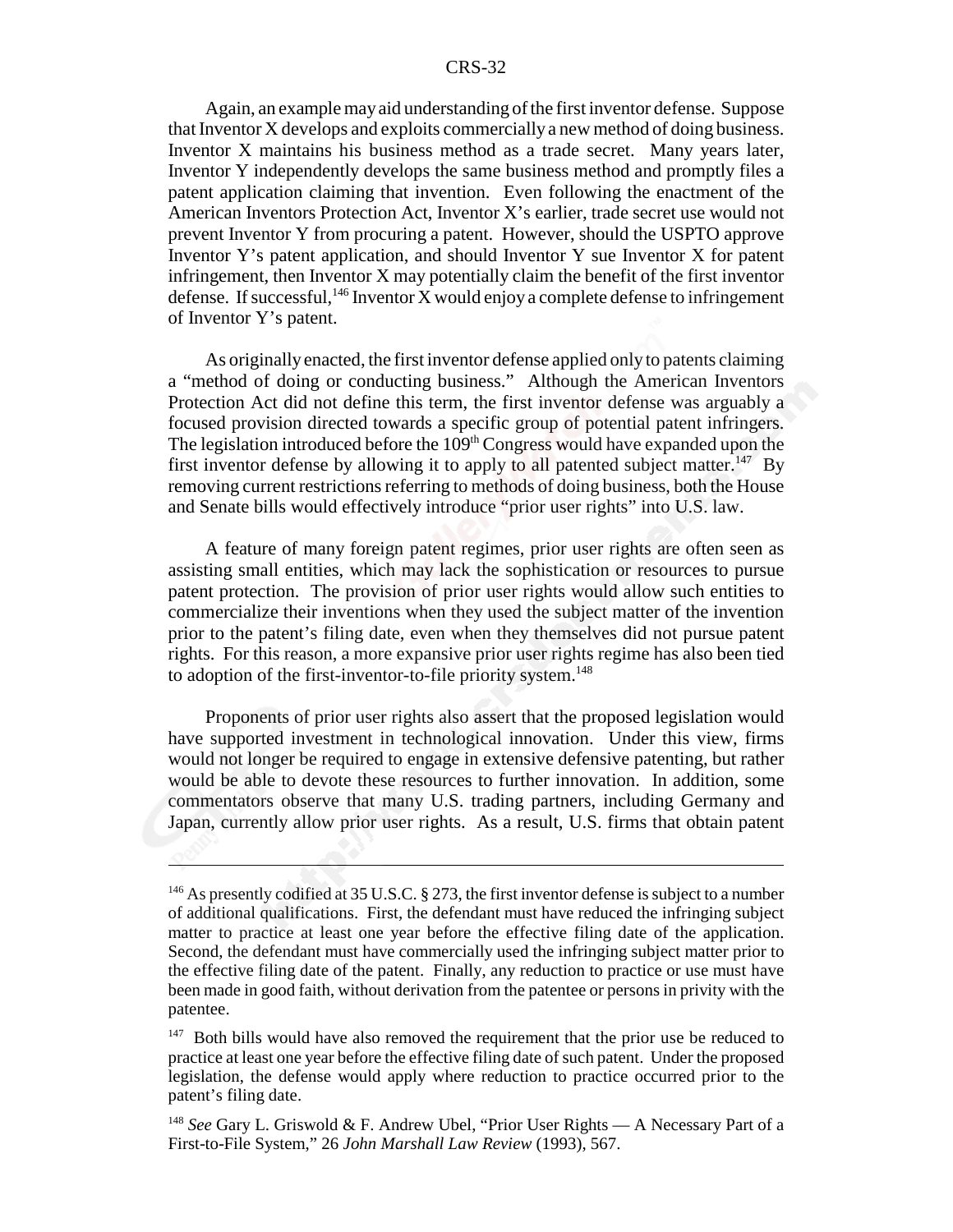Again, an example may aid understanding of the first inventor defense. Suppose that Inventor X develops and exploits commercially a new method of doing business. Inventor X maintains his business method as a trade secret. Many years later, Inventor Y independently develops the same business method and promptly files a patent application claiming that invention. Even following the enactment of the American Inventors Protection Act, Inventor X's earlier, trade secret use would not prevent Inventor Y from procuring a patent. However, should the USPTO approve Inventor Y's patent application, and should Inventor Y sue Inventor X for patent infringement, then Inventor X may potentially claim the benefit of the first inventor defense. If successful,[146] Inventor X would enjoy a complete defense to infringement of Inventor Y's patent.

As originally enacted, the first inventor defense applied only to patents claiming a "method of doing or conducting business." Although the American Inventors Protection Act did not define this term, the first inventor defense was arguably a focused provision directed towards a specific group of potential patent infringers. The legislation introduced before the 109th Congress would have expanded upon the first inventor defense by allowing it to apply to all patented subject matter.[147] By removing current restrictions referring to methods of doing business, both the House and Senate bills would effectively introduce "prior user rights" into U.S. law.

A feature of many foreign patent regimes, prior user rights are often seen as assisting small entities, which may lack the sophistication or resources to pursue patent protection. The provision of prior user rights would allow such entities to commercialize their inventions when they used the subject matter of the invention prior to the patent's filing date, even when they themselves did not pursue patent rights. For this reason, a more expansive prior user rights regime has also been tied to adoption of the first-inventor-to-file priority system.[148]

Proponents of prior user rights also assert that the proposed legislation would have supported investment in technological innovation. Under this view, firms would not longer be required to engage in extensive defensive patenting, but rather would be able to devote these resources to further innovation. In addition, some commentators observe that many U.S. trading partners, including Germany and Japan, currently allow prior user rights. As a result, U.S. firms that obtain patent

---

[146] As presently codified at 35 U.S.C. § 273, the first inventor defense is subject to a number of additional qualifications. First, the defendant must have reduced the infringing subject matter to practice at least one year before the effective filing date of the application. Second, the defendant must have commercially used the infringing subject matter prior to the effective filing date of the patent. Finally, any reduction to practice or use must have been made in good faith, without derivation from the patentee or persons in privity with the patentee.

[147] Both bills would have also removed the requirement that the prior use be reduced to practice at least one year before the effective filing date of such patent. Under the proposed legislation, the defense would apply where reduction to practice occurred prior to the patent's filing date.

[148] *See* Gary L. Griswold & F. Andrew Ubel, "Prior User Rights — A Necessary Part of a First-to-File System," 26 *John Marshall Law Review* (1993), 567.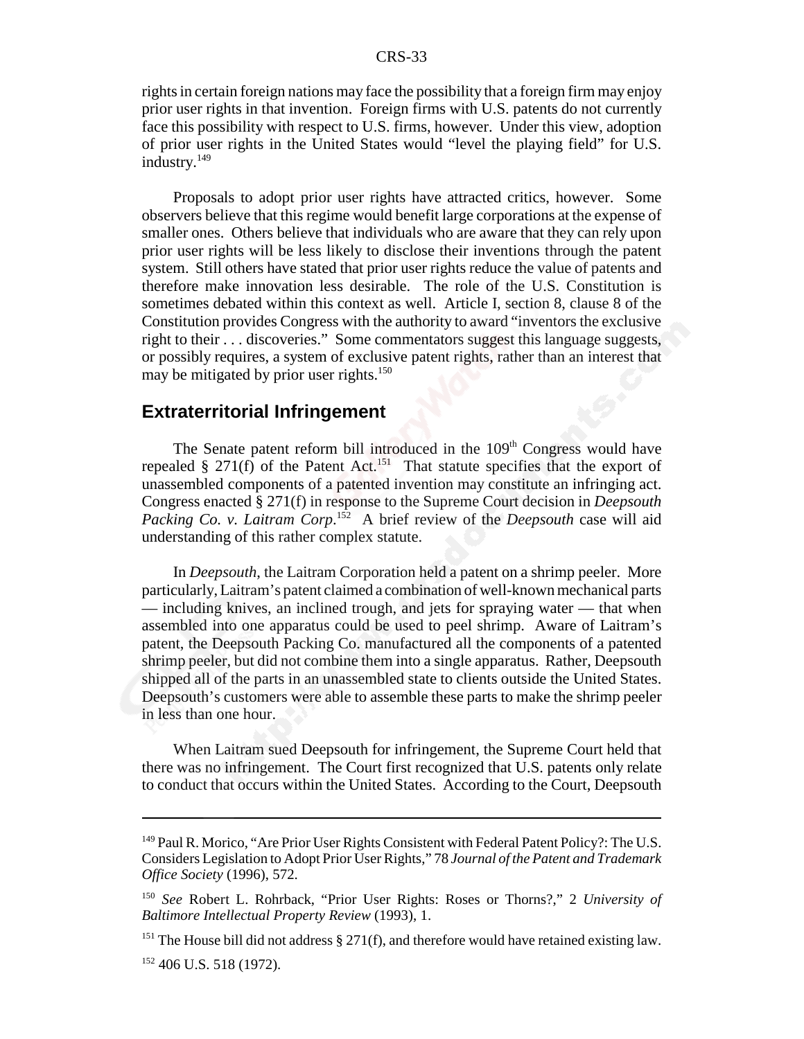rights in certain foreign nations may face the possibility that a foreign firm may enjoy prior user rights in that invention. Foreign firms with U.S. patents do not currently face this possibility with respect to U.S. firms, however. Under this view, adoption of prior user rights in the United States would "level the playing field" for U.S. industry.[149]

Proposals to adopt prior user rights have attracted critics, however. Some observers believe that this regime would benefit large corporations at the expense of smaller ones. Others believe that individuals who are aware that they can rely upon prior user rights will be less likely to disclose their inventions through the patent system. Still others have stated that prior user rights reduce the value of patents and therefore make innovation less desirable. The role of the U.S. Constitution is sometimes debated within this context as well. Article I, section 8, clause 8 of the Constitution provides Congress with the authority to award "inventors the exclusive right to their . . . discoveries." Some commentators suggest this language suggests, or possibly requires, a system of exclusive patent rights, rather than an interest that may be mitigated by prior user rights.[150]

## Extraterritorial Infringement

The Senate patent reform bill introduced in the 109th Congress would have repealed § 271(f) of the Patent Act.[151] That statute specifies that the export of unassembled components of a patented invention may constitute an infringing act. Congress enacted § 271(f) in response to the Supreme Court decision in *Deepsouth Packing Co. v. Laitram Corp.*[152] A brief review of the *Deepsouth* case will aid understanding of this rather complex statute.

In *Deepsouth*, the Laitram Corporation held a patent on a shrimp peeler. More particularly, Laitram's patent claimed a combination of well-known mechanical parts — including knives, an inclined trough, and jets for spraying water — that when assembled into one apparatus could be used to peel shrimp. Aware of Laitram's patent, the Deepsouth Packing Co. manufactured all the components of a patented shrimp peeler, but did not combine them into a single apparatus. Rather, Deepsouth shipped all of the parts in an unassembled state to clients outside the United States. Deepsouth's customers were able to assemble these parts to make the shrimp peeler in less than one hour.

When Laitram sued Deepsouth for infringement, the Supreme Court held that there was no infringement. The Court first recognized that U.S. patents only relate to conduct that occurs within the United States. According to the Court, Deepsouth

---

[149] Paul R. Morico, "Are Prior User Rights Consistent with Federal Patent Policy?: The U.S. Considers Legislation to Adopt Prior User Rights," 78 *Journal of the Patent and Trademark Office Society* (1996), 572.

[150] *See* Robert L. Rohrback, "Prior User Rights: Roses or Thorns?," 2 *University of Baltimore Intellectual Property Review* (1993), 1.

[151] The House bill did not address § 271(f), and therefore would have retained existing law.

[152] 406 U.S. 518 (1972).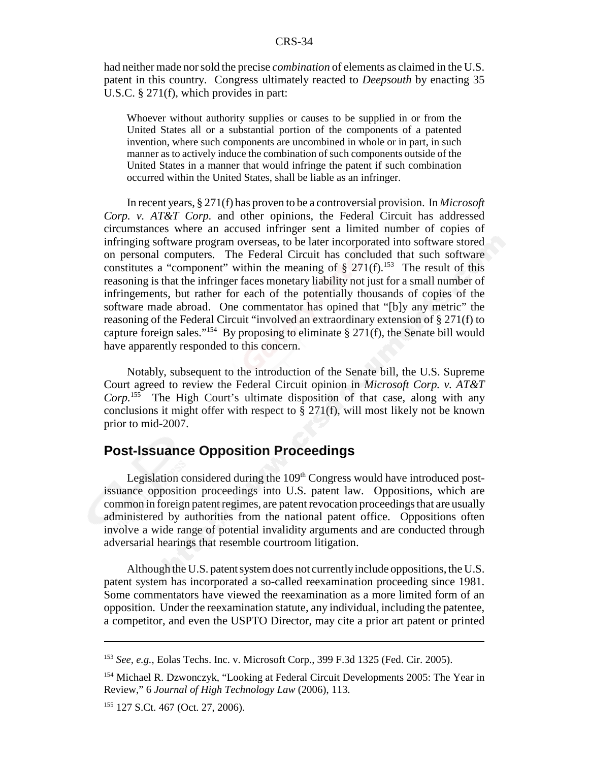had neither made nor sold the precise *combination* of elements as claimed in the U.S. patent in this country. Congress ultimately reacted to *Deepsouth* by enacting 35 U.S.C. § 271(f), which provides in part:

> Whoever without authority supplies or causes to be supplied in or from the United States all or a substantial portion of the components of a patented invention, where such components are uncombined in whole or in part, in such manner as to actively induce the combination of such components outside of the United States in a manner that would infringe the patent if such combination occurred within the United States, shall be liable as an infringer.

In recent years, § 271(f) has proven to be a controversial provision. In *Microsoft Corp. v. AT&T Corp.* and other opinions, the Federal Circuit has addressed circumstances where an accused infringer sent a limited number of copies of infringing software program overseas, to be later incorporated into software stored on personal computers. The Federal Circuit has concluded that such software constitutes a "component" within the meaning of § 271(f).[153] The result of this reasoning is that the infringer faces monetary liability not just for a small number of infringements, but rather for each of the potentially thousands of copies of the software made abroad. One commentator has opined that "[b]y any metric" the reasoning of the Federal Circuit "involved an extraordinary extension of § 271(f) to capture foreign sales."[154] By proposing to eliminate § 271(f), the Senate bill would have apparently responded to this concern.

Notably, subsequent to the introduction of the Senate bill, the U.S. Supreme Court agreed to review the Federal Circuit opinion in *Microsoft Corp. v. AT&T Corp.*[155] The High Court's ultimate disposition of that case, along with any conclusions it might offer with respect to § 271(f), will most likely not be known prior to mid-2007.

## Post-Issuance Opposition Proceedings

Legislation considered during the 109th Congress would have introduced post-issuance opposition proceedings into U.S. patent law. Oppositions, which are common in foreign patent regimes, are patent revocation proceedings that are usually administered by authorities from the national patent office. Oppositions often involve a wide range of potential invalidity arguments and are conducted through adversarial hearings that resemble courtroom litigation.

Although the U.S. patent system does not currently include oppositions, the U.S. patent system has incorporated a so-called reexamination proceeding since 1981. Some commentators have viewed the reexamination as a more limited form of an opposition. Under the reexamination statute, any individual, including the patentee, a competitor, and even the USPTO Director, may cite a prior art patent or printed

---

[153] *See, e.g.*, Eolas Techs. Inc. v. Microsoft Corp., 399 F.3d 1325 (Fed. Cir. 2005).

[154] Michael R. Dzwonczyk, "Looking at Federal Circuit Developments 2005: The Year in Review," 6 *Journal of High Technology Law* (2006), 113.

[155] 127 S.Ct. 467 (Oct. 27, 2006).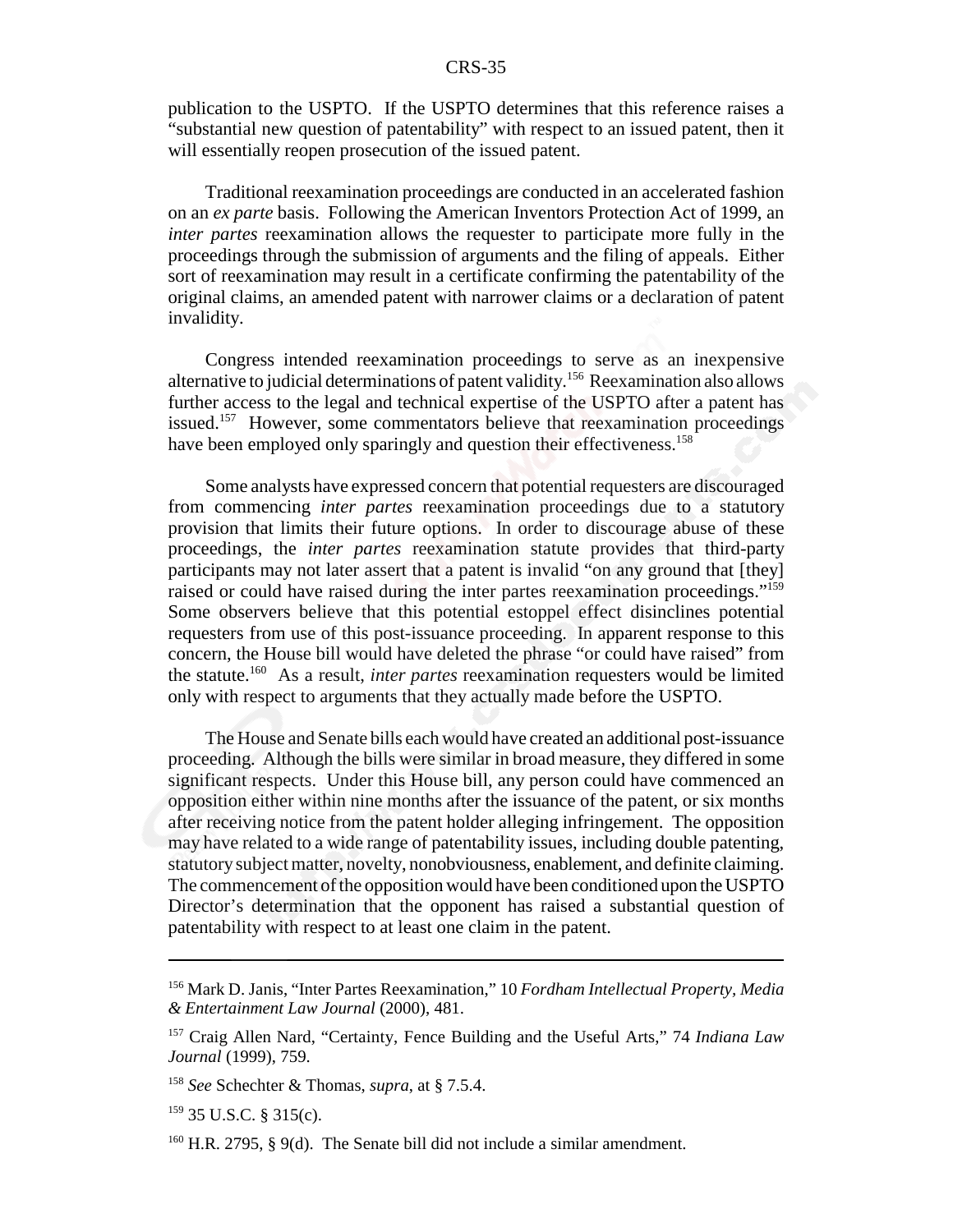publication to the USPTO. If the USPTO determines that this reference raises a "substantial new question of patentability" with respect to an issued patent, then it will essentially reopen prosecution of the issued patent.

Traditional reexamination proceedings are conducted in an accelerated fashion on an *ex parte* basis. Following the American Inventors Protection Act of 1999, an *inter partes* reexamination allows the requester to participate more fully in the proceedings through the submission of arguments and the filing of appeals. Either sort of reexamination may result in a certificate confirming the patentability of the original claims, an amended patent with narrower claims or a declaration of patent invalidity.

Congress intended reexamination proceedings to serve as an inexpensive alternative to judicial determinations of patent validity.[156] Reexamination also allows further access to the legal and technical expertise of the USPTO after a patent has issued.[157] However, some commentators believe that reexamination proceedings have been employed only sparingly and question their effectiveness.[158]

Some analysts have expressed concern that potential requesters are discouraged from commencing *inter partes* reexamination proceedings due to a statutory provision that limits their future options. In order to discourage abuse of these proceedings, the *inter partes* reexamination statute provides that third-party participants may not later assert that a patent is invalid "on any ground that [they] raised or could have raised during the inter partes reexamination proceedings."[159] Some observers believe that this potential estoppel effect disinclines potential requesters from use of this post-issuance proceeding. In apparent response to this concern, the House bill would have deleted the phrase "or could have raised" from the statute.[160] As a result, *inter partes* reexamination requesters would be limited only with respect to arguments that they actually made before the USPTO.

The House and Senate bills each would have created an additional post-issuance proceeding. Although the bills were similar in broad measure, they differed in some significant respects. Under this House bill, any person could have commenced an opposition either within nine months after the issuance of the patent, or six months after receiving notice from the patent holder alleging infringement. The opposition may have related to a wide range of patentability issues, including double patenting, statutory subject matter, novelty, nonobviousness, enablement, and definite claiming. The commencement of the opposition would have been conditioned upon the USPTO Director's determination that the opponent has raised a substantial question of patentability with respect to at least one claim in the patent.

---

[156] Mark D. Janis, "Inter Partes Reexamination," 10 *Fordham Intellectual Property, Media & Entertainment Law Journal* (2000), 481.

[157] Craig Allen Nard, "Certainty, Fence Building and the Useful Arts," 74 *Indiana Law Journal* (1999), 759.

[158] *See* Schechter & Thomas, *supra*, at § 7.5.4.

[159] 35 U.S.C. § 315(c).

[160] H.R. 2795, § 9(d). The Senate bill did not include a similar amendment.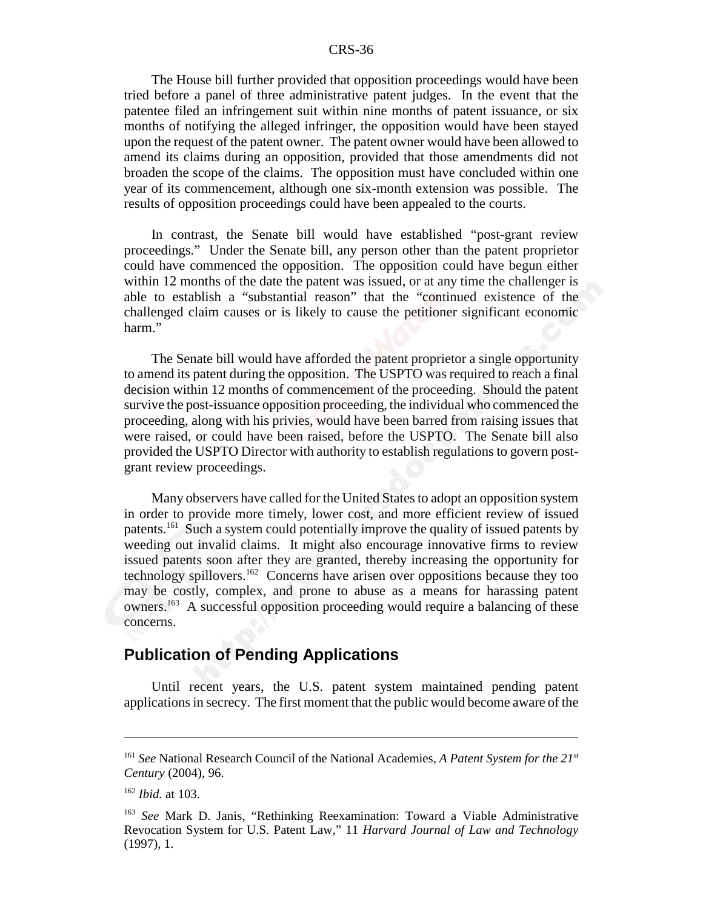The House bill further provided that opposition proceedings would have been tried before a panel of three administrative patent judges. In the event that the patentee filed an infringement suit within nine months of patent issuance, or six months of notifying the alleged infringer, the opposition would have been stayed upon the request of the patent owner. The patent owner would have been allowed to amend its claims during an opposition, provided that those amendments did not broaden the scope of the claims. The opposition must have concluded within one year of its commencement, although one six-month extension was possible. The results of opposition proceedings could have been appealed to the courts.

In contrast, the Senate bill would have established "post-grant review proceedings." Under the Senate bill, any person other than the patent proprietor could have commenced the opposition. The opposition could have begun either within 12 months of the date the patent was issued, or at any time the challenger is able to establish a "substantial reason" that the "continued existence of the challenged claim causes or is likely to cause the petitioner significant economic harm."

The Senate bill would have afforded the patent proprietor a single opportunity to amend its patent during the opposition. The USPTO was required to reach a final decision within 12 months of commencement of the proceeding. Should the patent survive the post-issuance opposition proceeding, the individual who commenced the proceeding, along with his privies, would have been barred from raising issues that were raised, or could have been raised, before the USPTO. The Senate bill also provided the USPTO Director with authority to establish regulations to govern post-grant review proceedings.

Many observers have called for the United States to adopt an opposition system in order to provide more timely, lower cost, and more efficient review of issued patents.[161] Such a system could potentially improve the quality of issued patents by weeding out invalid claims. It might also encourage innovative firms to review issued patents soon after they are granted, thereby increasing the opportunity for technology spillovers.[162] Concerns have arisen over oppositions because they too may be costly, complex, and prone to abuse as a means for harassing patent owners.[163] A successful opposition proceeding would require a balancing of these concerns.

## Publication of Pending Applications

Until recent years, the U.S. patent system maintained pending patent applications in secrecy. The first moment that the public would become aware of the

---

[161] *See* National Research Council of the National Academies, *A Patent System for the 21st Century* (2004), 96.

[162] *Ibid.* at 103.

[163] *See* Mark D. Janis, "Rethinking Reexamination: Toward a Viable Administrative Revocation System for U.S. Patent Law," 11 *Harvard Journal of Law and Technology* (1997), 1.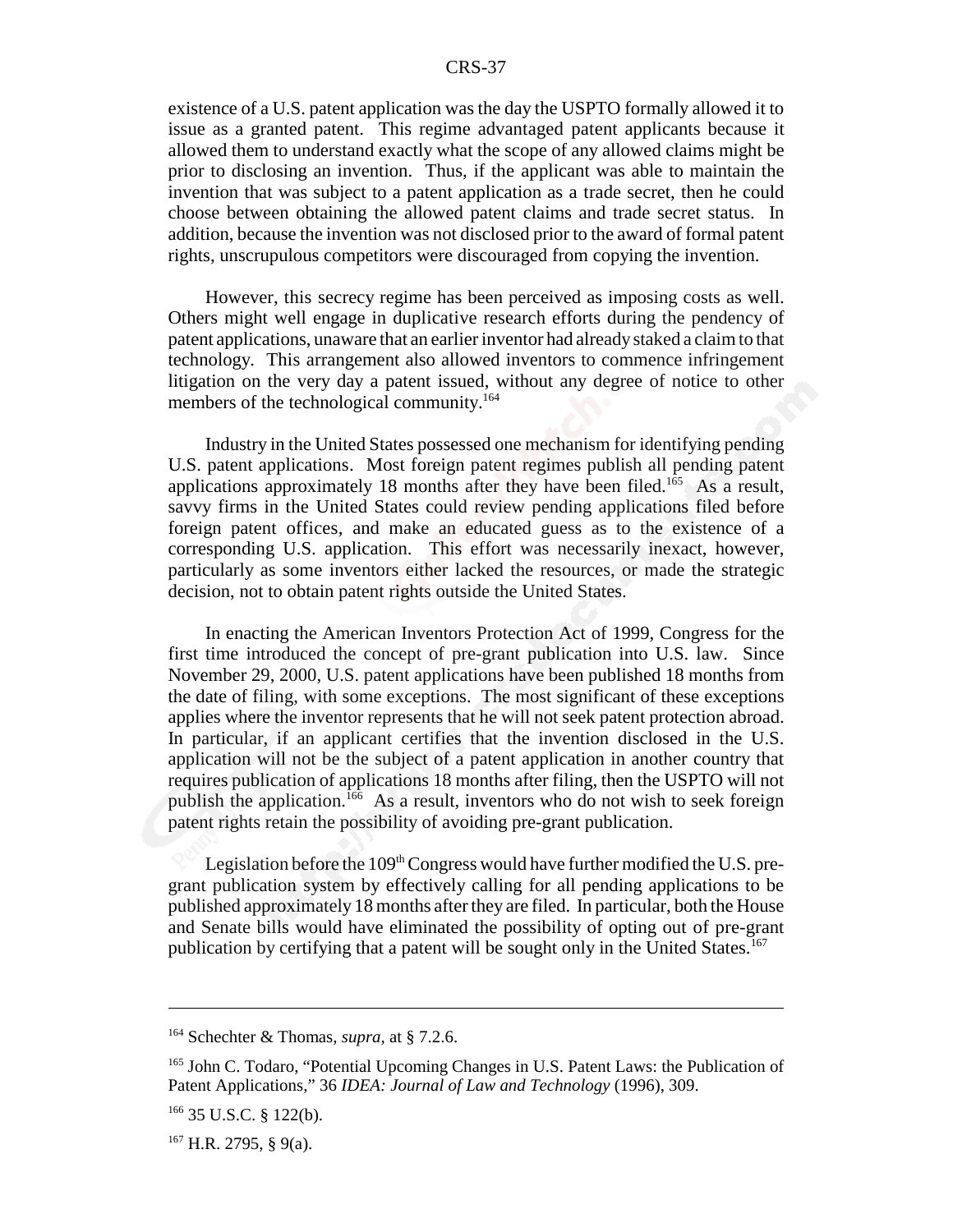existence of a U.S. patent application was the day the USPTO formally allowed it to issue as a granted patent. This regime advantaged patent applicants because it allowed them to understand exactly what the scope of any allowed claims might be prior to disclosing an invention. Thus, if the applicant was able to maintain the invention that was subject to a patent application as a trade secret, then he could choose between obtaining the allowed patent claims and trade secret status. In addition, because the invention was not disclosed prior to the award of formal patent rights, unscrupulous competitors were discouraged from copying the invention.

However, this secrecy regime has been perceived as imposing costs as well. Others might well engage in duplicative research efforts during the pendency of patent applications, unaware that an earlier inventor had already staked a claim to that technology. This arrangement also allowed inventors to commence infringement litigation on the very day a patent issued, without any degree of notice to other members of the technological community.[164]

Industry in the United States possessed one mechanism for identifying pending U.S. patent applications. Most foreign patent regimes publish all pending patent applications approximately 18 months after they have been filed.[165] As a result, savvy firms in the United States could review pending applications filed before foreign patent offices, and make an educated guess as to the existence of a corresponding U.S. application. This effort was necessarily inexact, however, particularly as some inventors either lacked the resources, or made the strategic decision, not to obtain patent rights outside the United States.

In enacting the American Inventors Protection Act of 1999, Congress for the first time introduced the concept of pre-grant publication into U.S. law. Since November 29, 2000, U.S. patent applications have been published 18 months from the date of filing, with some exceptions. The most significant of these exceptions applies where the inventor represents that he will not seek patent protection abroad. In particular, if an applicant certifies that the invention disclosed in the U.S. application will not be the subject of a patent application in another country that requires publication of applications 18 months after filing, then the USPTO will not publish the application.[166] As a result, inventors who do not wish to seek foreign patent rights retain the possibility of avoiding pre-grant publication.

Legislation before the 109th Congress would have further modified the U.S. pre-grant publication system by effectively calling for all pending applications to be published approximately 18 months after they are filed. In particular, both the House and Senate bills would have eliminated the possibility of opting out of pre-grant publication by certifying that a patent will be sought only in the United States.[167]

---

[164] Schechter & Thomas, *supra*, at § 7.2.6.

[165] John C. Todaro, "Potential Upcoming Changes in U.S. Patent Laws: the Publication of Patent Applications," 36 *IDEA: Journal of Law and Technology* (1996), 309.

[166] 35 U.S.C. § 122(b).

[167] H.R. 2795, § 9(a).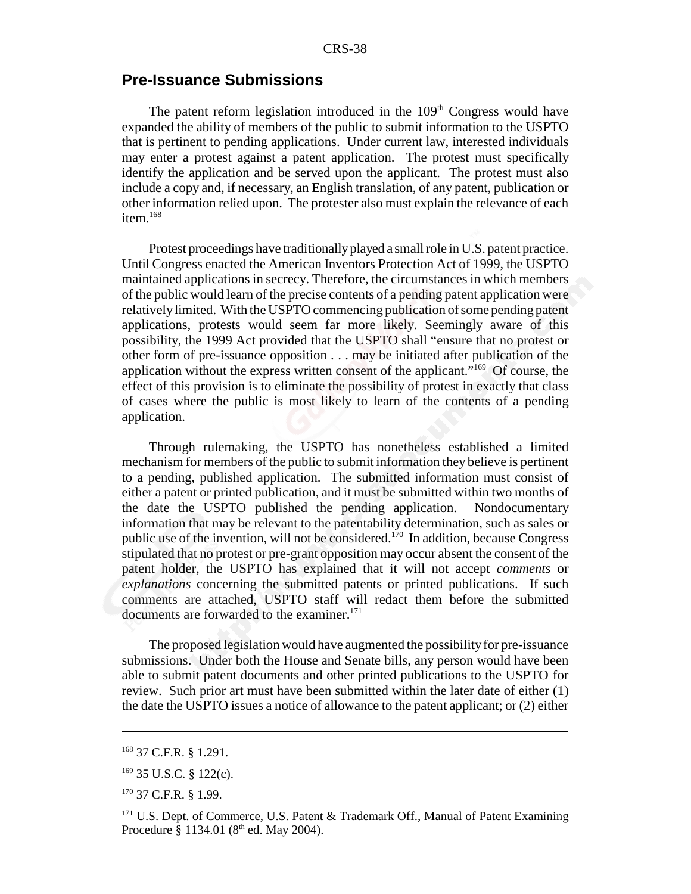## Pre-Issuance Submissions

The patent reform legislation introduced in the 109th Congress would have expanded the ability of members of the public to submit information to the USPTO that is pertinent to pending applications. Under current law, interested individuals may enter a protest against a patent application. The protest must specifically identify the application and be served upon the applicant. The protest must also include a copy and, if necessary, an English translation, of any patent, publication or other information relied upon. The protester also must explain the relevance of each item.[168]

Protest proceedings have traditionally played a small role in U.S. patent practice. Until Congress enacted the American Inventors Protection Act of 1999, the USPTO maintained applications in secrecy. Therefore, the circumstances in which members of the public would learn of the precise contents of a pending patent application were relatively limited. With the USPTO commencing publication of some pending patent applications, protests would seem far more likely. Seemingly aware of this possibility, the 1999 Act provided that the USPTO shall "ensure that no protest or other form of pre-issuance opposition . . . may be initiated after publication of the application without the express written consent of the applicant."[169] Of course, the effect of this provision is to eliminate the possibility of protest in exactly that class of cases where the public is most likely to learn of the contents of a pending application.

Through rulemaking, the USPTO has nonetheless established a limited mechanism for members of the public to submit information they believe is pertinent to a pending, published application. The submitted information must consist of either a patent or printed publication, and it must be submitted within two months of the date the USPTO published the pending application. Nondocumentary information that may be relevant to the patentability determination, such as sales or public use of the invention, will not be considered.[170] In addition, because Congress stipulated that no protest or pre-grant opposition may occur absent the consent of the patent holder, the USPTO has explained that it will not accept *comments* or *explanations* concerning the submitted patents or printed publications. If such comments are attached, USPTO staff will redact them before the submitted documents are forwarded to the examiner.[171]

The proposed legislation would have augmented the possibility for pre-issuance submissions. Under both the House and Senate bills, any person would have been able to submit patent documents and other printed publications to the USPTO for review. Such prior art must have been submitted within the later date of either (1) the date the USPTO issues a notice of allowance to the patent applicant; or (2) either

---

[168] 37 C.F.R. § 1.291.

[169] 35 U.S.C. § 122(c).

[170] 37 C.F.R. § 1.99.

[171] U.S. Dept. of Commerce, U.S. Patent & Trademark Off., Manual of Patent Examining Procedure § 1134.01 (8th ed. May 2004).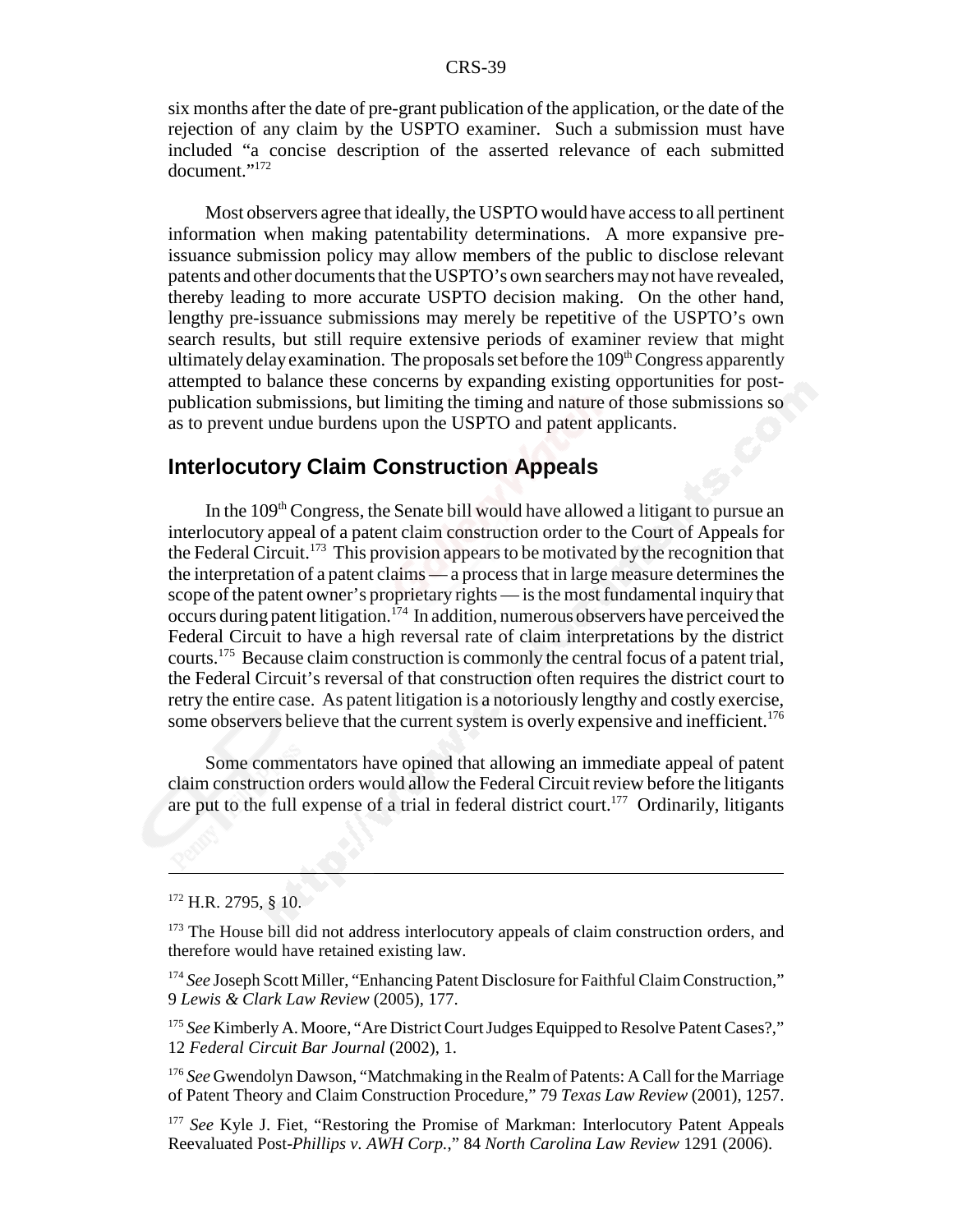six months after the date of pre-grant publication of the application, or the date of the rejection of any claim by the USPTO examiner. Such a submission must have included "a concise description of the asserted relevance of each submitted document."[172]

Most observers agree that ideally, the USPTO would have access to all pertinent information when making patentability determinations. A more expansive pre-issuance submission policy may allow members of the public to disclose relevant patents and other documents that the USPTO's own searchers may not have revealed, thereby leading to more accurate USPTO decision making. On the other hand, lengthy pre-issuance submissions may merely be repetitive of the USPTO's own search results, but still require extensive periods of examiner review that might ultimately delay examination. The proposals set before the 109th Congress apparently attempted to balance these concerns by expanding existing opportunities for post-publication submissions, but limiting the timing and nature of those submissions so as to prevent undue burdens upon the USPTO and patent applicants.

## Interlocutory Claim Construction Appeals

In the 109th Congress, the Senate bill would have allowed a litigant to pursue an interlocutory appeal of a patent claim construction order to the Court of Appeals for the Federal Circuit.[173] This provision appears to be motivated by the recognition that the interpretation of a patent claims — a process that in large measure determines the scope of the patent owner's proprietary rights — is the most fundamental inquiry that occurs during patent litigation.[174] In addition, numerous observers have perceived the Federal Circuit to have a high reversal rate of claim interpretations by the district courts.[175] Because claim construction is commonly the central focus of a patent trial, the Federal Circuit's reversal of that construction often requires the district court to retry the entire case. As patent litigation is a notoriously lengthy and costly exercise, some observers believe that the current system is overly expensive and inefficient.[176]

Some commentators have opined that allowing an immediate appeal of patent claim construction orders would allow the Federal Circuit review before the litigants are put to the full expense of a trial in federal district court.[177] Ordinarily, litigants

---

[172] H.R. 2795, § 10.

[173] The House bill did not address interlocutory appeals of claim construction orders, and therefore would have retained existing law.

[174] *See* Joseph Scott Miller, "Enhancing Patent Disclosure for Faithful Claim Construction," 9 *Lewis & Clark Law Review* (2005), 177.

[175] *See* Kimberly A. Moore, "Are District Court Judges Equipped to Resolve Patent Cases?," 12 *Federal Circuit Bar Journal* (2002), 1.

[176] *See* Gwendolyn Dawson, "Matchmaking in the Realm of Patents: A Call for the Marriage of Patent Theory and Claim Construction Procedure," 79 *Texas Law Review* (2001), 1257.

[177] *See* Kyle J. Fiet, "Restoring the Promise of Markman: Interlocutory Patent Appeals Reevaluated Post-*Phillips v. AWH Corp.*," 84 *North Carolina Law Review* 1291 (2006).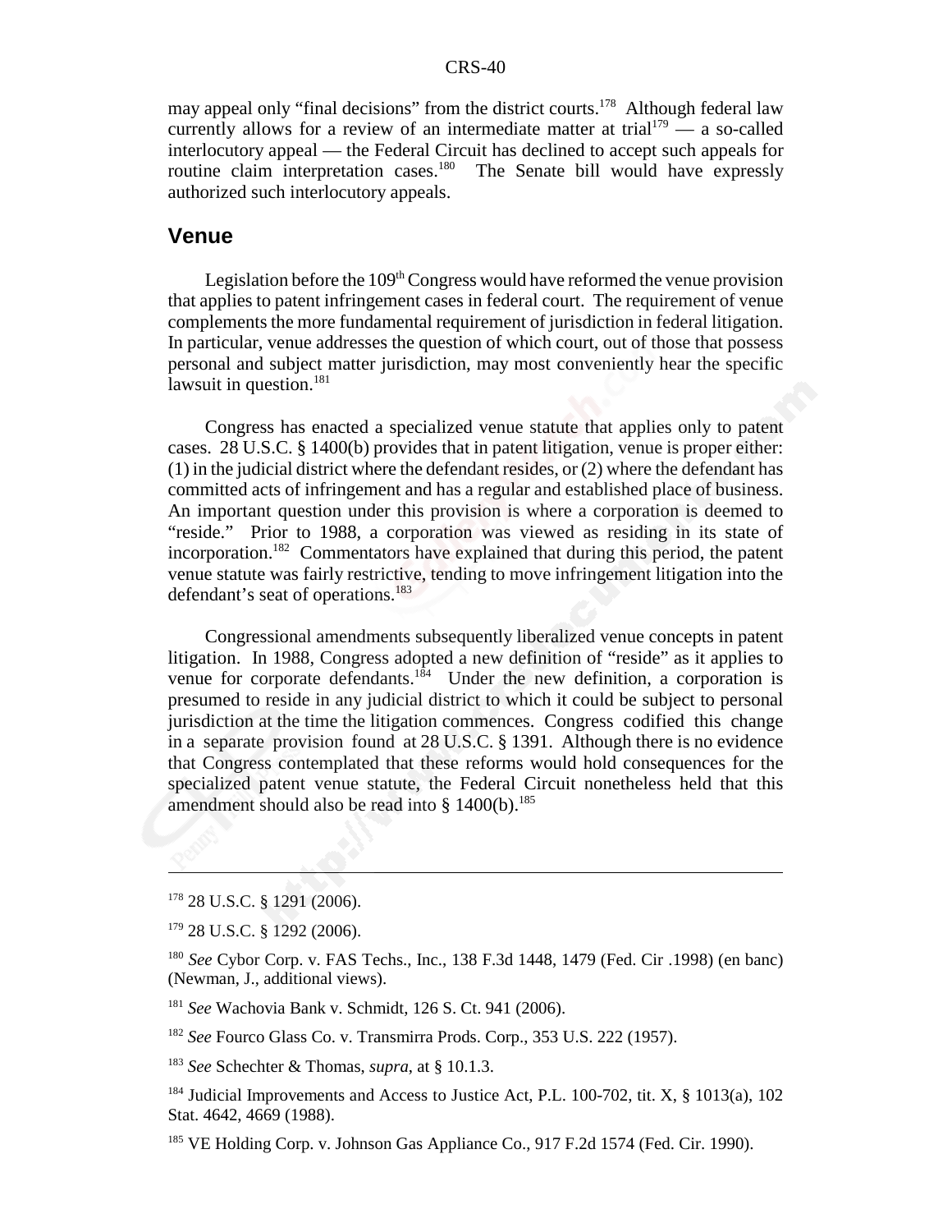may appeal only "final decisions" from the district courts.[178] Although federal law currently allows for a review of an intermediate matter at trial[179] — a so-called interlocutory appeal — the Federal Circuit has declined to accept such appeals for routine claim interpretation cases.[180] The Senate bill would have expressly authorized such interlocutory appeals.

## Venue

Legislation before the 109th Congress would have reformed the venue provision that applies to patent infringement cases in federal court. The requirement of venue complements the more fundamental requirement of jurisdiction in federal litigation. In particular, venue addresses the question of which court, out of those that possess personal and subject matter jurisdiction, may most conveniently hear the specific lawsuit in question.[181]

Congress has enacted a specialized venue statute that applies only to patent cases. 28 U.S.C. § 1400(b) provides that in patent litigation, venue is proper either: (1) in the judicial district where the defendant resides, or (2) where the defendant has committed acts of infringement and has a regular and established place of business. An important question under this provision is where a corporation is deemed to "reside." Prior to 1988, a corporation was viewed as residing in its state of incorporation.[182] Commentators have explained that during this period, the patent venue statute was fairly restrictive, tending to move infringement litigation into the defendant's seat of operations.[183]

Congressional amendments subsequently liberalized venue concepts in patent litigation. In 1988, Congress adopted a new definition of "reside" as it applies to venue for corporate defendants.[184] Under the new definition, a corporation is presumed to reside in any judicial district to which it could be subject to personal jurisdiction at the time the litigation commences. Congress codified this change in a separate provision found at 28 U.S.C. § 1391. Although there is no evidence that Congress contemplated that these reforms would hold consequences for the specialized patent venue statute, the Federal Circuit nonetheless held that this amendment should also be read into § 1400(b).[185]

---

[178] 28 U.S.C. § 1291 (2006).

[179] 28 U.S.C. § 1292 (2006).

[180] *See* Cybor Corp. v. FAS Techs., Inc., 138 F.3d 1448, 1479 (Fed. Cir .1998) (en banc) (Newman, J., additional views).

[181] *See* Wachovia Bank v. Schmidt, 126 S. Ct. 941 (2006).

[182] *See* Fourco Glass Co. v. Transmirra Prods. Corp., 353 U.S. 222 (1957).

[183] *See* Schechter & Thomas, *supra*, at § 10.1.3.

[184] Judicial Improvements and Access to Justice Act, P.L. 100-702, tit. X, § 1013(a), 102 Stat. 4642, 4669 (1988).

[185] VE Holding Corp. v. Johnson Gas Appliance Co., 917 F.2d 1574 (Fed. Cir. 1990).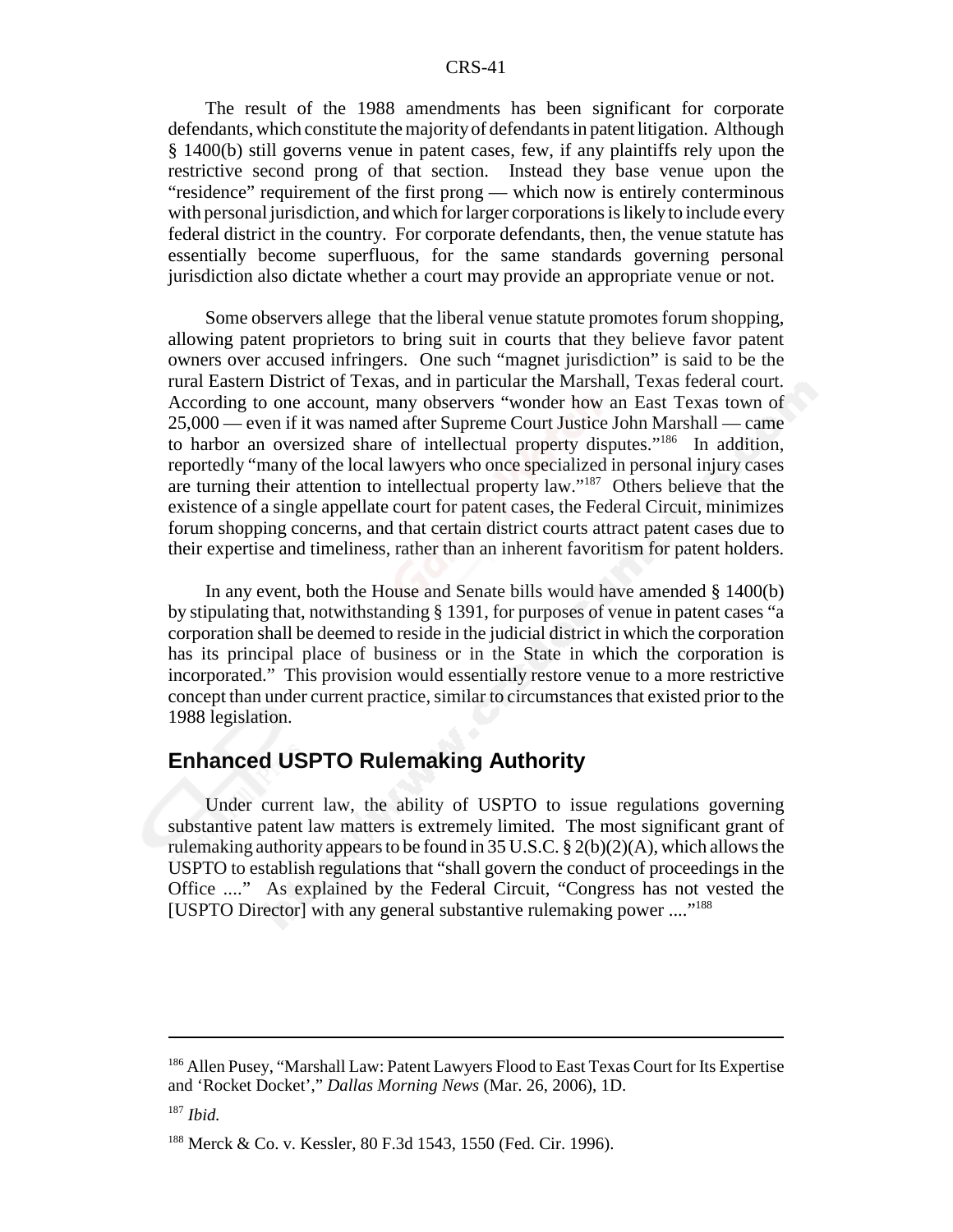The result of the 1988 amendments has been significant for corporate defendants, which constitute the majority of defendants in patent litigation. Although § 1400(b) still governs venue in patent cases, few, if any plaintiffs rely upon the restrictive second prong of that section. Instead they base venue upon the "residence" requirement of the first prong — which now is entirely conterminous with personal jurisdiction, and which for larger corporations is likely to include every federal district in the country. For corporate defendants, then, the venue statute has essentially become superfluous, for the same standards governing personal jurisdiction also dictate whether a court may provide an appropriate venue or not.

Some observers allege that the liberal venue statute promotes forum shopping, allowing patent proprietors to bring suit in courts that they believe favor patent owners over accused infringers. One such "magnet jurisdiction" is said to be the rural Eastern District of Texas, and in particular the Marshall, Texas federal court. According to one account, many observers "wonder how an East Texas town of 25,000 — even if it was named after Supreme Court Justice John Marshall — came to harbor an oversized share of intellectual property disputes."[186] In addition, reportedly "many of the local lawyers who once specialized in personal injury cases are turning their attention to intellectual property law."[187] Others believe that the existence of a single appellate court for patent cases, the Federal Circuit, minimizes forum shopping concerns, and that certain district courts attract patent cases due to their expertise and timeliness, rather than an inherent favoritism for patent holders.

In any event, both the House and Senate bills would have amended § 1400(b) by stipulating that, notwithstanding § 1391, for purposes of venue in patent cases "a corporation shall be deemed to reside in the judicial district in which the corporation has its principal place of business or in the State in which the corporation is incorporated." This provision would essentially restore venue to a more restrictive concept than under current practice, similar to circumstances that existed prior to the 1988 legislation.

## Enhanced USPTO Rulemaking Authority

Under current law, the ability of USPTO to issue regulations governing substantive patent law matters is extremely limited. The most significant grant of rulemaking authority appears to be found in 35 U.S.C. § 2(b)(2)(A), which allows the USPTO to establish regulations that "shall govern the conduct of proceedings in the Office ...." As explained by the Federal Circuit, "Congress has not vested the [USPTO Director] with any general substantive rulemaking power ...."[188]

---

[186] Allen Pusey, "Marshall Law: Patent Lawyers Flood to East Texas Court for Its Expertise and 'Rocket Docket'," *Dallas Morning News* (Mar. 26, 2006), 1D.

[187] *Ibid.*

[188] Merck & Co. v. Kessler, 80 F.3d 1543, 1550 (Fed. Cir. 1996).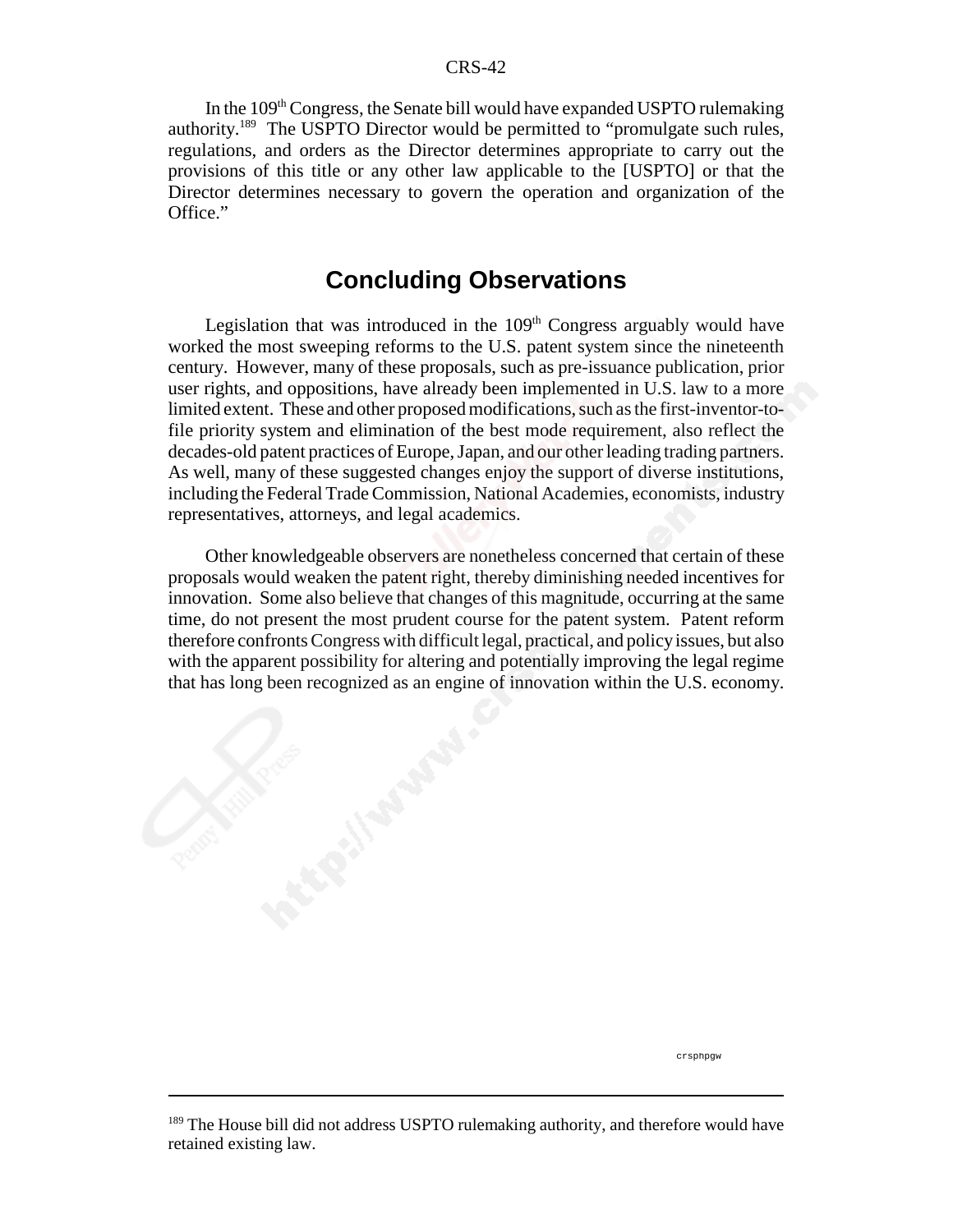In the 109th Congress, the Senate bill would have expanded USPTO rulemaking authority.[189] The USPTO Director would be permitted to "promulgate such rules, regulations, and orders as the Director determines appropriate to carry out the provisions of this title or any other law applicable to the [USPTO] or that the Director determines necessary to govern the operation and organization of the Office."

## Concluding Observations

Legislation that was introduced in the 109th Congress arguably would have worked the most sweeping reforms to the U.S. patent system since the nineteenth century. However, many of these proposals, such as pre-issuance publication, prior user rights, and oppositions, have already been implemented in U.S. law to a more limited extent. These and other proposed modifications, such as the first-inventor-to-file priority system and elimination of the best mode requirement, also reflect the decades-old patent practices of Europe, Japan, and our other leading trading partners. As well, many of these suggested changes enjoy the support of diverse institutions, including the Federal Trade Commission, National Academies, economists, industry representatives, attorneys, and legal academics.

Other knowledgeable observers are nonetheless concerned that certain of these proposals would weaken the patent right, thereby diminishing needed incentives for innovation. Some also believe that changes of this magnitude, occurring at the same time, do not present the most prudent course for the patent system. Patent reform therefore confronts Congress with difficult legal, practical, and policy issues, but also with the apparent possibility for altering and potentially improving the legal regime that has long been recognized as an engine of innovation within the U.S. economy.

crsphpgw

---

[189] The House bill did not address USPTO rulemaking authority, and therefore would have retained existing law.